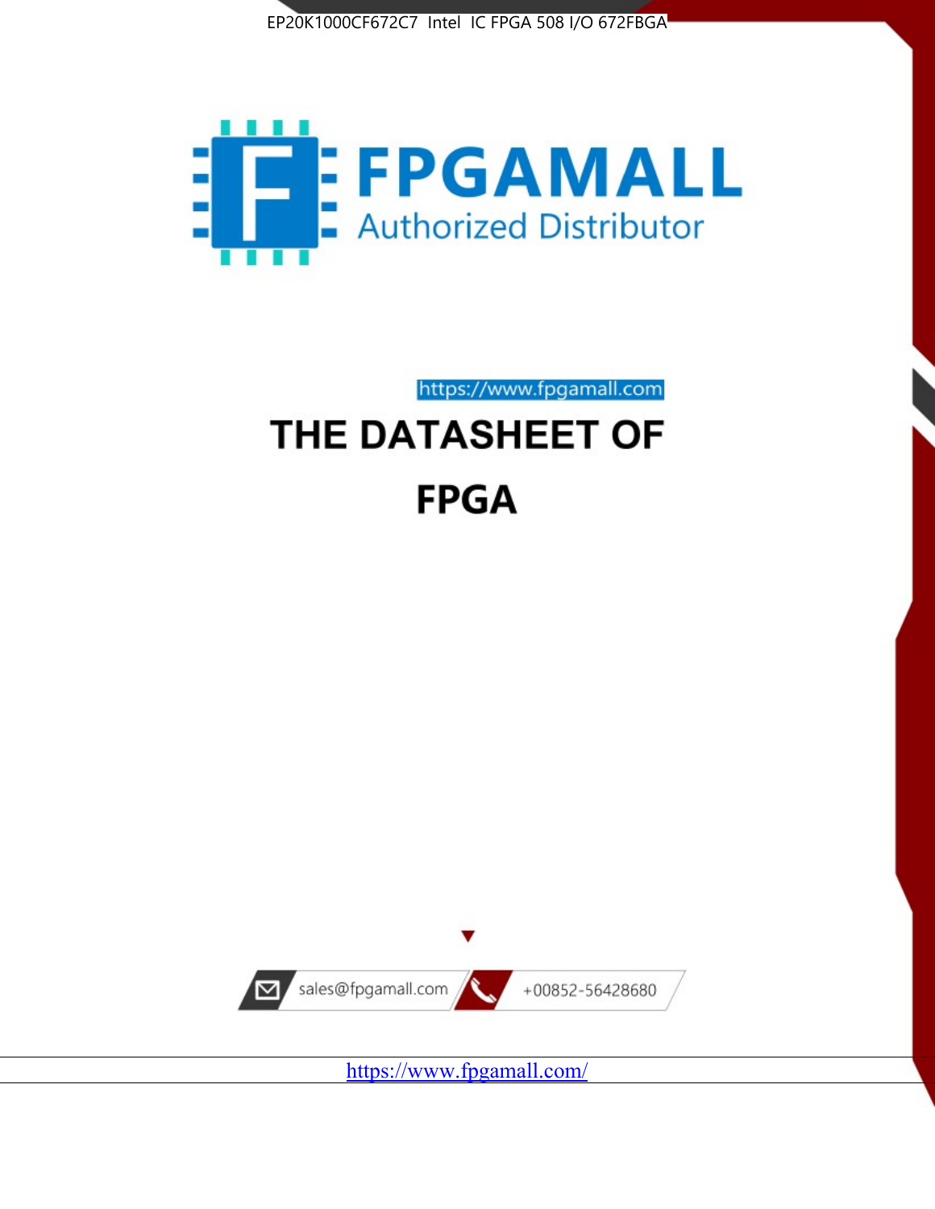EP20K1000CF672C7 Intel IC FPGA 508 I/O 672FBGA

FPGAMALL

Authorized Distributor

https://www.fpgamall.com

# THE DATASHEET OF

# FPGA

sales@fpgamall.com

+00852-56428680

https://www.fpgamall.com/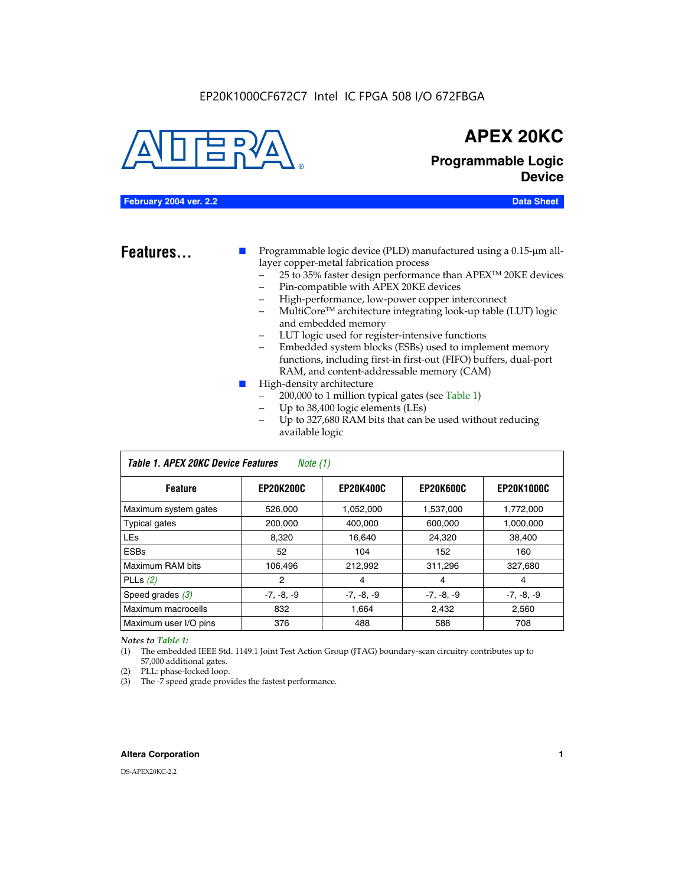EP20K1000CF672C7 Intel IC FPGA 508 I/O 672FBGA

# APEX 20KC

## Programmable Logic Device

**February 2004 ver. 2.2** **Data Sheet**

## Features...

- Programmable logic device (PLD) manufactured using a 0.15-µm all-layer copper-metal fabrication process
  - 25 to 35% faster design performance than APEX™ 20KE devices
  - Pin-compatible with APEX 20KE devices
  - High-performance, low-power copper interconnect
  - MultiCore™ architecture integrating look-up table (LUT) logic and embedded memory
  - LUT logic used for register-intensive functions
  - Embedded system blocks (ESBs) used to implement memory functions, including first-in first-out (FIFO) buffers, dual-port RAM, and content-addressable memory (CAM)
- High-density architecture
  - 200,000 to 1 million typical gates (see Table 1)
  - Up to 38,400 logic elements (LEs)
  - Up to 327,680 RAM bits that can be used without reducing available logic

*Table 1. APEX 20KC Device Features* *Note (1)*

| Feature | EP20K200C | EP20K400C | EP20K600C | EP20K1000C |
|---|---|---|---|---|
| Maximum system gates | 526,000 | 1,052,000 | 1,537,000 | 1,772,000 |
| Typical gates | 200,000 | 400,000 | 600,000 | 1,000,000 |
| LEs | 8,320 | 16,640 | 24,320 | 38,400 |
| ESBs | 52 | 104 | 152 | 160 |
| Maximum RAM bits | 106,496 | 212,992 | 311,296 | 327,680 |
| PLLs *(2)* | 2 | 4 | 4 | 4 |
| Speed grades *(3)* | -7, -8, -9 | -7, -8, -9 | -7, -8, -9 | -7, -8, -9 |
| Maximum macrocells | 832 | 1,664 | 2,432 | 2,560 |
| Maximum user I/O pins | 376 | 488 | 588 | 708 |

*Notes to Table 1:*

(1) The embedded IEEE Std. 1149.1 Joint Test Action Group (JTAG) boundary-scan circuitry contributes up to 57,000 additional gates.

(2) PLL: phase-locked loop.

(3) The -7 speed grade provides the fastest performance.

**Altera Corporation**

DS-APEX20KC-2.2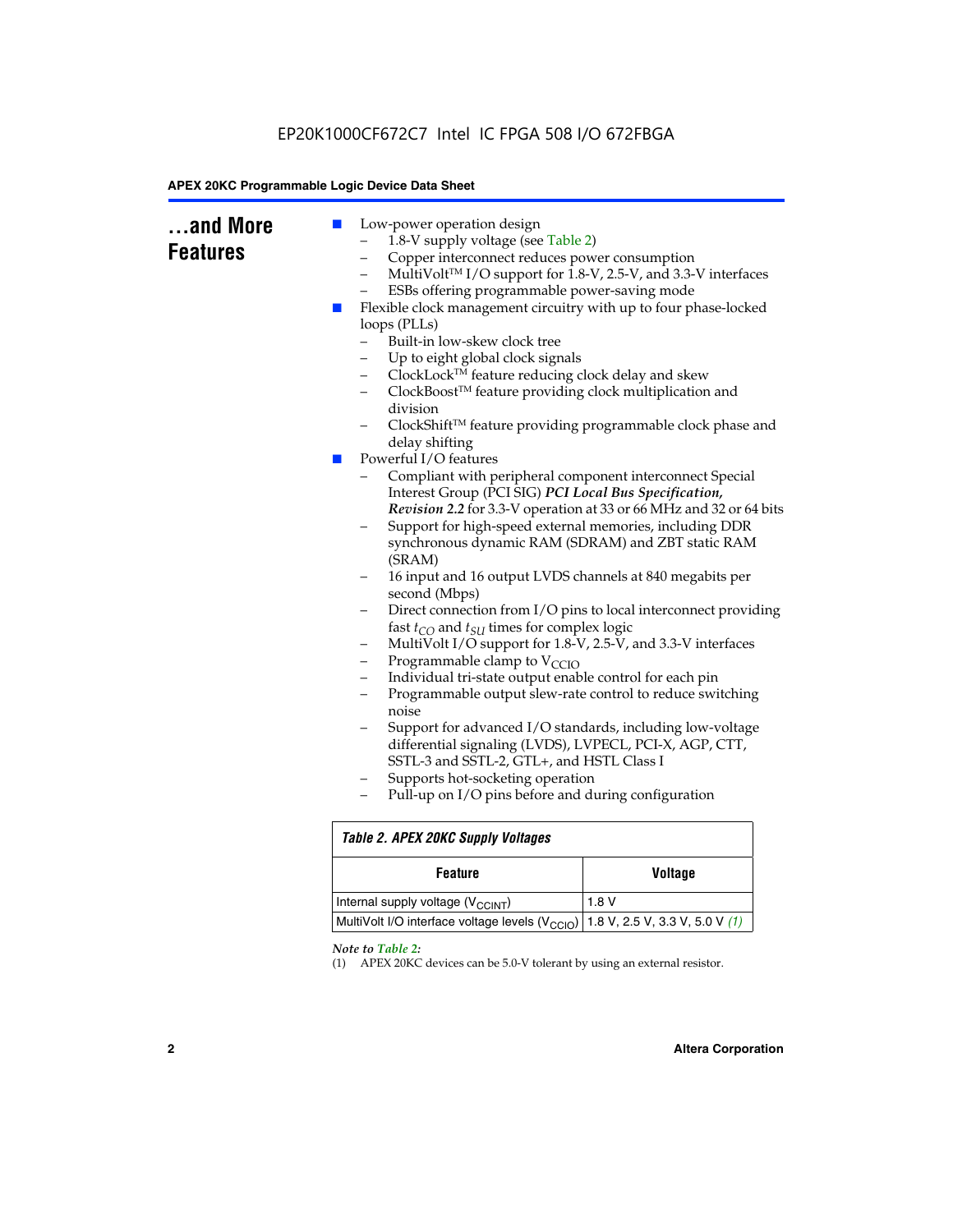## ...and More Features

- Low-power operation design
  - 1.8-V supply voltage (see Table 2)
  - Copper interconnect reduces power consumption
  - MultiVolt™ I/O support for 1.8-V, 2.5-V, and 3.3-V interfaces
  - ESBs offering programmable power-saving mode
- Flexible clock management circuitry with up to four phase-locked loops (PLLs)
  - Built-in low-skew clock tree
  - Up to eight global clock signals
  - ClockLock™ feature reducing clock delay and skew
  - ClockBoost™ feature providing clock multiplication and division
  - ClockShift™ feature providing programmable clock phase and delay shifting
- Powerful I/O features
  - Compliant with peripheral component interconnect Special Interest Group (PCI SIG) ***PCI Local Bus Specification, Revision 2.2*** for 3.3-V operation at 33 or 66 MHz and 32 or 64 bits
  - Support for high-speed external memories, including DDR synchronous dynamic RAM (SDRAM) and ZBT static RAM (SRAM)
  - 16 input and 16 output LVDS channels at 840 megabits per second (Mbps)
  - Direct connection from I/O pins to local interconnect providing fast $t_{CO}$ and $t_{SU}$ times for complex logic
  - MultiVolt I/O support for 1.8-V, 2.5-V, and 3.3-V interfaces
  - Programmable clamp to $V_{CCIO}$
  - Individual tri-state output enable control for each pin
  - Programmable output slew-rate control to reduce switching noise
  - Support for advanced I/O standards, including low-voltage differential signaling (LVDS), LVPECL, PCI-X, AGP, CTT, SSTL-3 and SSTL-2, GTL+, and HSTL Class I
  - Supports hot-socketing operation
  - Pull-up on I/O pins before and during configuration

*Table 2. APEX 20KC Supply Voltages*

| Feature | Voltage |
|---|---|
| Internal supply voltage ($V_{CCINT}$) | 1.8 V |
| MultiVolt I/O interface voltage levels ($V_{CCIO}$) | 1.8 V, 2.5 V, 3.3 V, 5.0 V *(1)* |

*Note to Table 2:*

(1) APEX 20KC devices can be 5.0-V tolerant by using an external resistor.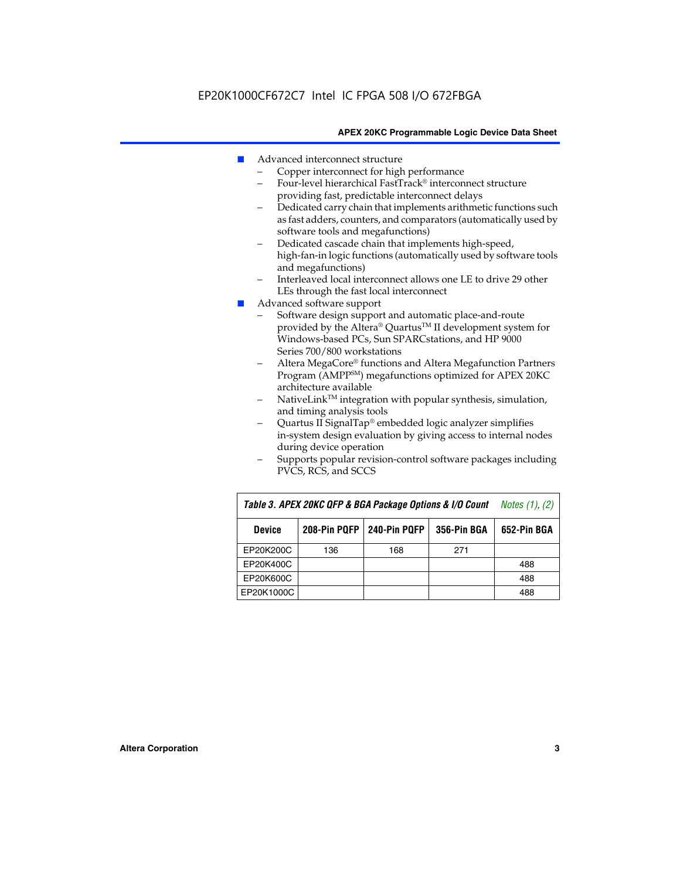- Advanced interconnect structure
  - Copper interconnect for high performance
  - Four-level hierarchical FastTrack® interconnect structure providing fast, predictable interconnect delays
  - Dedicated carry chain that implements arithmetic functions such as fast adders, counters, and comparators (automatically used by software tools and megafunctions)
  - Dedicated cascade chain that implements high-speed, high-fan-in logic functions (automatically used by software tools and megafunctions)
  - Interleaved local interconnect allows one LE to drive 29 other LEs through the fast local interconnect
- Advanced software support
  - Software design support and automatic place-and-route provided by the Altera® Quartus™ II development system for Windows-based PCs, Sun SPARCstations, and HP 9000 Series 700/800 workstations
  - Altera MegaCore® functions and Altera Megafunction Partners Program (AMPP℠) megafunctions optimized for APEX 20KC architecture available
  - NativeLink™ integration with popular synthesis, simulation, and timing analysis tools
  - Quartus II SignalTap® embedded logic analyzer simplifies in-system design evaluation by giving access to internal nodes during device operation
  - Supports popular revision-control software packages including PVCS, RCS, and SCCS

**Table 3. APEX 20KC QFP & BGA Package Options & I/O Count** *Notes (1), (2)*

| Device | 208-Pin PQFP | 240-Pin PQFP | 356-Pin BGA | 652-Pin BGA |
|---|---|---|---|---|
| EP20K200C | 136 | 168 | 271 | |
| EP20K400C | | | | 488 |
| EP20K600C | | | | 488 |
| EP20K1000C | | | | 488 |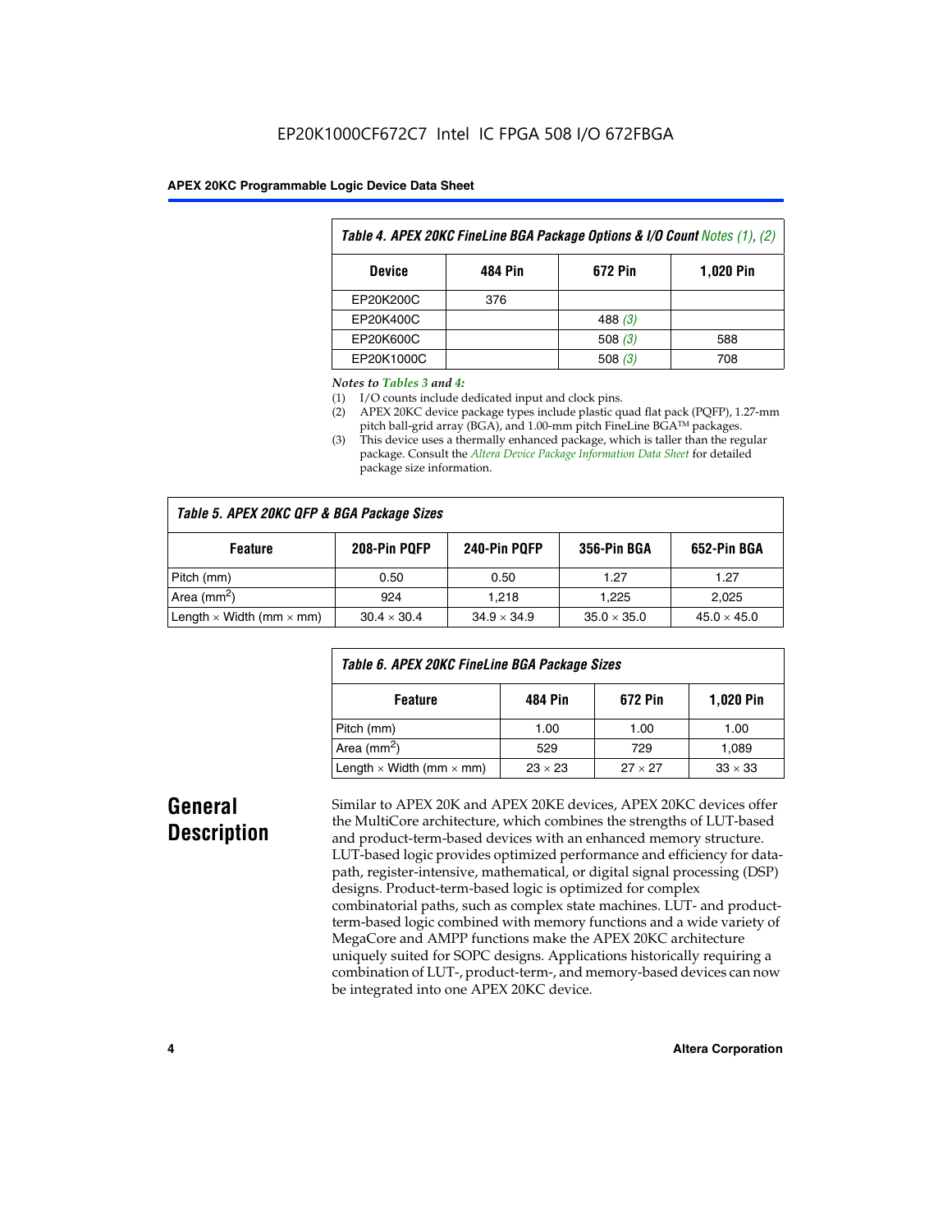| Table 4. APEX 20KC FineLine BGA Package Options & I/O Count Notes (1), (2) | | | |
|---|---|---|---|
| Device | 484 Pin | 672 Pin | 1,020 Pin |
| EP20K200C | 376 | | |
| EP20K400C | | 488 *(3)* | |
| EP20K600C | | 508 *(3)* | 588 |
| EP20K1000C | | 508 *(3)* | 708 |

*Notes to Tables 3 and 4:*

(1) I/O counts include dedicated input and clock pins.

(2) APEX 20KC device package types include plastic quad flat pack (PQFP), 1.27-mm pitch ball-grid array (BGA), and 1.00-mm pitch FineLine BGA™ packages.

(3) This device uses a thermally enhanced package, which is taller than the regular package. Consult the *Altera Device Package Information Data Sheet* for detailed package size information.

| Table 5. APEX 20KC QFP & BGA Package Sizes | | | | |
|---|---|---|---|---|
| Feature | 208-Pin PQFP | 240-Pin PQFP | 356-Pin BGA | 652-Pin BGA |
| Pitch (mm) | 0.50 | 0.50 | 1.27 | 1.27 |
| Area (mm$^2$) | 924 | 1,218 | 1,225 | 2,025 |
| Length × Width (mm × mm) | 30.4 × 30.4 | 34.9 × 34.9 | 35.0 × 35.0 | 45.0 × 45.0 |

| Table 6. APEX 20KC FineLine BGA Package Sizes | | | |
|---|---|---|---|
| Feature | 484 Pin | 672 Pin | 1,020 Pin |
| Pitch (mm) | 1.00 | 1.00 | 1.00 |
| Area (mm$^2$) | 529 | 729 | 1,089 |
| Length × Width (mm × mm) | 23 × 23 | 27 × 27 | 33 × 33 |

## General Description

Similar to APEX 20K and APEX 20KE devices, APEX 20KC devices offer the MultiCore architecture, which combines the strengths of LUT-based and product-term-based devices with an enhanced memory structure. LUT-based logic provides optimized performance and efficiency for data-path, register-intensive, mathematical, or digital signal processing (DSP) designs. Product-term-based logic is optimized for complex combinatorial paths, such as complex state machines. LUT- and product-term-based logic combined with memory functions and a wide variety of MegaCore and AMPP functions make the APEX 20KC architecture uniquely suited for SOPC designs. Applications historically requiring a combination of LUT-, product-term-, and memory-based devices can now be integrated into one APEX 20KC device.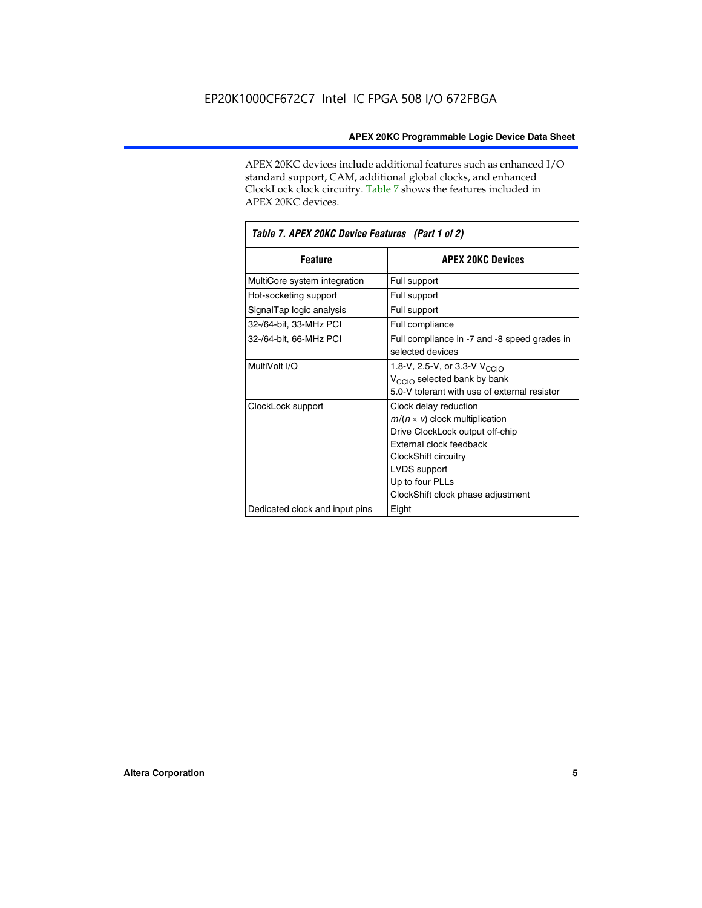APEX 20KC devices include additional features such as enhanced I/O standard support, CAM, additional global clocks, and enhanced ClockLock clock circuitry. Table 7 shows the features included in APEX 20KC devices.

| *Table 7. APEX 20KC Device Features (Part 1 of 2)* | |
|---|---|
| **Feature** | **APEX 20KC Devices** |
| MultiCore system integration | Full support |
| Hot-socketing support | Full support |
| SignalTap logic analysis | Full support |
| 32-/64-bit, 33-MHz PCI | Full compliance |
| 32-/64-bit, 66-MHz PCI | Full compliance in -7 and -8 speed grades in selected devices |
| MultiVolt I/O | 1.8-V, 2.5-V, or 3.3-V $V_{CCIO}$<br>$V_{CCIO}$ selected bank by bank<br>5.0-V tolerant with use of external resistor |
| ClockLock support | Clock delay reduction<br>$m/(n \times v)$ clock multiplication<br>Drive ClockLock output off-chip<br>External clock feedback<br>ClockShift circuitry<br>LVDS support<br>Up to four PLLs<br>ClockShift clock phase adjustment |
| Dedicated clock and input pins | Eight |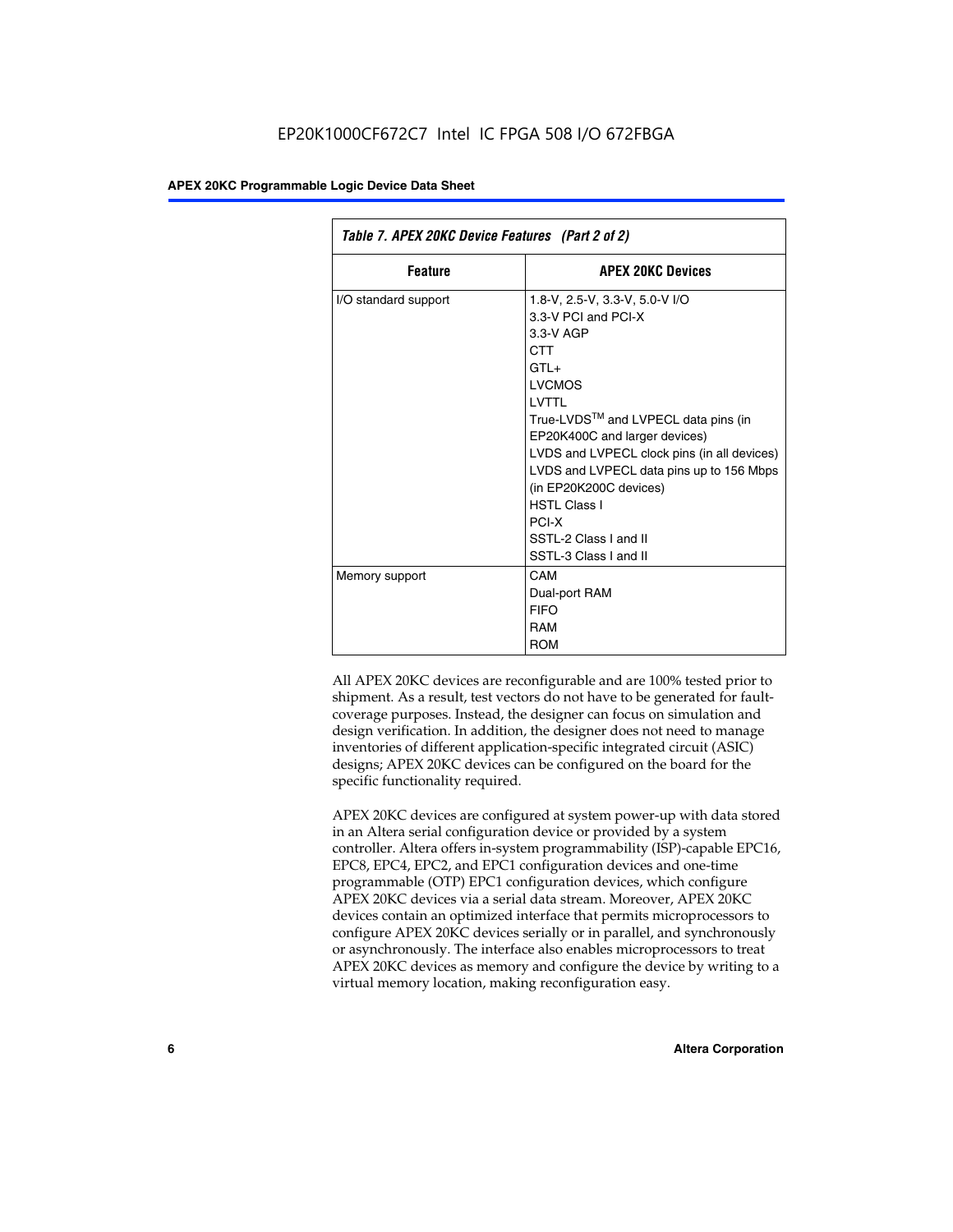*Table 7. APEX 20KC Device Features (Part 2 of 2)*

| Feature | APEX 20KC Devices |
|---|---|
| I/O standard support | 1.8-V, 2.5-V, 3.3-V, 5.0-V I/O<br>3.3-V PCI and PCI-X<br>3.3-V AGP<br>CTT<br>GTL+<br>LVCMOS<br>LVTTL<br>True-LVDS™ and LVPECL data pins (in EP20K400C and larger devices)<br>LVDS and LVPECL clock pins (in all devices)<br>LVDS and LVPECL data pins up to 156 Mbps (in EP20K200C devices)<br>HSTL Class I<br>PCI-X<br>SSTL-2 Class I and II<br>SSTL-3 Class I and II |
| Memory support | CAM<br>Dual-port RAM<br>FIFO<br>RAM<br>ROM |

All APEX 20KC devices are reconfigurable and are 100% tested prior to shipment. As a result, test vectors do not have to be generated for fault-coverage purposes. Instead, the designer can focus on simulation and design verification. In addition, the designer does not need to manage inventories of different application-specific integrated circuit (ASIC) designs; APEX 20KC devices can be configured on the board for the specific functionality required.

APEX 20KC devices are configured at system power-up with data stored in an Altera serial configuration device or provided by a system controller. Altera offers in-system programmability (ISP)-capable EPC16, EPC8, EPC4, EPC2, and EPC1 configuration devices and one-time programmable (OTP) EPC1 configuration devices, which configure APEX 20KC devices via a serial data stream. Moreover, APEX 20KC devices contain an optimized interface that permits microprocessors to configure APEX 20KC devices serially or in parallel, and synchronously or asynchronously. The interface also enables microprocessors to treat APEX 20KC devices as memory and configure the device by writing to a virtual memory location, making reconfiguration easy.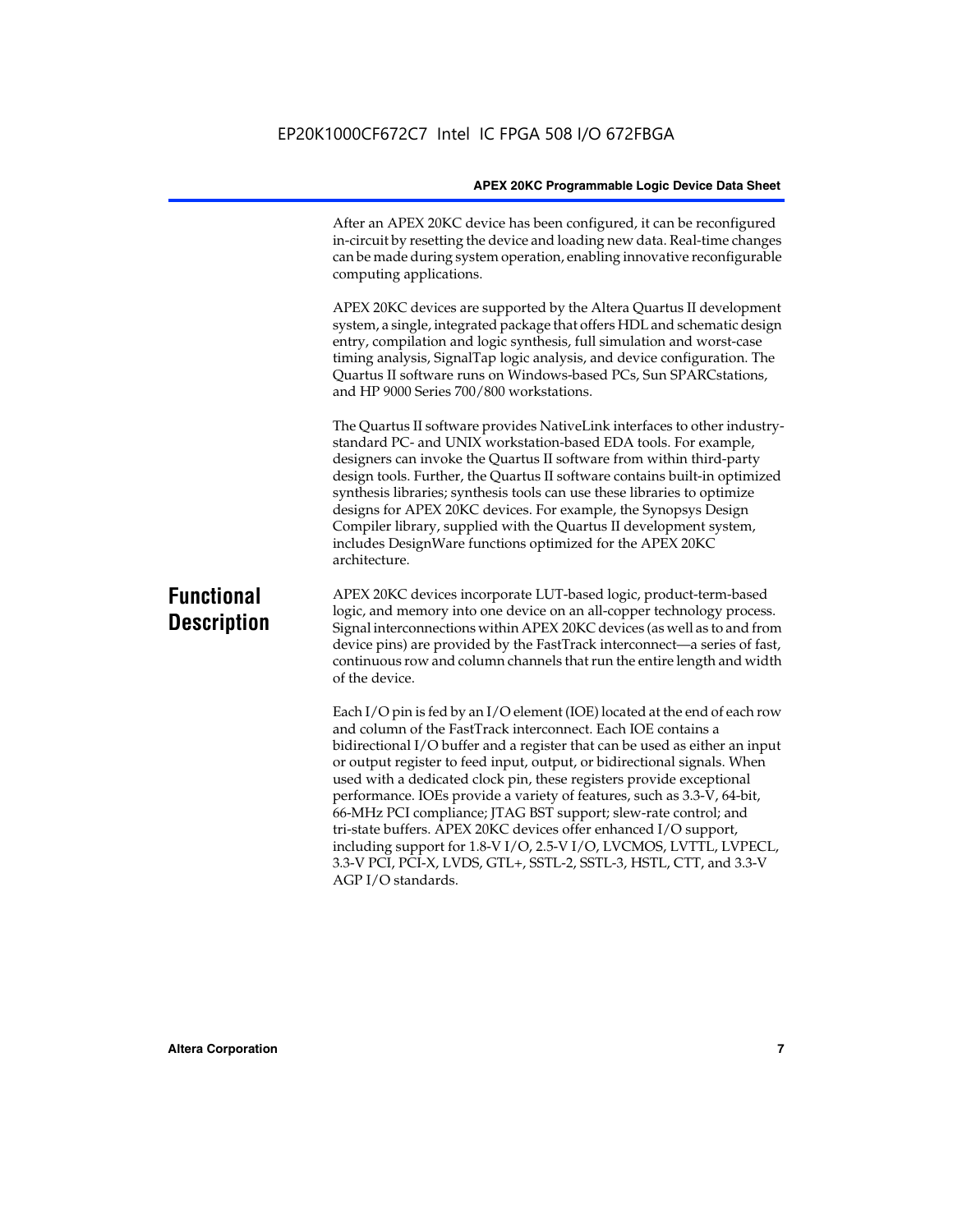After an APEX 20KC device has been configured, it can be reconfigured in-circuit by resetting the device and loading new data. Real-time changes can be made during system operation, enabling innovative reconfigurable computing applications.

APEX 20KC devices are supported by the Altera Quartus II development system, a single, integrated package that offers HDL and schematic design entry, compilation and logic synthesis, full simulation and worst-case timing analysis, SignalTap logic analysis, and device configuration. The Quartus II software runs on Windows-based PCs, Sun SPARCstations, and HP 9000 Series 700/800 workstations.

The Quartus II software provides NativeLink interfaces to other industry-standard PC- and UNIX workstation-based EDA tools. For example, designers can invoke the Quartus II software from within third-party design tools. Further, the Quartus II software contains built-in optimized synthesis libraries; synthesis tools can use these libraries to optimize designs for APEX 20KC devices. For example, the Synopsys Design Compiler library, supplied with the Quartus II development system, includes DesignWare functions optimized for the APEX 20KC architecture.

## Functional Description

APEX 20KC devices incorporate LUT-based logic, product-term-based logic, and memory into one device on an all-copper technology process. Signal interconnections within APEX 20KC devices (as well as to and from device pins) are provided by the FastTrack interconnect—a series of fast, continuous row and column channels that run the entire length and width of the device.

Each I/O pin is fed by an I/O element (IOE) located at the end of each row and column of the FastTrack interconnect. Each IOE contains a bidirectional I/O buffer and a register that can be used as either an input or output register to feed input, output, or bidirectional signals. When used with a dedicated clock pin, these registers provide exceptional performance. IOEs provide a variety of features, such as 3.3-V, 64-bit, 66-MHz PCI compliance; JTAG BST support; slew-rate control; and tri-state buffers. APEX 20KC devices offer enhanced I/O support, including support for 1.8-V I/O, 2.5-V I/O, LVCMOS, LVTTL, LVPECL, 3.3-V PCI, PCI-X, LVDS, GTL+, SSTL-2, SSTL-3, HSTL, CTT, and 3.3-V AGP I/O standards.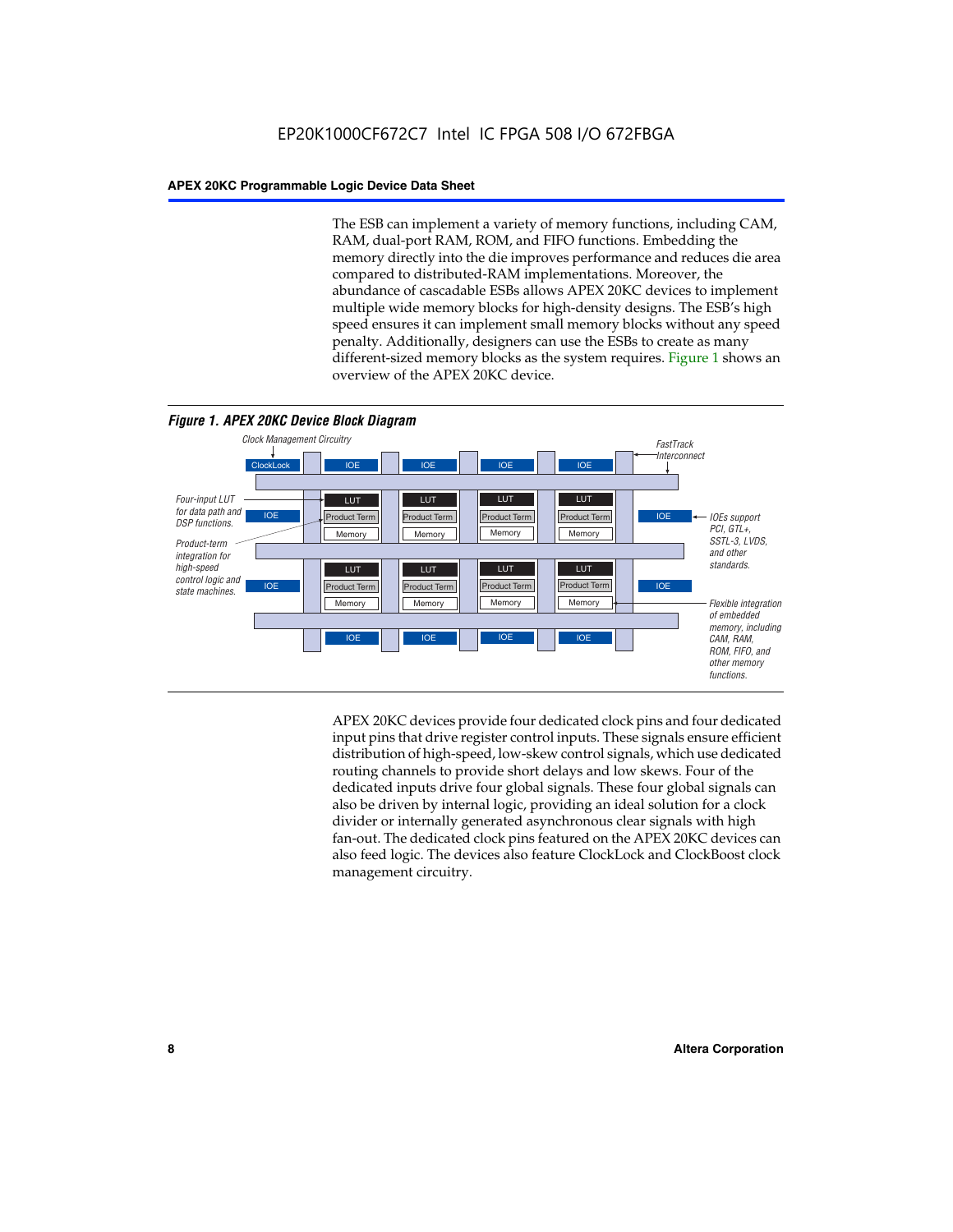The ESB can implement a variety of memory functions, including CAM, RAM, dual-port RAM, ROM, and FIFO functions. Embedding the memory directly into the die improves performance and reduces die area compared to distributed-RAM implementations. Moreover, the abundance of cascadable ESBs allows APEX 20KC devices to implement multiple wide memory blocks for high-density designs. The ESB's high speed ensures it can implement small memory blocks without any speed penalty. Additionally, designers can use the ESBs to create as many different-sized memory blocks as the system requires. Figure 1 shows an overview of the APEX 20KC device.

*Figure 1. APEX 20KC Device Block Diagram*

Clock Management Circuitry

ClockLock | IOE | IOE | IOE | IOE

FastTrack Interconnect

Four-input LUT for data path and DSP functions.

Product-term integration for high-speed control logic and state machines.

LUT | Product Term | Memory

IOEs support PCI, GTL+, SSTL-3, LVDS, and other standards.

Flexible integration of embedded memory, including CAM, RAM, ROM, FIFO, and other memory functions.

APEX 20KC devices provide four dedicated clock pins and four dedicated input pins that drive register control inputs. These signals ensure efficient distribution of high-speed, low-skew control signals, which use dedicated routing channels to provide short delays and low skews. Four of the dedicated inputs drive four global signals. These four global signals can also be driven by internal logic, providing an ideal solution for a clock divider or internally generated asynchronous clear signals with high fan-out. The dedicated clock pins featured on the APEX 20KC devices can also feed logic. The devices also feature ClockLock and ClockBoost clock management circuitry.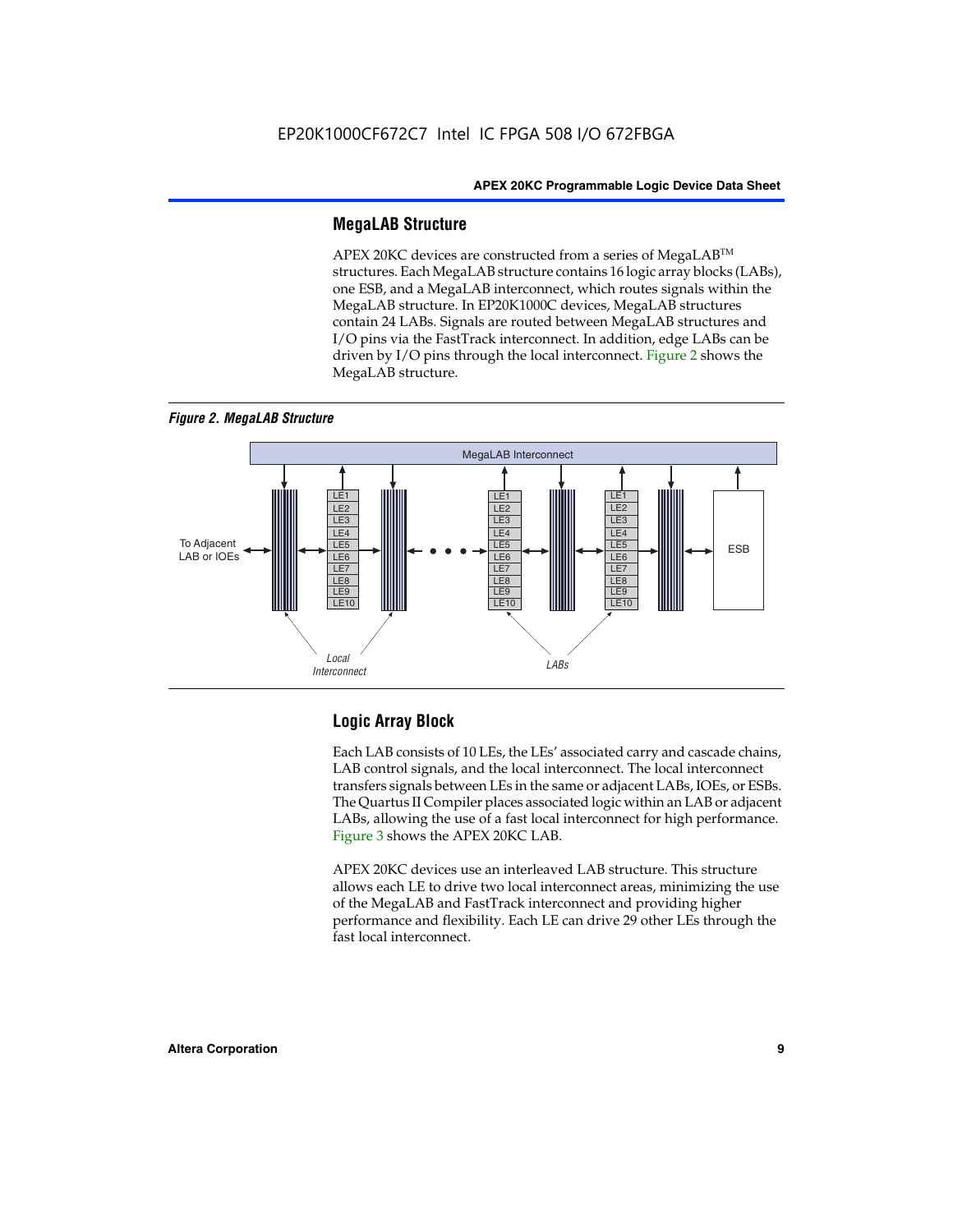## MegaLAB Structure

APEX 20KC devices are constructed from a series of MegaLAB™ structures. Each MegaLAB structure contains 16 logic array blocks (LABs), one ESB, and a MegaLAB interconnect, which routes signals within the MegaLAB structure. In EP20K1000C devices, MegaLAB structures contain 24 LABs. Signals are routed between MegaLAB structures and I/O pins via the FastTrack interconnect. In addition, edge LABs can be driven by I/O pins through the local interconnect. Figure 2 shows the MegaLAB structure.

*Figure 2. MegaLAB Structure*

## Logic Array Block

Each LAB consists of 10 LEs, the LEs' associated carry and cascade chains, LAB control signals, and the local interconnect. The local interconnect transfers signals between LEs in the same or adjacent LABs, IOEs, or ESBs. The Quartus II Compiler places associated logic within an LAB or adjacent LABs, allowing the use of a fast local interconnect for high performance. Figure 3 shows the APEX 20KC LAB.

APEX 20KC devices use an interleaved LAB structure. This structure allows each LE to drive two local interconnect areas, minimizing the use of the MegaLAB and FastTrack interconnect and providing higher performance and flexibility. Each LE can drive 29 other LEs through the fast local interconnect.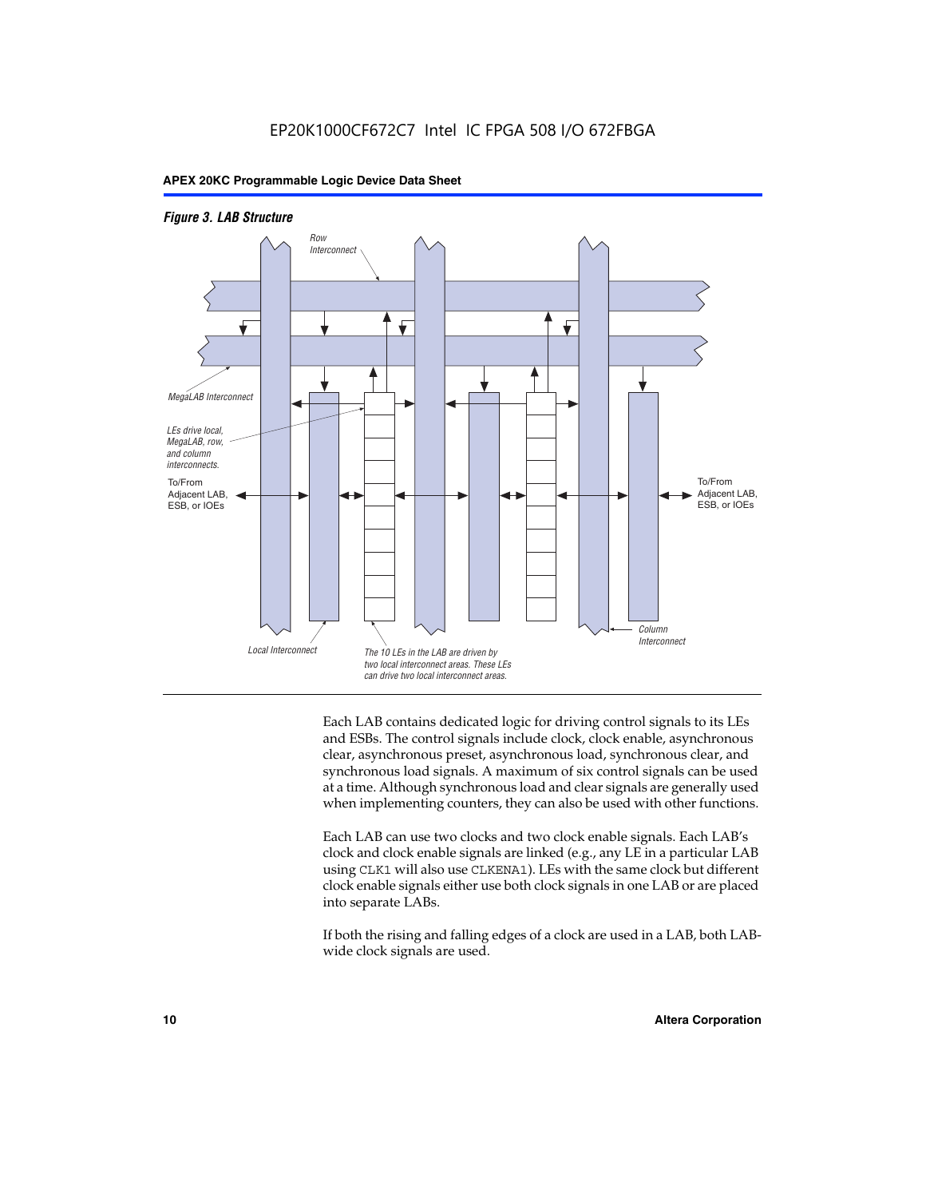*Figure 3. LAB Structure*

Row Interconnect

MegaLAB Interconnect

LEs drive local, MegaLAB, row, and column interconnects.

To/From Adjacent LAB, ESB, or IOEs

To/From Adjacent LAB, ESB, or IOEs

Column Interconnect

Local Interconnect

The 10 LEs in the LAB are driven by two local interconnect areas. These LEs can drive two local interconnect areas.

Each LAB contains dedicated logic for driving control signals to its LEs and ESBs. The control signals include clock, clock enable, asynchronous clear, asynchronous preset, asynchronous load, synchronous clear, and synchronous load signals. A maximum of six control signals can be used at a time. Although synchronous load and clear signals are generally used when implementing counters, they can also be used with other functions.

Each LAB can use two clocks and two clock enable signals. Each LAB's clock and clock enable signals are linked (e.g., any LE in a particular LAB using `CLK1` will also use `CLKENA1`). LEs with the same clock but different clock enable signals either use both clock signals in one LAB or are placed into separate LABs.

If both the rising and falling edges of a clock are used in a LAB, both LAB-wide clock signals are used.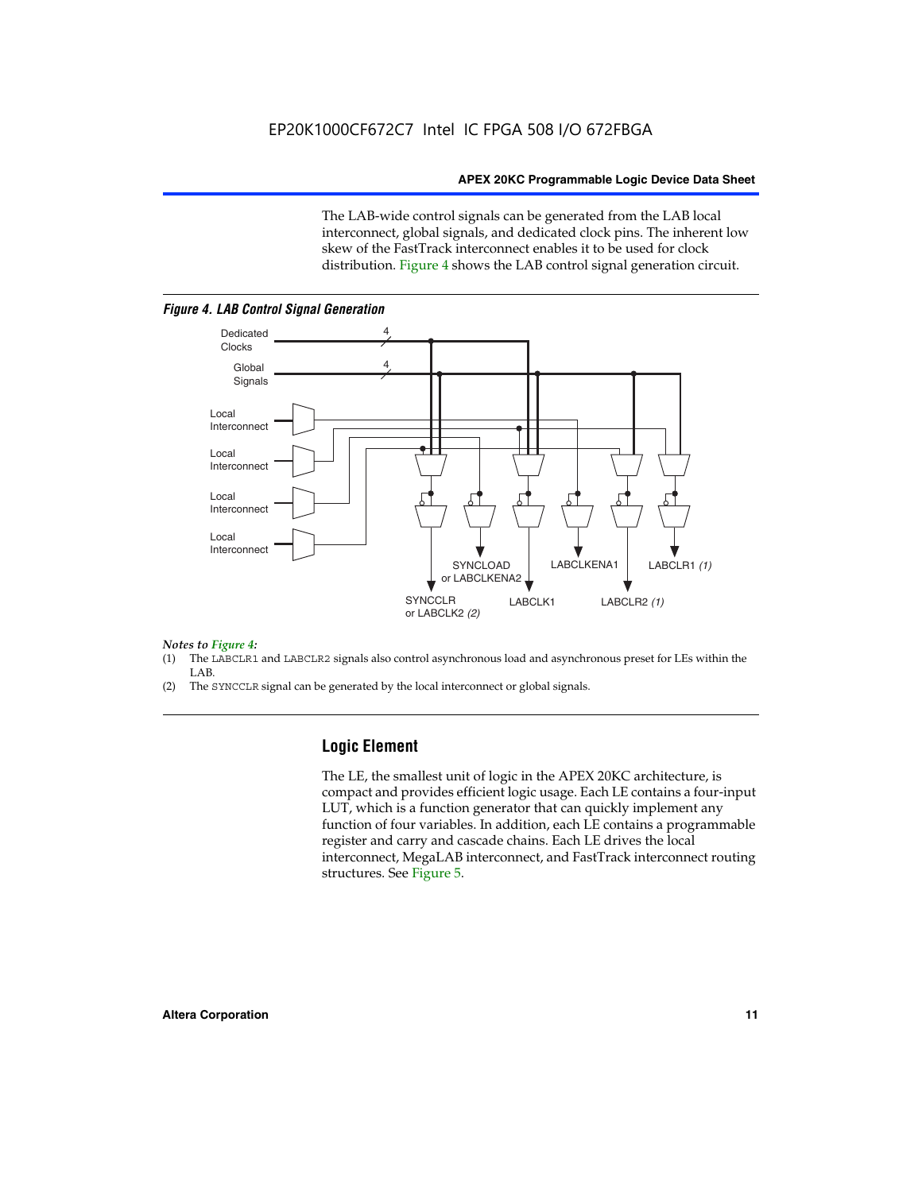The LAB-wide control signals can be generated from the LAB local interconnect, global signals, and dedicated clock pins. The inherent low skew of the FastTrack interconnect enables it to be used for clock distribution. Figure 4 shows the LAB control signal generation circuit.

*Figure 4. LAB Control Signal Generation*

*Notes to Figure 4:*

(1) The LABCLR1 and LABCLR2 signals also control asynchronous load and asynchronous preset for LEs within the LAB.

(2) The SYNCCLR signal can be generated by the local interconnect or global signals.

## Logic Element

The LE, the smallest unit of logic in the APEX 20KC architecture, is compact and provides efficient logic usage. Each LE contains a four-input LUT, which is a function generator that can quickly implement any function of four variables. In addition, each LE contains a programmable register and carry and cascade chains. Each LE drives the local interconnect, MegaLAB interconnect, and FastTrack interconnect routing structures. See Figure 5.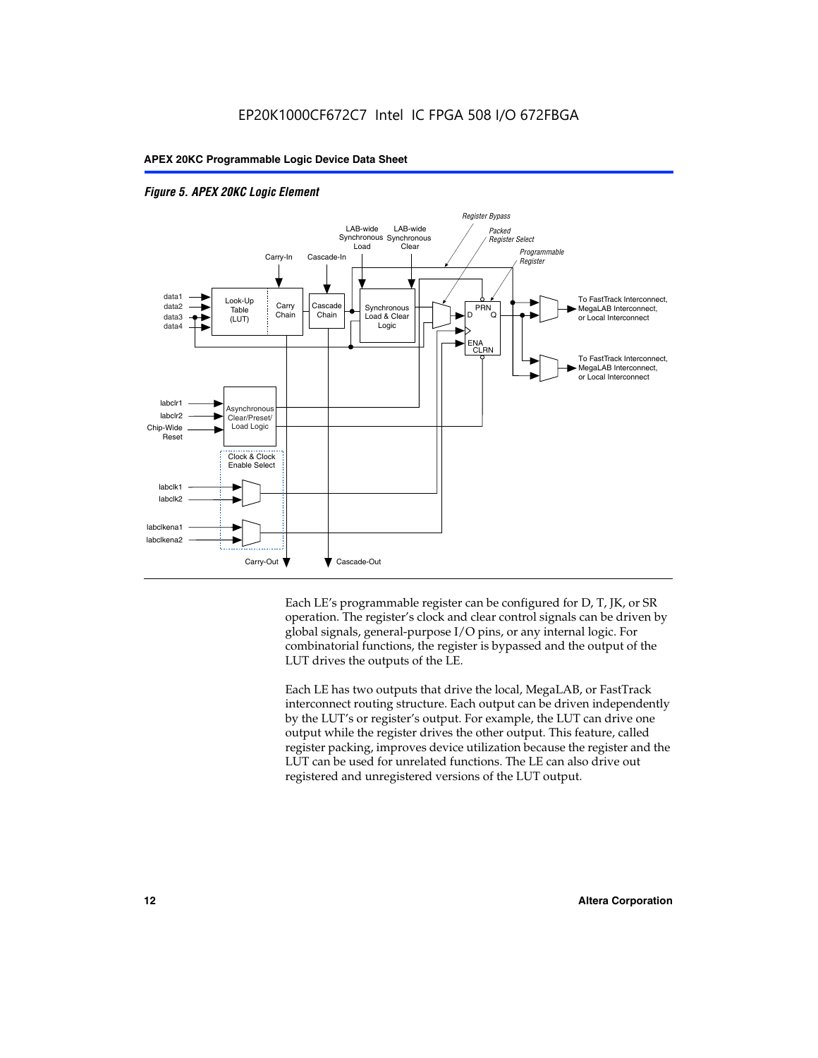*Figure 5. APEX 20KC Logic Element*

Each LE's programmable register can be configured for D, T, JK, or SR operation. The register's clock and clear control signals can be driven by global signals, general-purpose I/O pins, or any internal logic. For combinatorial functions, the register is bypassed and the output of the LUT drives the outputs of the LE.

Each LE has two outputs that drive the local, MegaLAB, or FastTrack interconnect routing structure. Each output can be driven independently by the LUT's or register's output. For example, the LUT can drive one output while the register drives the other output. This feature, called register packing, improves device utilization because the register and the LUT can be used for unrelated functions. The LE can also drive out registered and unregistered versions of the LUT output.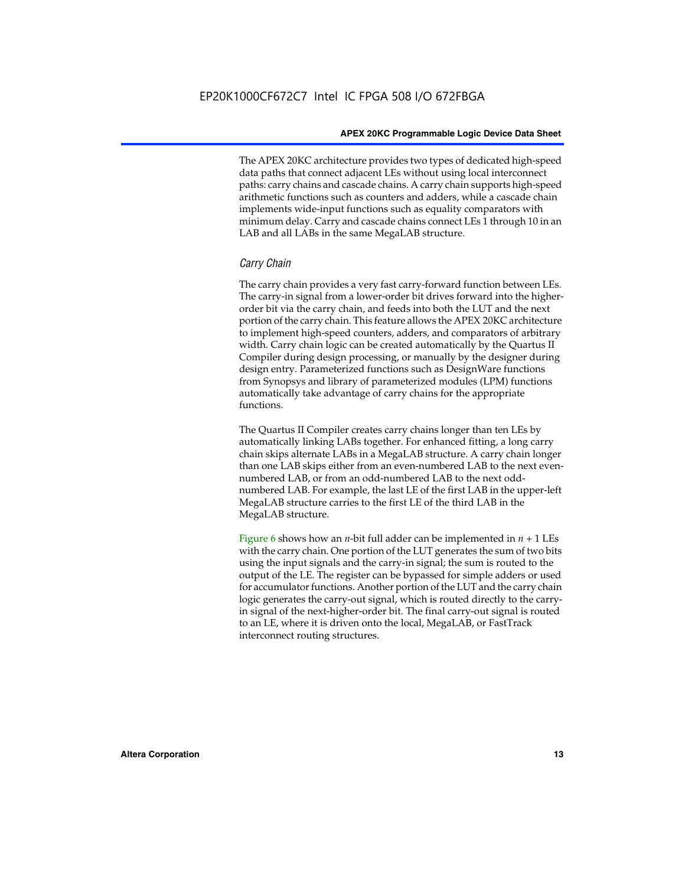The APEX 20KC architecture provides two types of dedicated high-speed data paths that connect adjacent LEs without using local interconnect paths: carry chains and cascade chains. A carry chain supports high-speed arithmetic functions such as counters and adders, while a cascade chain implements wide-input functions such as equality comparators with minimum delay. Carry and cascade chains connect LEs 1 through 10 in an LAB and all LABs in the same MegaLAB structure.

### *Carry Chain*

The carry chain provides a very fast carry-forward function between LEs. The carry-in signal from a lower-order bit drives forward into the higher-order bit via the carry chain, and feeds into both the LUT and the next portion of the carry chain. This feature allows the APEX 20KC architecture to implement high-speed counters, adders, and comparators of arbitrary width. Carry chain logic can be created automatically by the Quartus II Compiler during design processing, or manually by the designer during design entry. Parameterized functions such as DesignWare functions from Synopsys and library of parameterized modules (LPM) functions automatically take advantage of carry chains for the appropriate functions.

The Quartus II Compiler creates carry chains longer than ten LEs by automatically linking LABs together. For enhanced fitting, a long carry chain skips alternate LABs in a MegaLAB structure. A carry chain longer than one LAB skips either from an even-numbered LAB to the next even-numbered LAB, or from an odd-numbered LAB to the next odd-numbered LAB. For example, the last LE of the first LAB in the upper-left MegaLAB structure carries to the first LE of the third LAB in the MegaLAB structure.

Figure 6 shows how an $n$-bit full adder can be implemented in $n + 1$ LEs with the carry chain. One portion of the LUT generates the sum of two bits using the input signals and the carry-in signal; the sum is routed to the output of the LE. The register can be bypassed for simple adders or used for accumulator functions. Another portion of the LUT and the carry chain logic generates the carry-out signal, which is routed directly to the carry-in signal of the next-higher-order bit. The final carry-out signal is routed to an LE, where it is driven onto the local, MegaLAB, or FastTrack interconnect routing structures.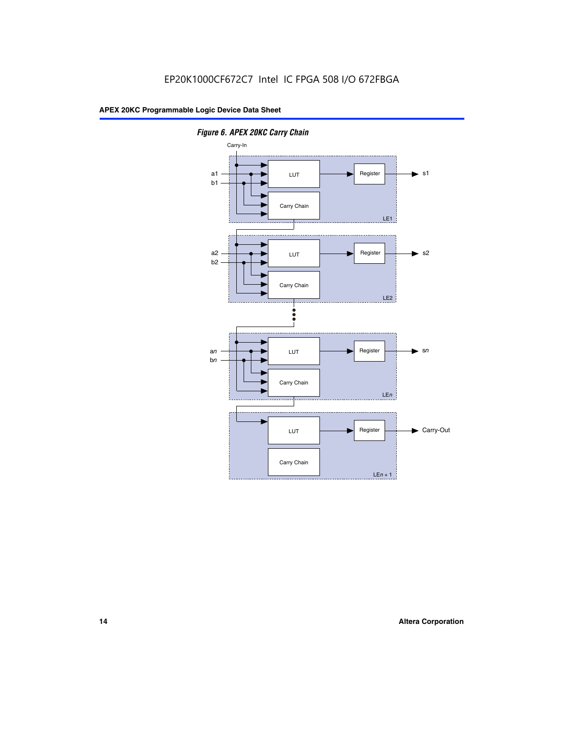*Figure 6. APEX 20KC Carry Chain*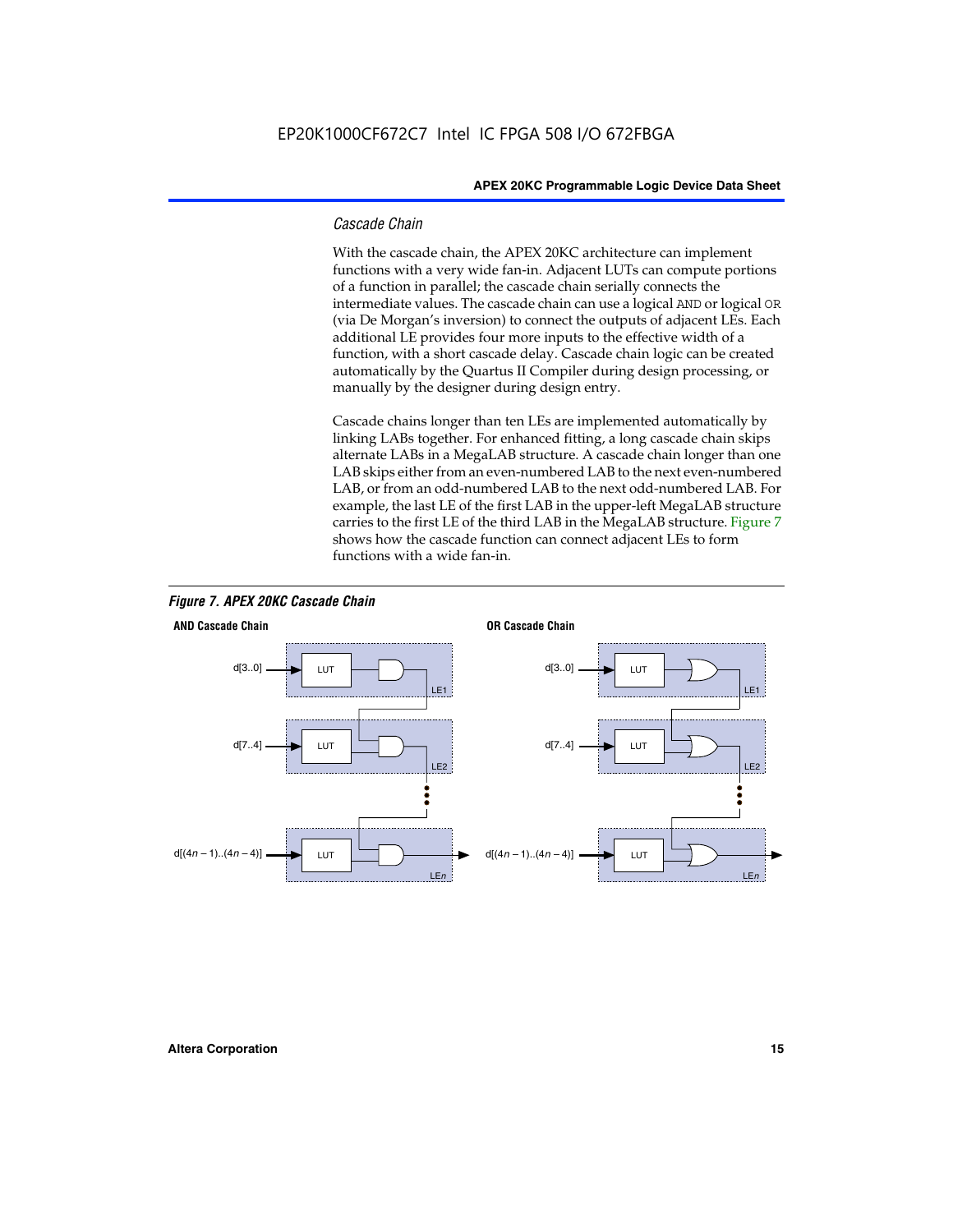### *Cascade Chain*

With the cascade chain, the APEX 20KC architecture can implement functions with a very wide fan-in. Adjacent LUTs can compute portions of a function in parallel; the cascade chain serially connects the intermediate values. The cascade chain can use a logical AND or logical OR (via De Morgan's inversion) to connect the outputs of adjacent LEs. Each additional LE provides four more inputs to the effective width of a function, with a short cascade delay. Cascade chain logic can be created automatically by the Quartus II Compiler during design processing, or manually by the designer during design entry.

Cascade chains longer than ten LEs are implemented automatically by linking LABs together. For enhanced fitting, a long cascade chain skips alternate LABs in a MegaLAB structure. A cascade chain longer than one LAB skips either from an even-numbered LAB to the next even-numbered LAB, or from an odd-numbered LAB to the next odd-numbered LAB. For example, the last LE of the first LAB in the upper-left MegaLAB structure carries to the first LE of the third LAB in the MegaLAB structure. Figure 7 shows how the cascade function can connect adjacent LEs to form functions with a wide fan-in.

***Figure 7. APEX 20KC Cascade Chain***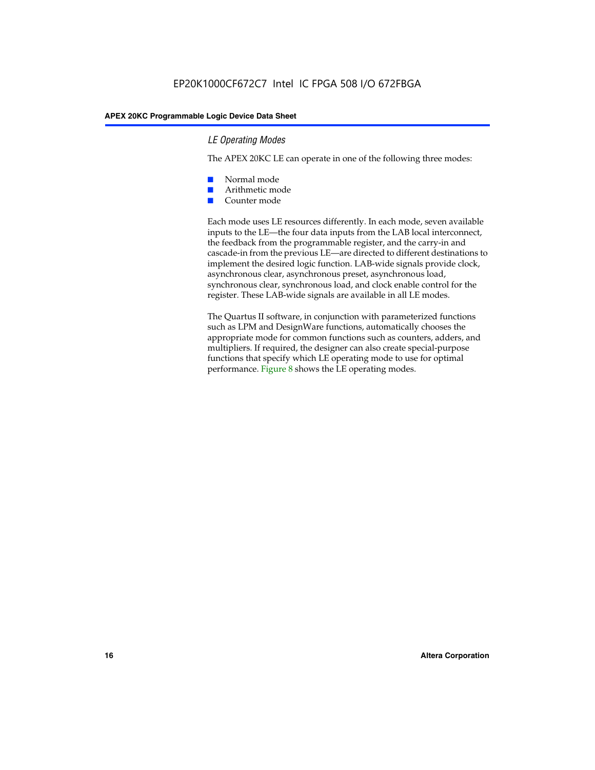### *LE Operating Modes*

The APEX 20KC LE can operate in one of the following three modes:

- Normal mode
- Arithmetic mode
- Counter mode

Each mode uses LE resources differently. In each mode, seven available inputs to the LE—the four data inputs from the LAB local interconnect, the feedback from the programmable register, and the carry-in and cascade-in from the previous LE—are directed to different destinations to implement the desired logic function. LAB-wide signals provide clock, asynchronous clear, asynchronous preset, asynchronous load, synchronous clear, synchronous load, and clock enable control for the register. These LAB-wide signals are available in all LE modes.

The Quartus II software, in conjunction with parameterized functions such as LPM and DesignWare functions, automatically chooses the appropriate mode for common functions such as counters, adders, and multipliers. If required, the designer can also create special-purpose functions that specify which LE operating mode to use for optimal performance. Figure 8 shows the LE operating modes.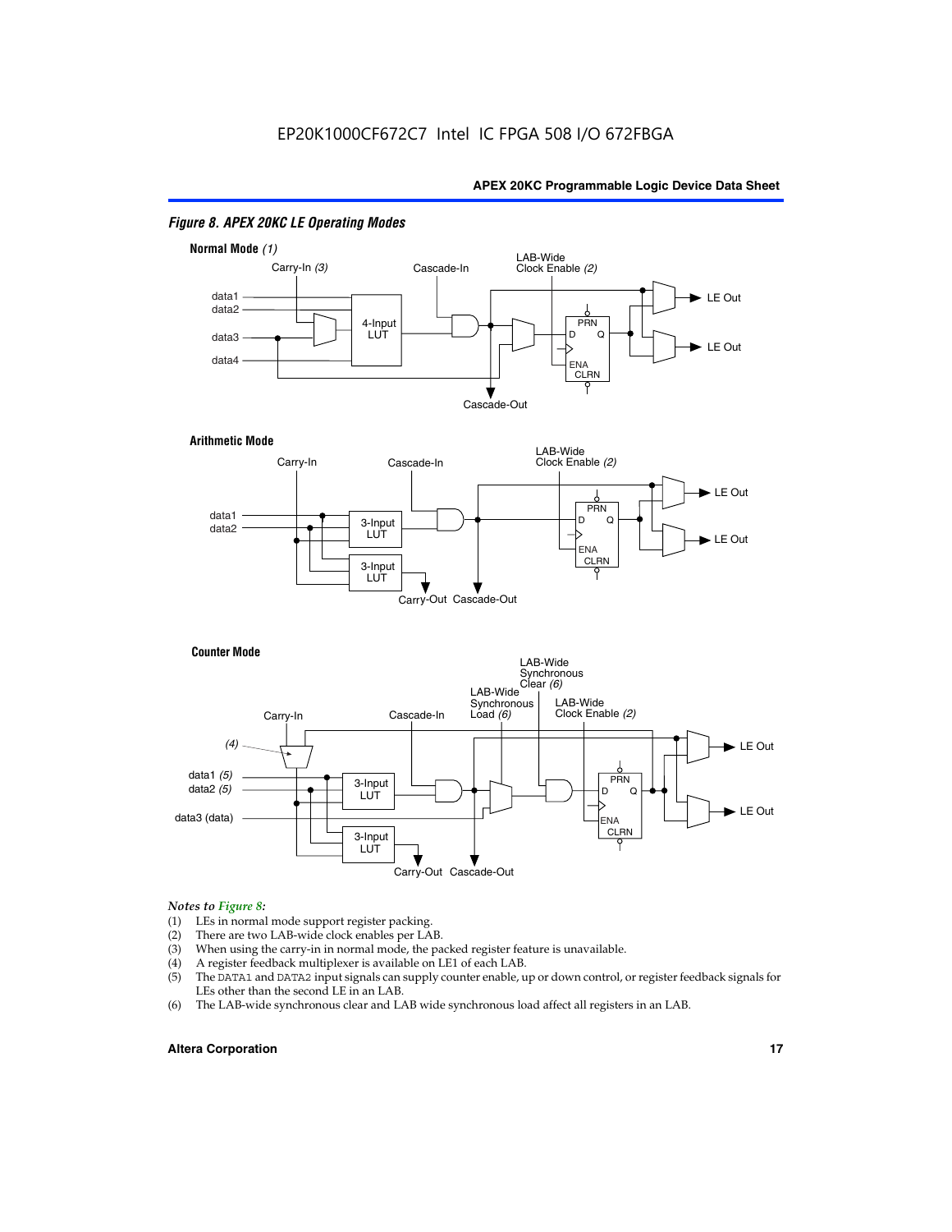*Figure 8. APEX 20KC LE Operating Modes*

**Normal Mode** *(1)*

Carry-In *(3)*, Cascade-In, LAB-Wide Clock Enable *(2)*, data1, data2, data3, data4, 4-Input LUT, PRN, D, Q, ENA, CLRN, LE Out, LE Out, Cascade-Out

**Arithmetic Mode**

Carry-In, Cascade-In, LAB-Wide Clock Enable *(2)*, data1, data2, 3-Input LUT, 3-Input LUT, PRN, D, Q, ENA, CLRN, LE Out, LE Out, Carry-Out, Cascade-Out

**Counter Mode**

Carry-In, Cascade-In, LAB-Wide Synchronous Load *(6)*, LAB-Wide Synchronous Clear *(6)*, LAB-Wide Clock Enable *(2)*, *(4)*, data1 *(5)*, data2 *(5)*, data3 (data), 3-Input LUT, 3-Input LUT, PRN, D, Q, ENA, CLRN, LE Out, LE Out, Carry-Out, Cascade-Out

*Notes to Figure 8:*

(1) LEs in normal mode support register packing.
(2) There are two LAB-wide clock enables per LAB.
(3) When using the carry-in in normal mode, the packed register feature is unavailable.
(4) A register feedback multiplexer is available on LE1 of each LAB.
(5) The DATA1 and DATA2 input signals can supply counter enable, up or down control, or register feedback signals for LEs other than the second LE in an LAB.
(6) The LAB-wide synchronous clear and LAB wide synchronous load affect all registers in an LAB.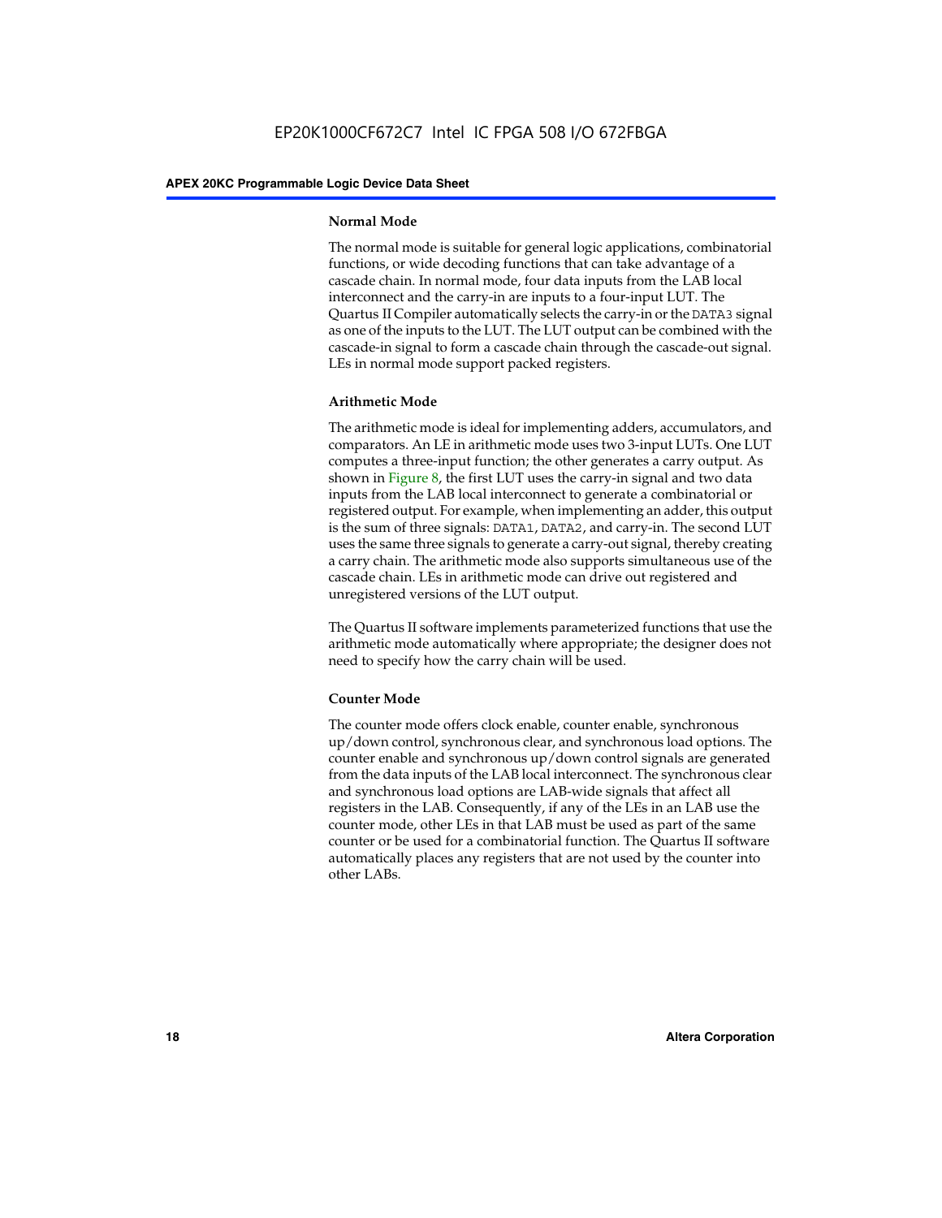### Normal Mode

The normal mode is suitable for general logic applications, combinatorial functions, or wide decoding functions that can take advantage of a cascade chain. In normal mode, four data inputs from the LAB local interconnect and the carry-in are inputs to a four-input LUT. The Quartus II Compiler automatically selects the carry-in or the DATA3 signal as one of the inputs to the LUT. The LUT output can be combined with the cascade-in signal to form a cascade chain through the cascade-out signal. LEs in normal mode support packed registers.

### Arithmetic Mode

The arithmetic mode is ideal for implementing adders, accumulators, and comparators. An LE in arithmetic mode uses two 3-input LUTs. One LUT computes a three-input function; the other generates a carry output. As shown in Figure 8, the first LUT uses the carry-in signal and two data inputs from the LAB local interconnect to generate a combinatorial or registered output. For example, when implementing an adder, this output is the sum of three signals: DATA1, DATA2, and carry-in. The second LUT uses the same three signals to generate a carry-out signal, thereby creating a carry chain. The arithmetic mode also supports simultaneous use of the cascade chain. LEs in arithmetic mode can drive out registered and unregistered versions of the LUT output.

The Quartus II software implements parameterized functions that use the arithmetic mode automatically where appropriate; the designer does not need to specify how the carry chain will be used.

### Counter Mode

The counter mode offers clock enable, counter enable, synchronous up/down control, synchronous clear, and synchronous load options. The counter enable and synchronous up/down control signals are generated from the data inputs of the LAB local interconnect. The synchronous clear and synchronous load options are LAB-wide signals that affect all registers in the LAB. Consequently, if any of the LEs in an LAB use the counter mode, other LEs in that LAB must be used as part of the same counter or be used for a combinatorial function. The Quartus II software automatically places any registers that are not used by the counter into other LABs.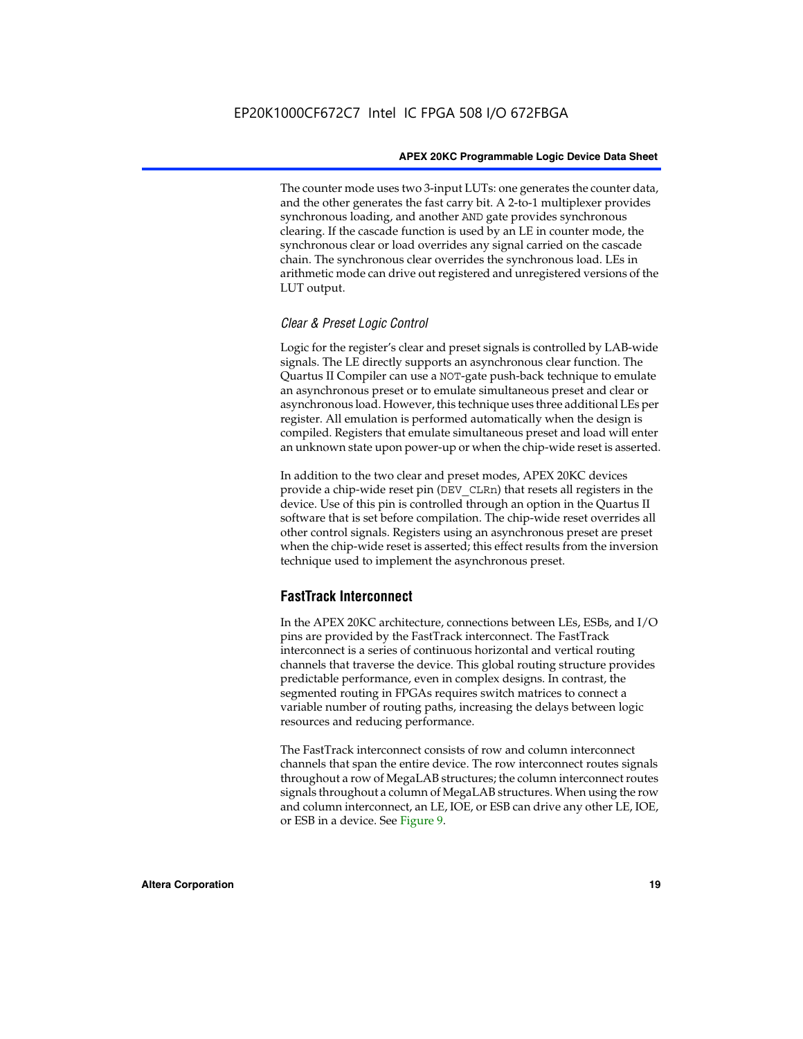The counter mode uses two 3-input LUTs: one generates the counter data, and the other generates the fast carry bit. A 2-to-1 multiplexer provides synchronous loading, and another AND gate provides synchronous clearing. If the cascade function is used by an LE in counter mode, the synchronous clear or load overrides any signal carried on the cascade chain. The synchronous clear overrides the synchronous load. LEs in arithmetic mode can drive out registered and unregistered versions of the LUT output.

### *Clear & Preset Logic Control*

Logic for the register's clear and preset signals is controlled by LAB-wide signals. The LE directly supports an asynchronous clear function. The Quartus II Compiler can use a NOT-gate push-back technique to emulate an asynchronous preset or to emulate simultaneous preset and clear or asynchronous load. However, this technique uses three additional LEs per register. All emulation is performed automatically when the design is compiled. Registers that emulate simultaneous preset and load will enter an unknown state upon power-up or when the chip-wide reset is asserted.

In addition to the two clear and preset modes, APEX 20KC devices provide a chip-wide reset pin (DEV_CLRn) that resets all registers in the device. Use of this pin is controlled through an option in the Quartus II software that is set before compilation. The chip-wide reset overrides all other control signals. Registers using an asynchronous preset are preset when the chip-wide reset is asserted; this effect results from the inversion technique used to implement the asynchronous preset.

## FastTrack Interconnect

In the APEX 20KC architecture, connections between LEs, ESBs, and I/O pins are provided by the FastTrack interconnect. The FastTrack interconnect is a series of continuous horizontal and vertical routing channels that traverse the device. This global routing structure provides predictable performance, even in complex designs. In contrast, the segmented routing in FPGAs requires switch matrices to connect a variable number of routing paths, increasing the delays between logic resources and reducing performance.

The FastTrack interconnect consists of row and column interconnect channels that span the entire device. The row interconnect routes signals throughout a row of MegaLAB structures; the column interconnect routes signals throughout a column of MegaLAB structures. When using the row and column interconnect, an LE, IOE, or ESB can drive any other LE, IOE, or ESB in a device. See Figure 9.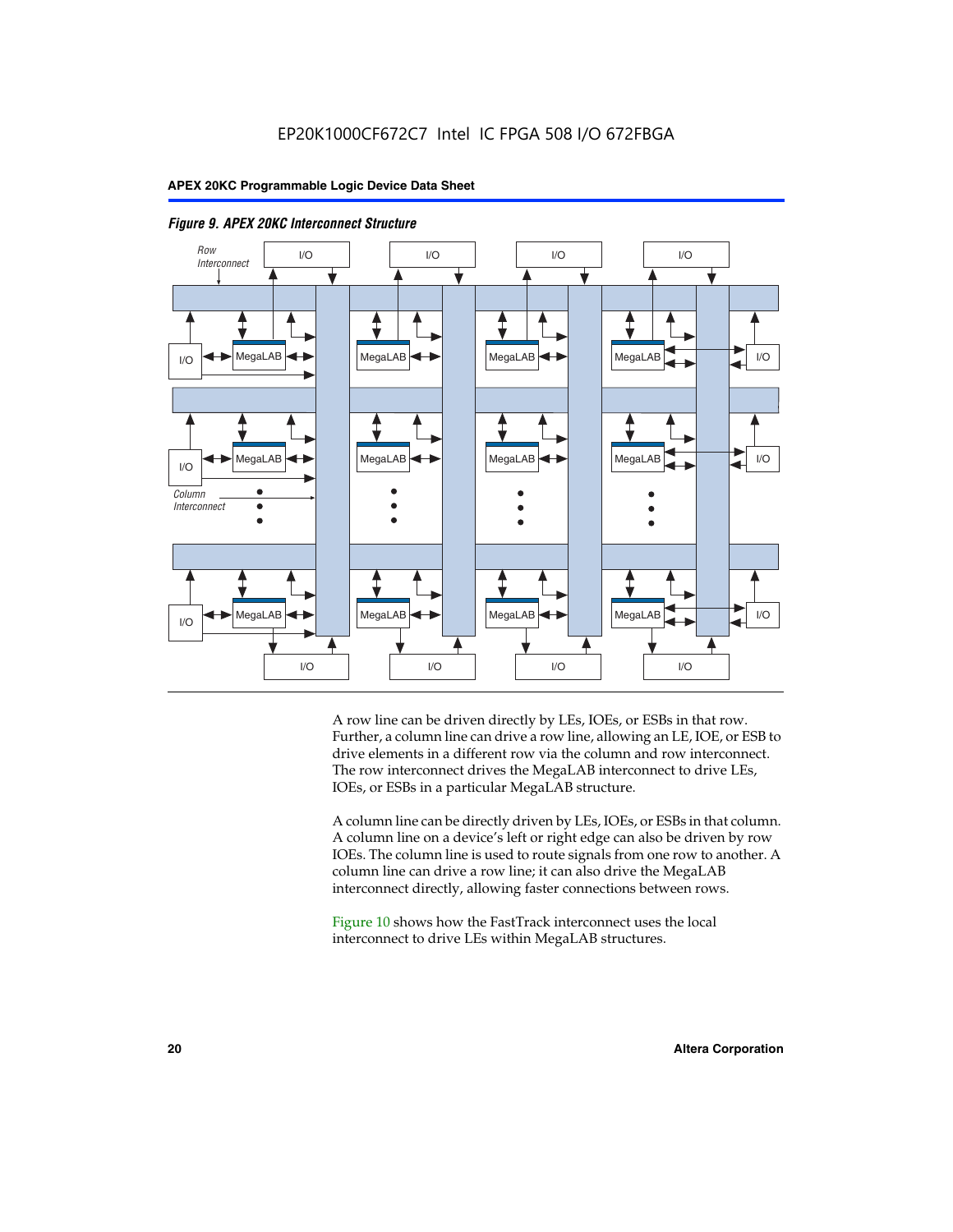*Figure 9. APEX 20KC Interconnect Structure*

A row line can be driven directly by LEs, IOEs, or ESBs in that row. Further, a column line can drive a row line, allowing an LE, IOE, or ESB to drive elements in a different row via the column and row interconnect. The row interconnect drives the MegaLAB interconnect to drive LEs, IOEs, or ESBs in a particular MegaLAB structure.

A column line can be directly driven by LEs, IOEs, or ESBs in that column. A column line on a device's left or right edge can also be driven by row IOEs. The column line is used to route signals from one row to another. A column line can drive a row line; it can also drive the MegaLAB interconnect directly, allowing faster connections between rows.

Figure 10 shows how the FastTrack interconnect uses the local interconnect to drive LEs within MegaLAB structures.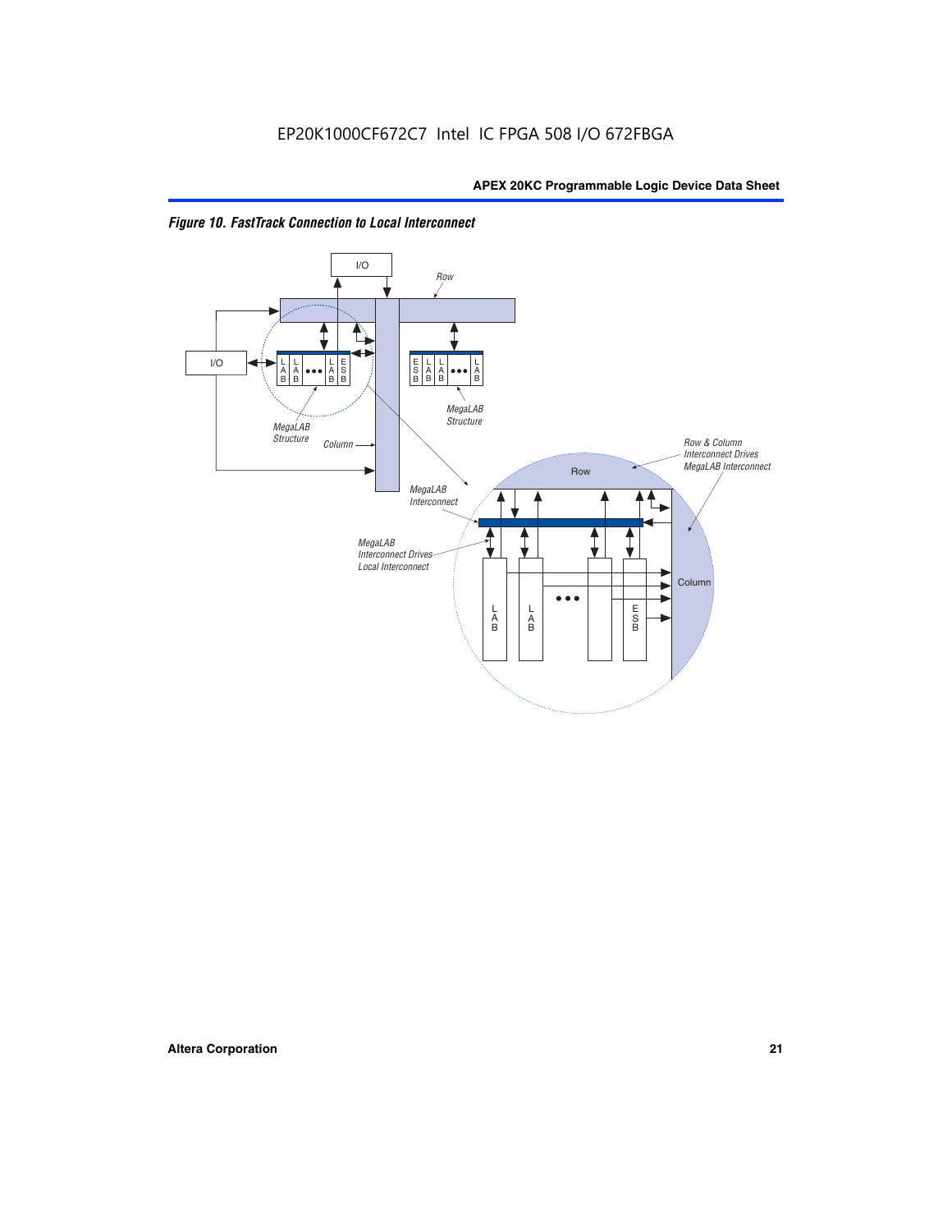EP20K1000CF672C7 Intel IC FPGA 508 I/O 672FBGA

*Figure 10. FastTrack Connection to Local Interconnect*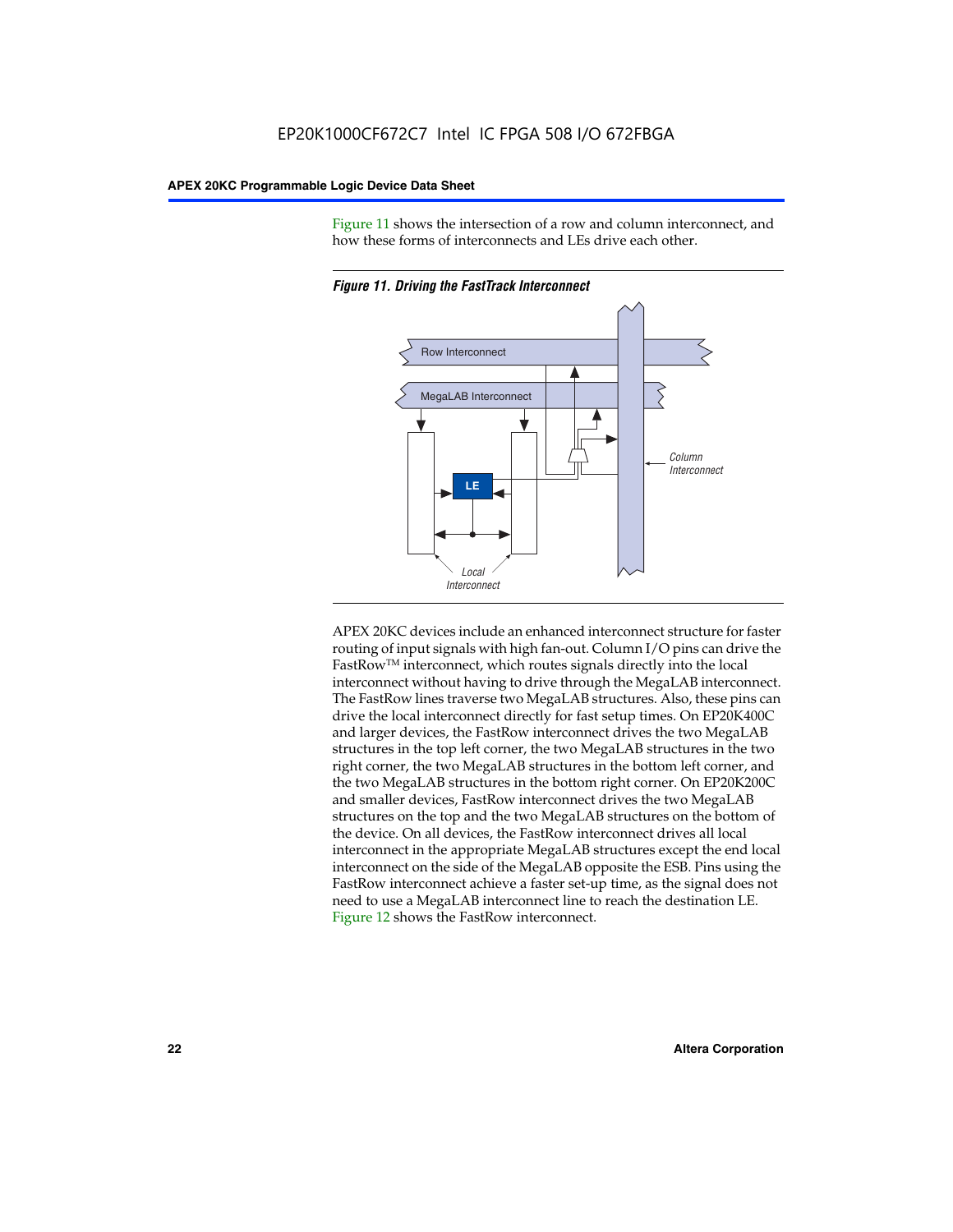Figure 11 shows the intersection of a row and column interconnect, and how these forms of interconnects and LEs drive each other.

*Figure 11. Driving the FastTrack Interconnect*

APEX 20KC devices include an enhanced interconnect structure for faster routing of input signals with high fan-out. Column I/O pins can drive the FastRow™ interconnect, which routes signals directly into the local interconnect without having to drive through the MegaLAB interconnect. The FastRow lines traverse two MegaLAB structures. Also, these pins can drive the local interconnect directly for fast setup times. On EP20K400C and larger devices, the FastRow interconnect drives the two MegaLAB structures in the top left corner, the two MegaLAB structures in the two right corner, the two MegaLAB structures in the bottom left corner, and the two MegaLAB structures in the bottom right corner. On EP20K200C and smaller devices, FastRow interconnect drives the two MegaLAB structures on the top and the two MegaLAB structures on the bottom of the device. On all devices, the FastRow interconnect drives all local interconnect in the appropriate MegaLAB structures except the end local interconnect on the side of the MegaLAB opposite the ESB. Pins using the FastRow interconnect achieve a faster set-up time, as the signal does not need to use a MegaLAB interconnect line to reach the destination LE. Figure 12 shows the FastRow interconnect.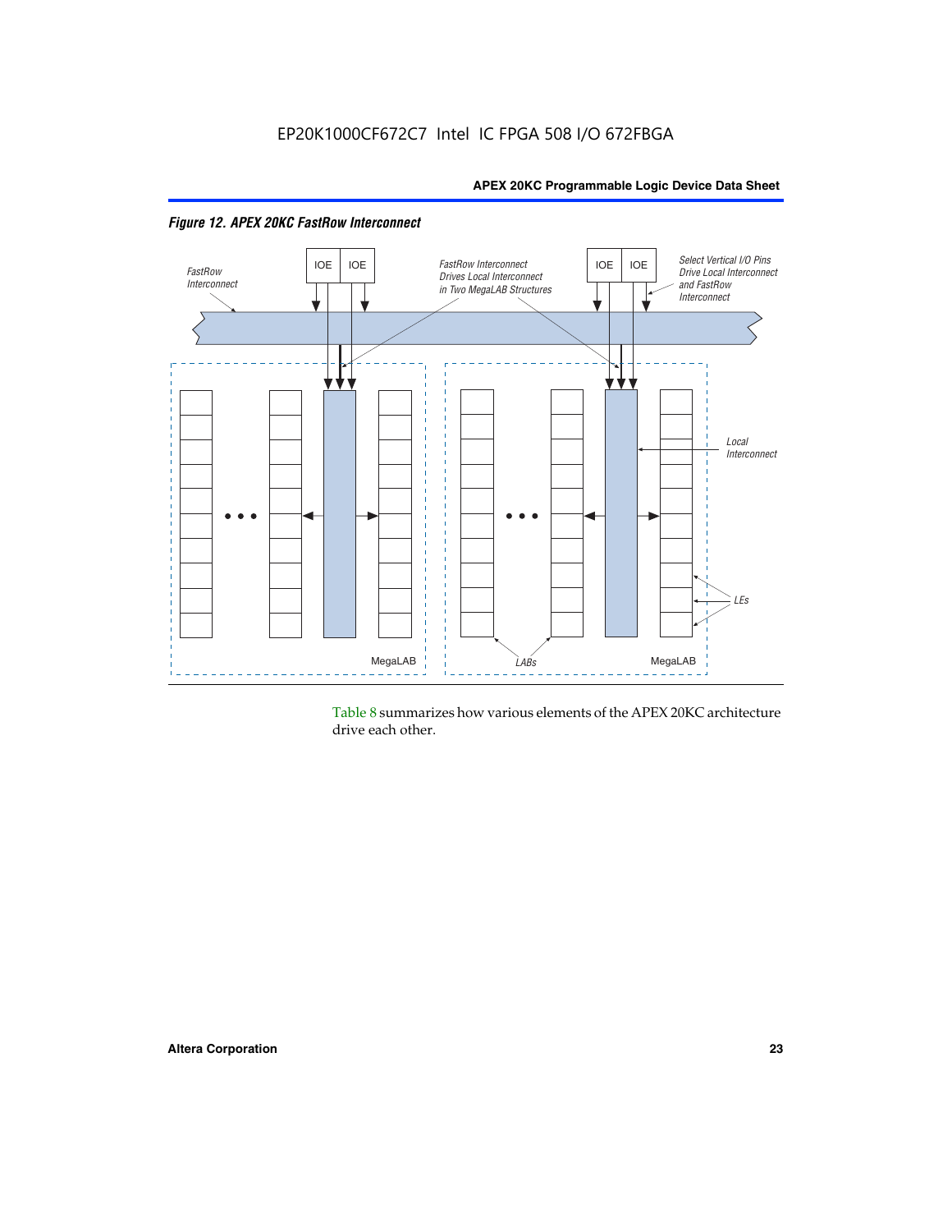*Figure 12. APEX 20KC FastRow Interconnect*

Table 8 summarizes how various elements of the APEX 20KC architecture drive each other.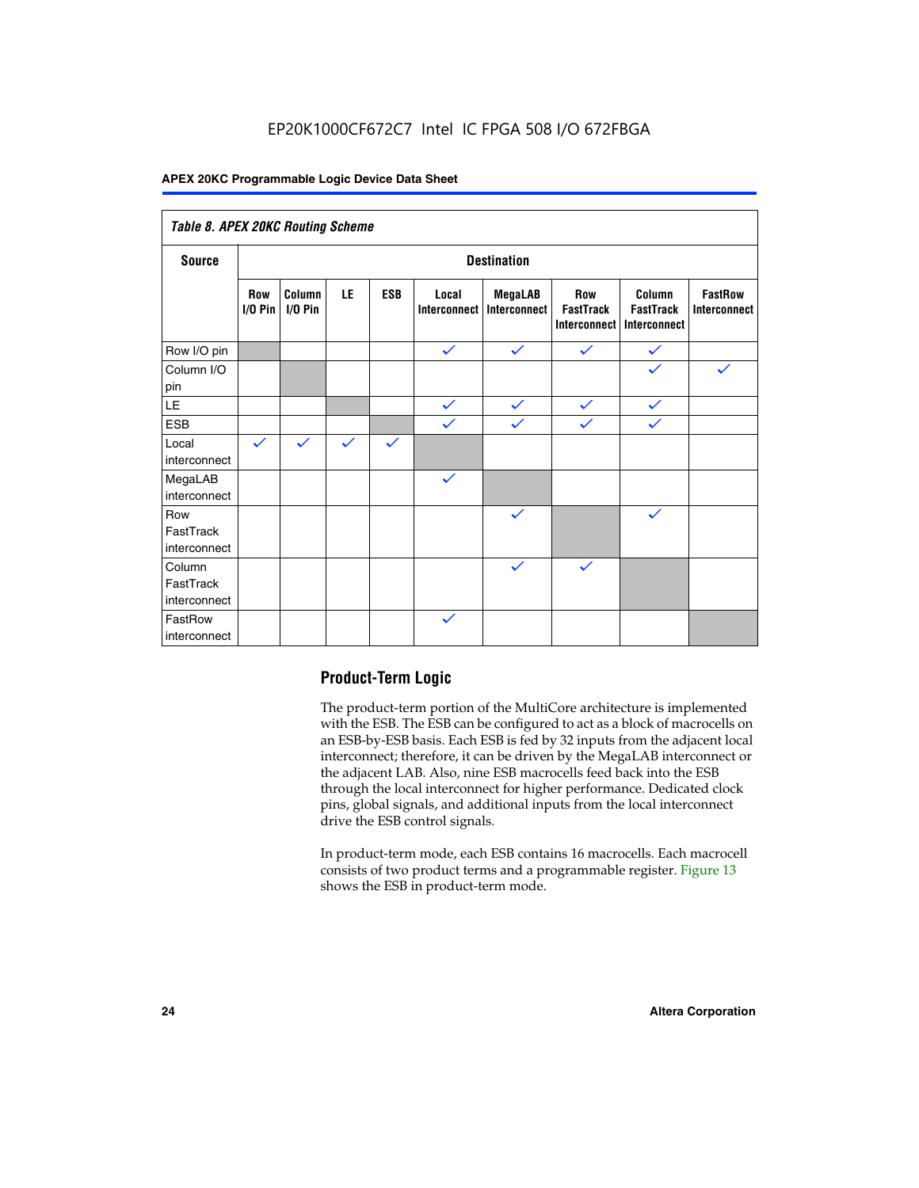*Table 8. APEX 20KC Routing Scheme*

| Source | Destination | | | | | | | | |
|---|---|---|---|---|---|---|---|---|---|
| | Row I/O Pin | Column I/O Pin | LE | ESB | Local Interconnect | MegaLAB Interconnect | Row FastTrack Interconnect | Column FastTrack Interconnect | FastRow Interconnect |
| Row I/O pin | | | | | ✓ | ✓ | ✓ | ✓ | |
| Column I/O pin | | | | | | | | ✓ | ✓ |
| LE | | | | | ✓ | ✓ | ✓ | ✓ | |
| ESB | | | | | ✓ | ✓ | ✓ | ✓ | |
| Local interconnect | ✓ | ✓ | ✓ | ✓ | | | | | |
| MegaLAB interconnect | | | | | ✓ | | | | |
| Row FastTrack interconnect | | | | | | ✓ | | ✓ | |
| Column FastTrack interconnect | | | | | | ✓ | ✓ | | |
| FastRow interconnect | | | | | ✓ | | | | |

## Product-Term Logic

The product-term portion of the MultiCore architecture is implemented with the ESB. The ESB can be configured to act as a block of macrocells on an ESB-by-ESB basis. Each ESB is fed by 32 inputs from the adjacent local interconnect; therefore, it can be driven by the MegaLAB interconnect or the adjacent LAB. Also, nine ESB macrocells feed back into the ESB through the local interconnect for higher performance. Dedicated clock pins, global signals, and additional inputs from the local interconnect drive the ESB control signals.

In product-term mode, each ESB contains 16 macrocells. Each macrocell consists of two product terms and a programmable register. Figure 13 shows the ESB in product-term mode.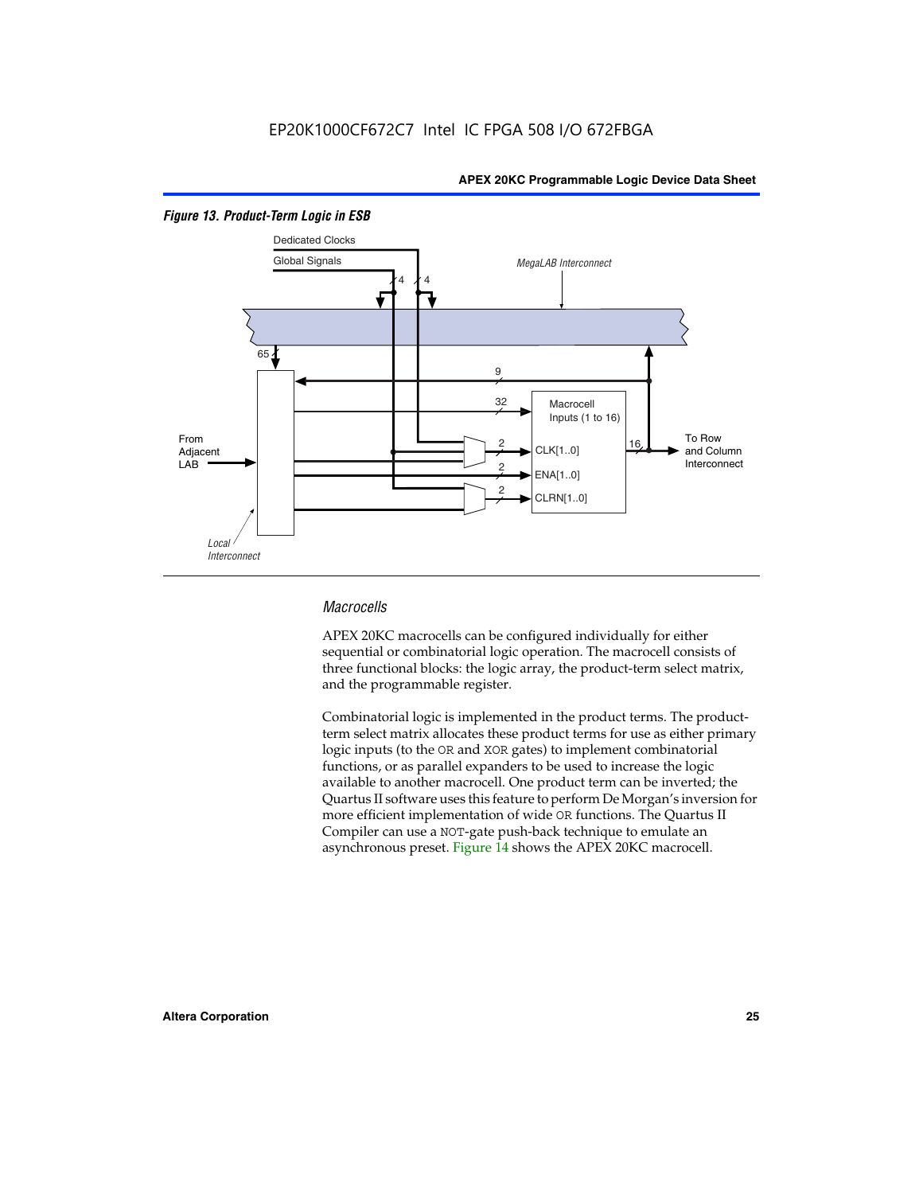*Figure 13. Product-Term Logic in ESB*

Dedicated Clocks

Global Signals

MegaLAB Interconnect

4 4

65

9

32

Macrocell Inputs (1 to 16)

From Adjacent LAB

2 CLK[1..0]

16

To Row and Column Interconnect

2 ENA[1..0]

2 CLRN[1..0]

Local Interconnect

### *Macrocells*

APEX 20KC macrocells can be configured individually for either sequential or combinatorial logic operation. The macrocell consists of three functional blocks: the logic array, the product-term select matrix, and the programmable register.

Combinatorial logic is implemented in the product terms. The product-term select matrix allocates these product terms for use as either primary logic inputs (to the OR and XOR gates) to implement combinatorial functions, or as parallel expanders to be used to increase the logic available to another macrocell. One product term can be inverted; the Quartus II software uses this feature to perform De Morgan's inversion for more efficient implementation of wide OR functions. The Quartus II Compiler can use a NOT-gate push-back technique to emulate an asynchronous preset. Figure 14 shows the APEX 20KC macrocell.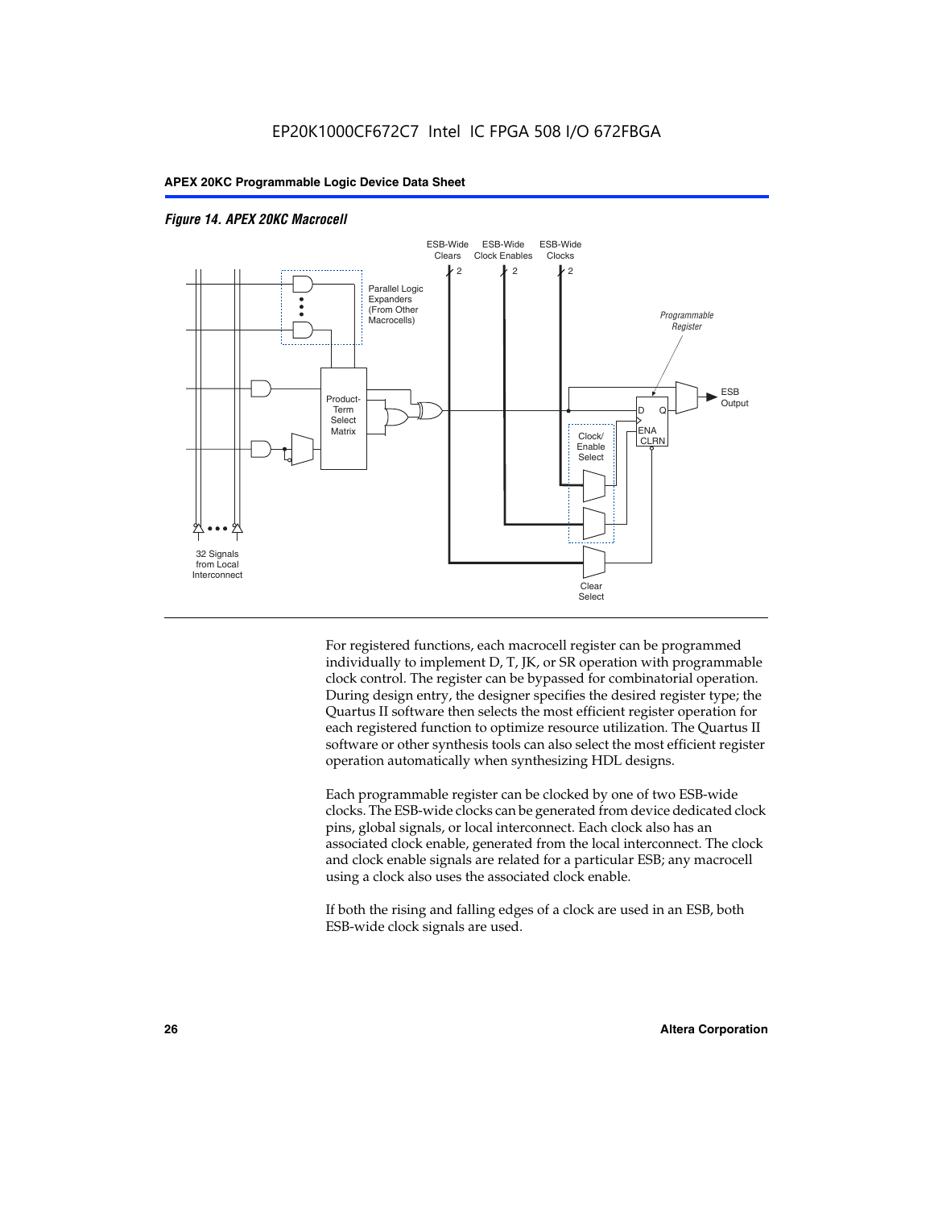*Figure 14. APEX 20KC Macrocell*

For registered functions, each macrocell register can be programmed individually to implement D, T, JK, or SR operation with programmable clock control. The register can be bypassed for combinatorial operation. During design entry, the designer specifies the desired register type; the Quartus II software then selects the most efficient register operation for each registered function to optimize resource utilization. The Quartus II software or other synthesis tools can also select the most efficient register operation automatically when synthesizing HDL designs.

Each programmable register can be clocked by one of two ESB-wide clocks. The ESB-wide clocks can be generated from device dedicated clock pins, global signals, or local interconnect. Each clock also has an associated clock enable, generated from the local interconnect. The clock and clock enable signals are related for a particular ESB; any macrocell using a clock also uses the associated clock enable.

If both the rising and falling edges of a clock are used in an ESB, both ESB-wide clock signals are used.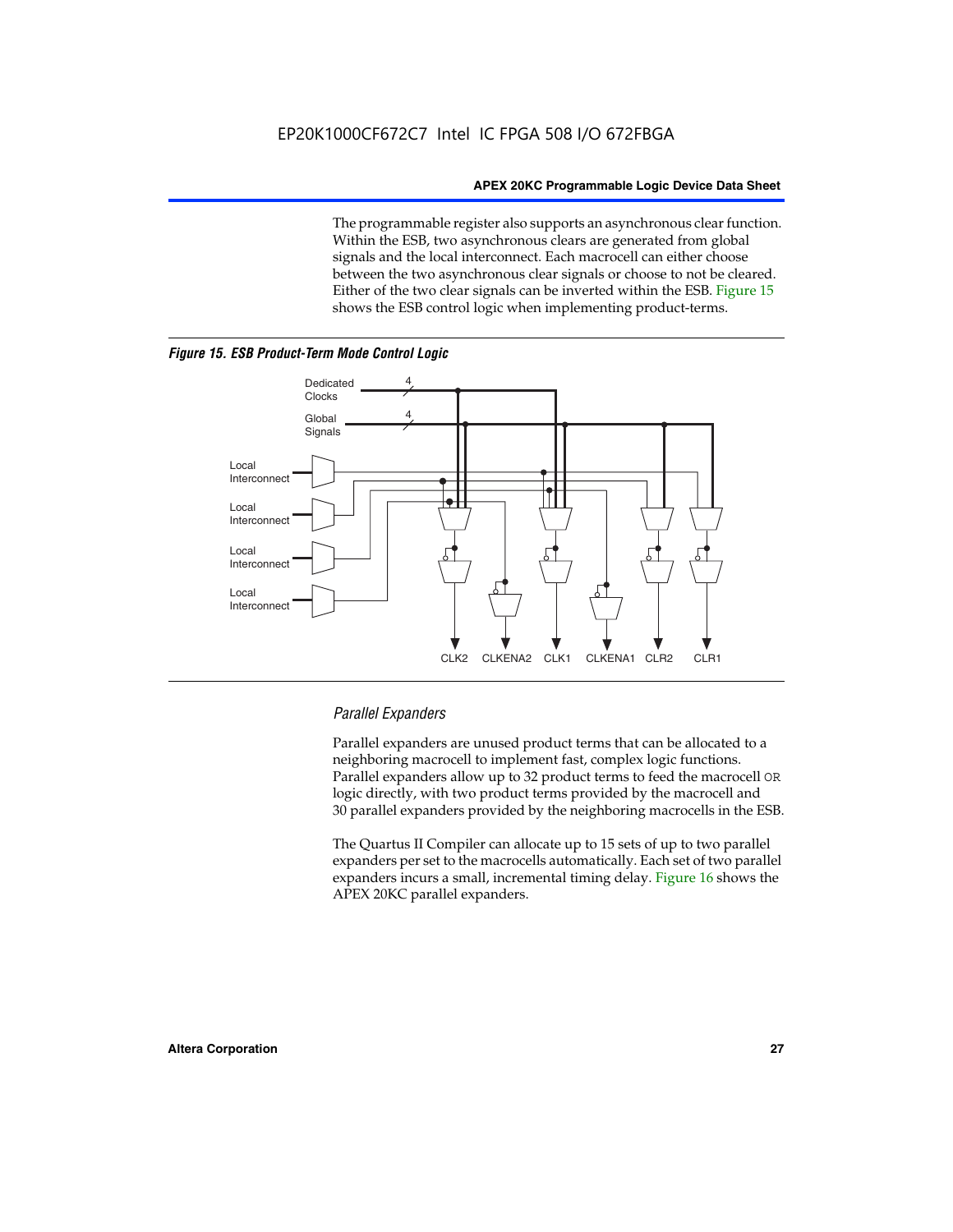The programmable register also supports an asynchronous clear function. Within the ESB, two asynchronous clears are generated from global signals and the local interconnect. Each macrocell can either choose between the two asynchronous clear signals or choose to not be cleared. Either of the two clear signals can be inverted within the ESB. Figure 15 shows the ESB control logic when implementing product-terms.

***Figure 15. ESB Product-Term Mode Control Logic***

Dedicated Clocks 4

Global Signals 4

Local Interconnect

Local Interconnect

Local Interconnect

Local Interconnect

CLK2 CLKENA2 CLK1 CLKENA1 CLR2 CLR1

### *Parallel Expanders*

Parallel expanders are unused product terms that can be allocated to a neighboring macrocell to implement fast, complex logic functions. Parallel expanders allow up to 32 product terms to feed the macrocell `OR` logic directly, with two product terms provided by the macrocell and 30 parallel expanders provided by the neighboring macrocells in the ESB.

The Quartus II Compiler can allocate up to 15 sets of up to two parallel expanders per set to the macrocells automatically. Each set of two parallel expanders incurs a small, incremental timing delay. Figure 16 shows the APEX 20KC parallel expanders.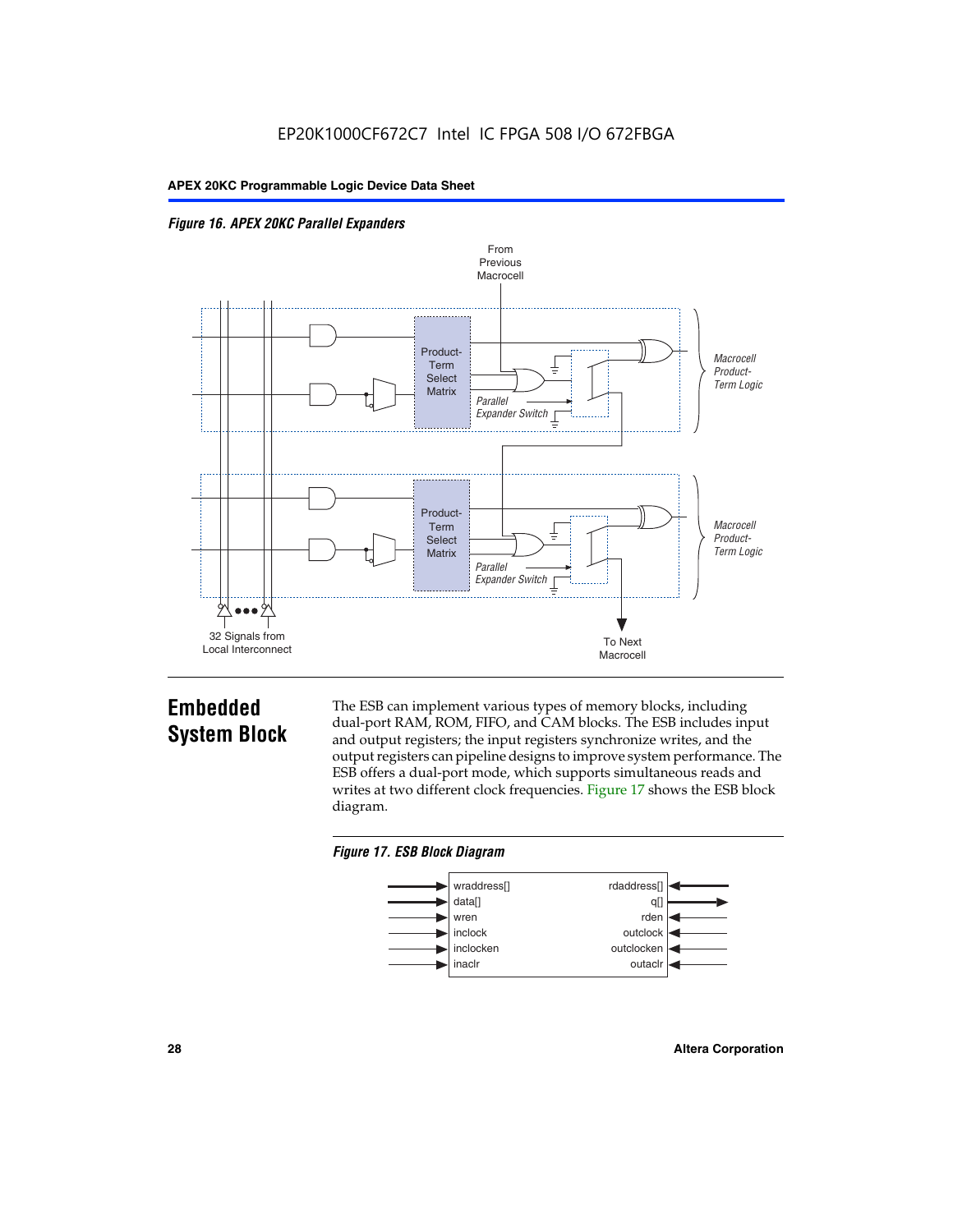*Figure 16. APEX 20KC Parallel Expanders*

## Embedded System Block

The ESB can implement various types of memory blocks, including dual-port RAM, ROM, FIFO, and CAM blocks. The ESB includes input and output registers; the input registers synchronize writes, and the output registers can pipeline designs to improve system performance. The ESB offers a dual-port mode, which supports simultaneous reads and writes at two different clock frequencies. Figure 17 shows the ESB block diagram.

*Figure 17. ESB Block Diagram*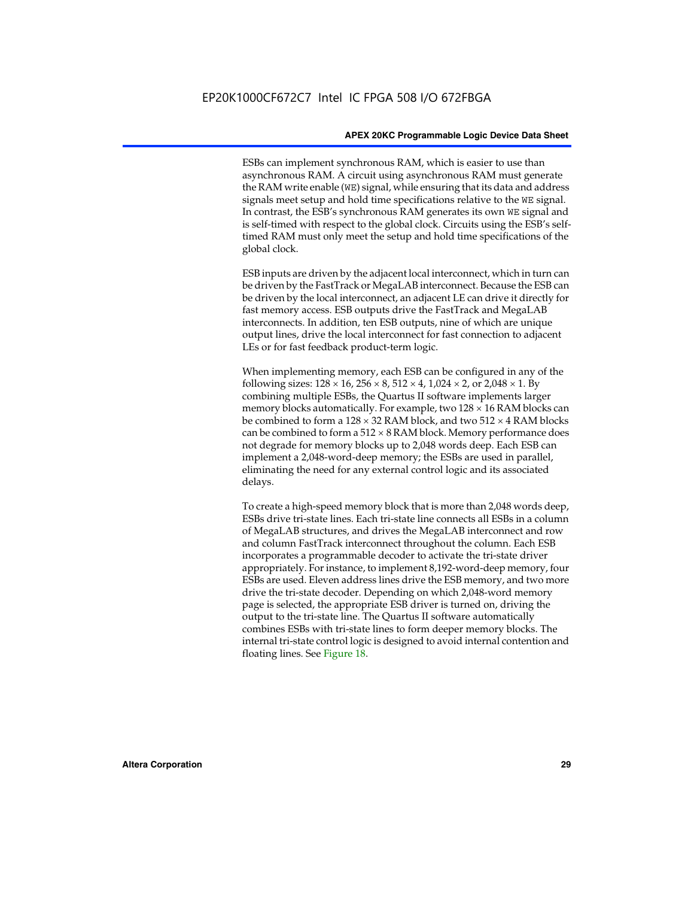ESBs can implement synchronous RAM, which is easier to use than asynchronous RAM. A circuit using asynchronous RAM must generate the RAM write enable (`WE`) signal, while ensuring that its data and address signals meet setup and hold time specifications relative to the `WE` signal. In contrast, the ESB's synchronous RAM generates its own `WE` signal and is self-timed with respect to the global clock. Circuits using the ESB's self-timed RAM must only meet the setup and hold time specifications of the global clock.

ESB inputs are driven by the adjacent local interconnect, which in turn can be driven by the FastTrack or MegaLAB interconnect. Because the ESB can be driven by the local interconnect, an adjacent LE can drive it directly for fast memory access. ESB outputs drive the FastTrack and MegaLAB interconnects. In addition, ten ESB outputs, nine of which are unique output lines, drive the local interconnect for fast connection to adjacent LEs or for fast feedback product-term logic.

When implementing memory, each ESB can be configured in any of the following sizes: $128 \times 16$, $256 \times 8$, $512 \times 4$, $1{,}024 \times 2$, or $2{,}048 \times 1$. By combining multiple ESBs, the Quartus II software implements larger memory blocks automatically. For example, two $128 \times 16$ RAM blocks can be combined to form a $128 \times 32$ RAM block, and two $512 \times 4$ RAM blocks can be combined to form a $512 \times 8$ RAM block. Memory performance does not degrade for memory blocks up to 2,048 words deep. Each ESB can implement a 2,048-word-deep memory; the ESBs are used in parallel, eliminating the need for any external control logic and its associated delays.

To create a high-speed memory block that is more than 2,048 words deep, ESBs drive tri-state lines. Each tri-state line connects all ESBs in a column of MegaLAB structures, and drives the MegaLAB interconnect and row and column FastTrack interconnect throughout the column. Each ESB incorporates a programmable decoder to activate the tri-state driver appropriately. For instance, to implement 8,192-word-deep memory, four ESBs are used. Eleven address lines drive the ESB memory, and two more drive the tri-state decoder. Depending on which 2,048-word memory page is selected, the appropriate ESB driver is turned on, driving the output to the tri-state line. The Quartus II software automatically combines ESBs with tri-state lines to form deeper memory blocks. The internal tri-state control logic is designed to avoid internal contention and floating lines. See Figure 18.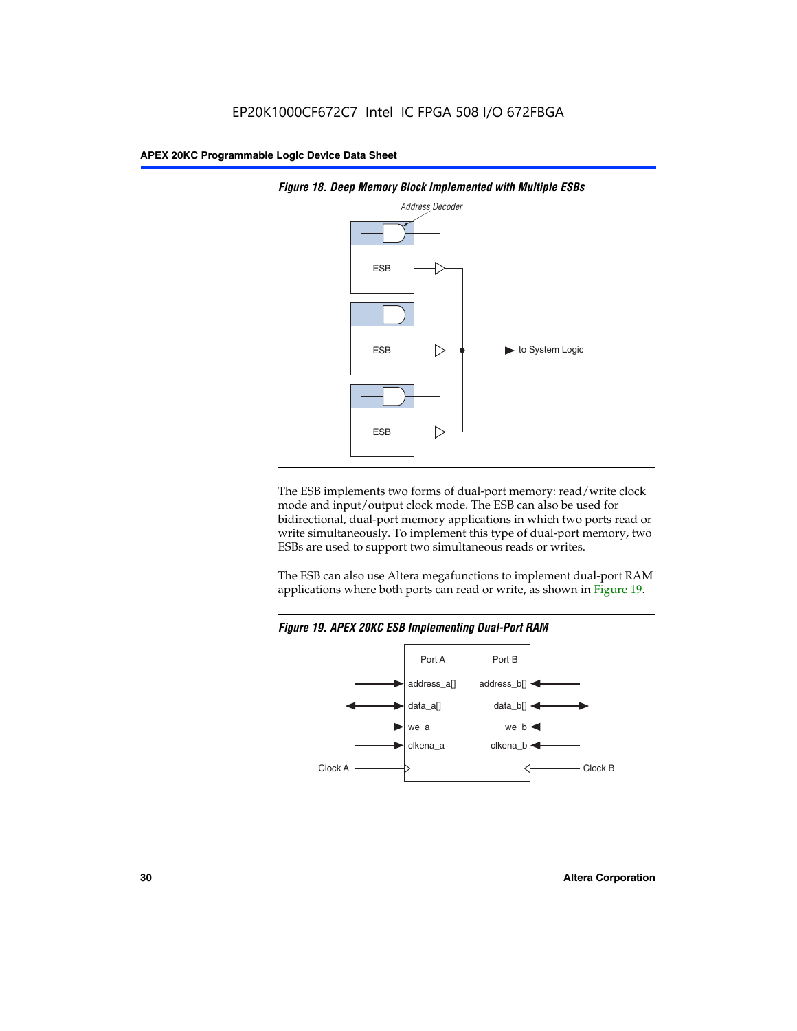**Figure 18. Deep Memory Block Implemented with Multiple ESBs**

The ESB implements two forms of dual-port memory: read/write clock mode and input/output clock mode. The ESB can also be used for bidirectional, dual-port memory applications in which two ports read or write simultaneously. To implement this type of dual-port memory, two ESBs are used to support two simultaneous reads or writes.

The ESB can also use Altera megafunctions to implement dual-port RAM applications where both ports can read or write, as shown in Figure 19.

**Figure 19. APEX 20KC ESB Implementing Dual-Port RAM**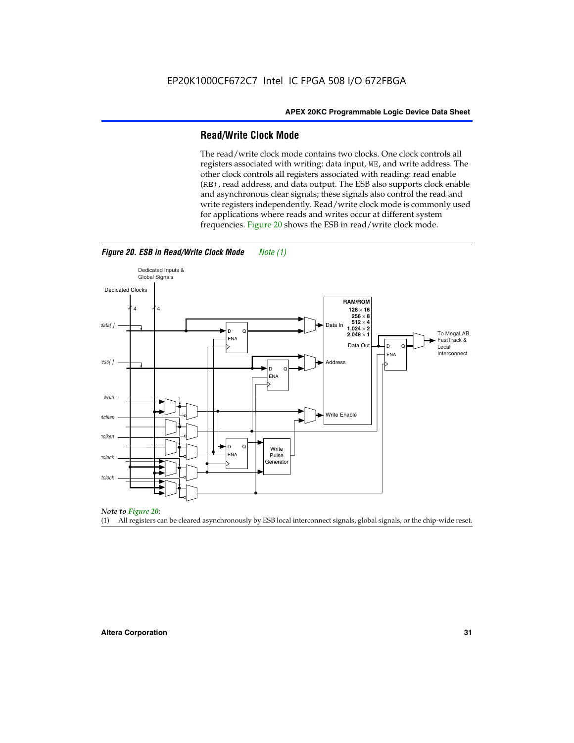## Read/Write Clock Mode

The read/write clock mode contains two clocks. One clock controls all registers associated with writing: data input, WE, and write address. The other clock controls all registers associated with reading: read enable (RE), read address, and data output. The ESB also supports clock enable and asynchronous clear signals; these signals also control the read and write registers independently. Read/write clock mode is commonly used for applications where reads and writes occur at different system frequencies. Figure 20 shows the ESB in read/write clock mode.

*Figure 20. ESB in Read/Write Clock Mode* *Note (1)*

*Note to Figure 20:*

(1) All registers can be cleared asynchronously by ESB local interconnect signals, global signals, or the chip-wide reset.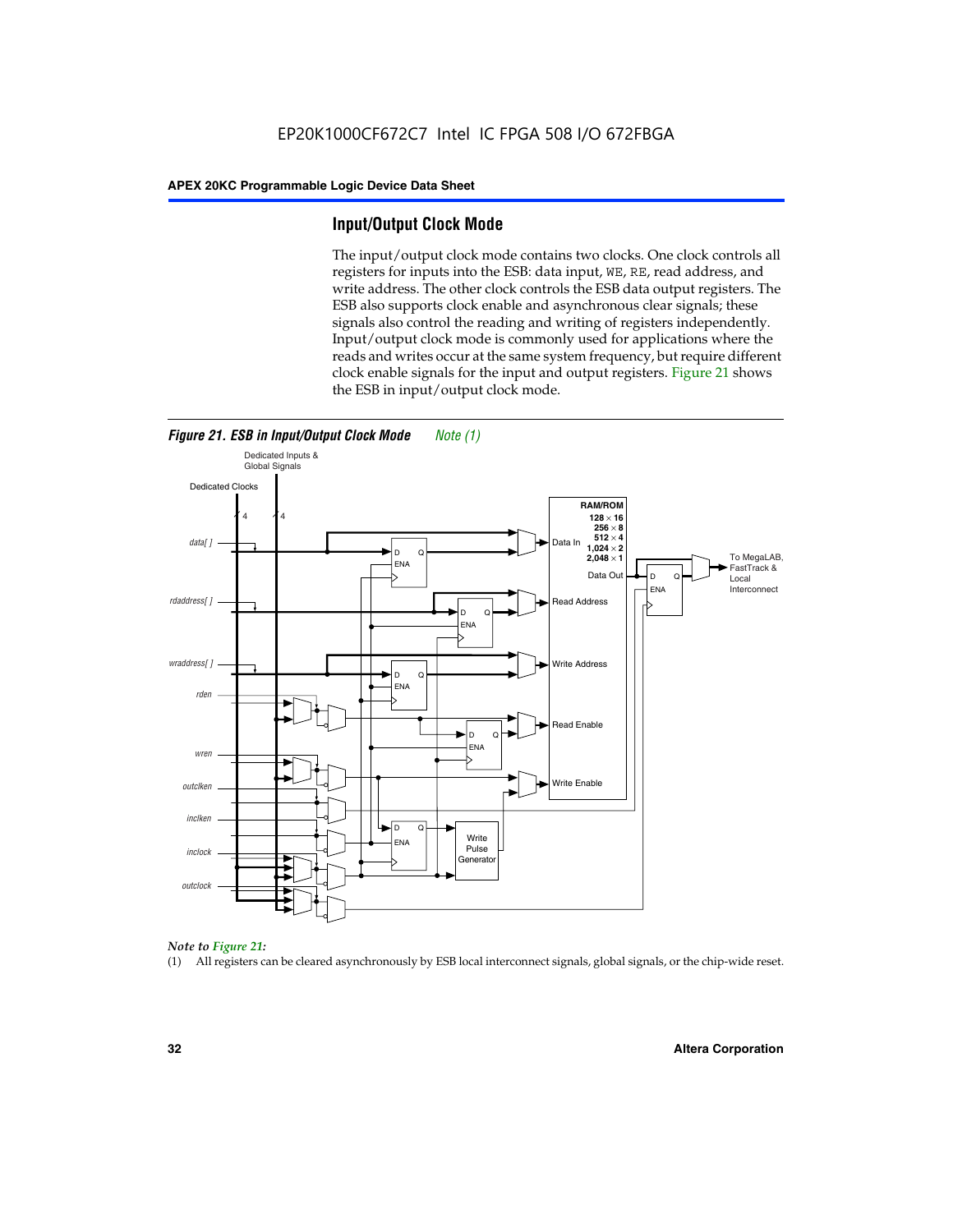## Input/Output Clock Mode

The input/output clock mode contains two clocks. One clock controls all registers for inputs into the ESB: data input, WE, RE, read address, and write address. The other clock controls the ESB data output registers. The ESB also supports clock enable and asynchronous clear signals; these signals also control the reading and writing of registers independently. Input/output clock mode is commonly used for applications where the reads and writes occur at the same system frequency, but require different clock enable signals for the input and output registers. Figure 21 shows the ESB in input/output clock mode.

***Figure 21. ESB in Input/Output Clock Mode*** *Note (1)*

*Note to Figure 21:*

(1) All registers can be cleared asynchronously by ESB local interconnect signals, global signals, or the chip-wide reset.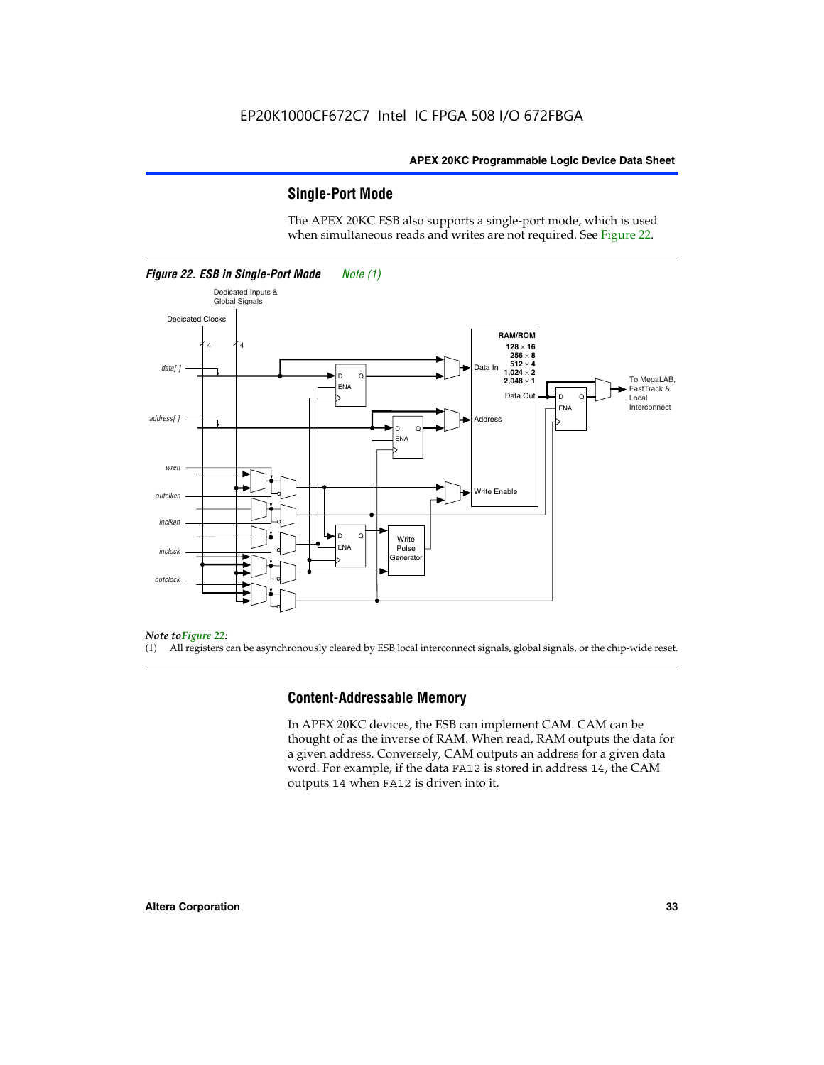## Single-Port Mode

The APEX 20KC ESB also supports a single-port mode, which is used when simultaneous reads and writes are not required. See Figure 22.

*Figure 22. ESB in Single-Port Mode* *Note (1)*

*Note to Figure 22:*

(1) All registers can be asynchronously cleared by ESB local interconnect signals, global signals, or the chip-wide reset.

## Content-Addressable Memory

In APEX 20KC devices, the ESB can implement CAM. CAM can be thought of as the inverse of RAM. When read, RAM outputs the data for a given address. Conversely, CAM outputs an address for a given data word. For example, if the data `FA12` is stored in address `14`, the CAM outputs `14` when `FA12` is driven into it.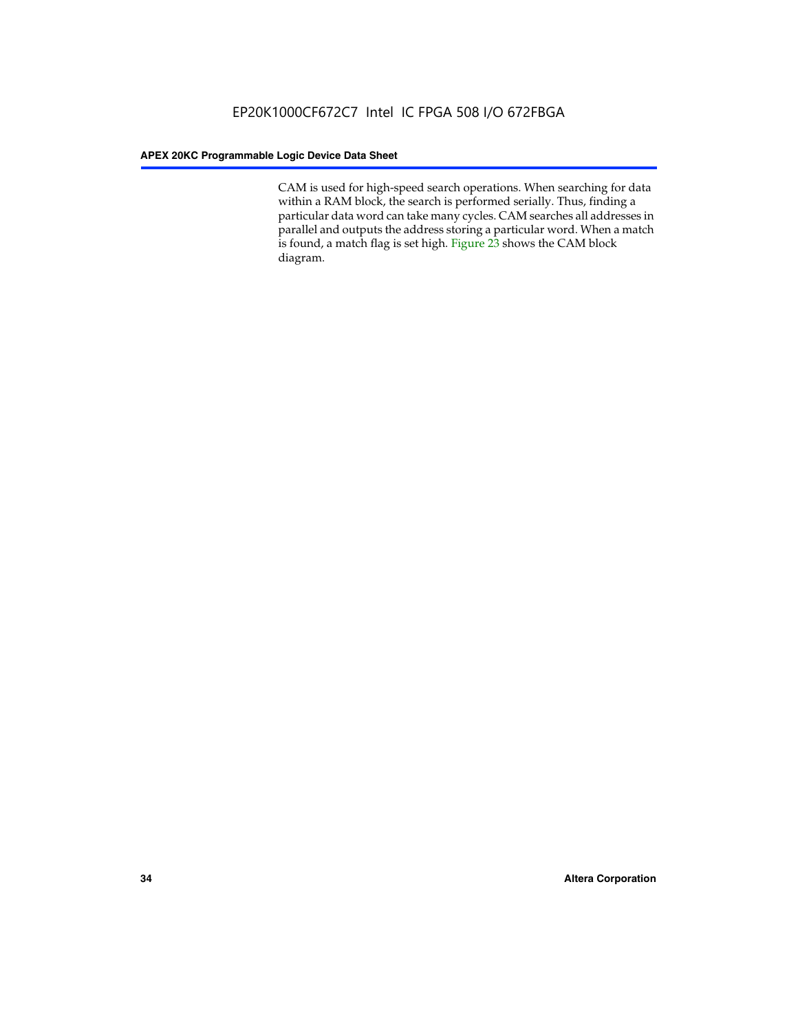CAM is used for high-speed search operations. When searching for data within a RAM block, the search is performed serially. Thus, finding a particular data word can take many cycles. CAM searches all addresses in parallel and outputs the address storing a particular word. When a match is found, a match flag is set high. Figure 23 shows the CAM block diagram.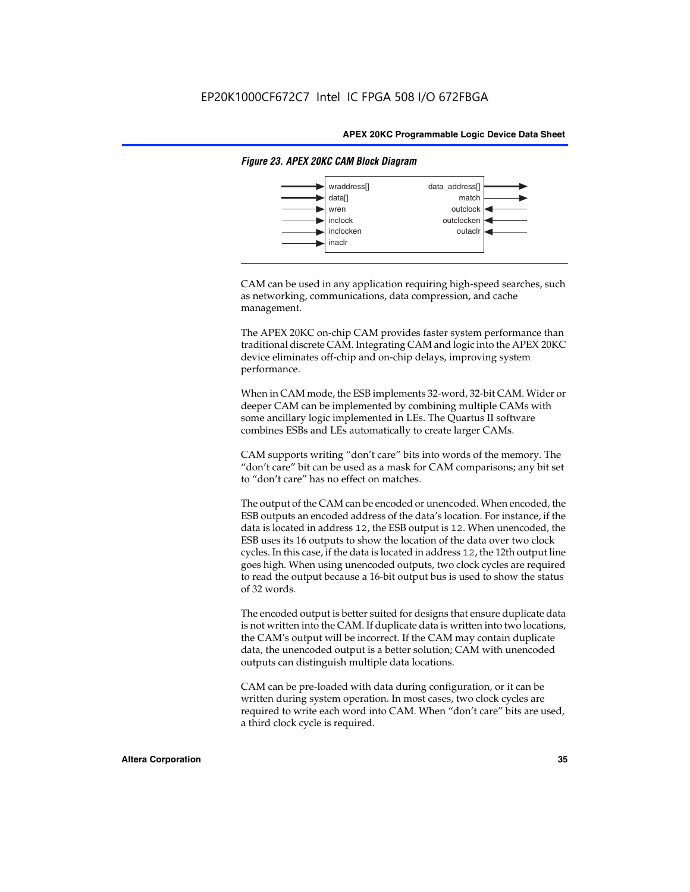*Figure 23. APEX 20KC CAM Block Diagram*

| Inputs | Outputs |
|---|---|
| wraddress[] | data_address[] |
| data[] | match |
| wren | outclock |
| inclock | outclocken |
| inclocken | outaclr |
| inaclr | |

CAM can be used in any application requiring high-speed searches, such as networking, communications, data compression, and cache management.

The APEX 20KC on-chip CAM provides faster system performance than traditional discrete CAM. Integrating CAM and logic into the APEX 20KC device eliminates off-chip and on-chip delays, improving system performance.

When in CAM mode, the ESB implements 32-word, 32-bit CAM. Wider or deeper CAM can be implemented by combining multiple CAMs with some ancillary logic implemented in LEs. The Quartus II software combines ESBs and LEs automatically to create larger CAMs.

CAM supports writing "don't care" bits into words of the memory. The "don't care" bit can be used as a mask for CAM comparisons; any bit set to "don't care" has no effect on matches.

The output of the CAM can be encoded or unencoded. When encoded, the ESB outputs an encoded address of the data's location. For instance, if the data is located in address `12`, the ESB output is `12`. When unencoded, the ESB uses its 16 outputs to show the location of the data over two clock cycles. In this case, if the data is located in address `12`, the 12th output line goes high. When using unencoded outputs, two clock cycles are required to read the output because a 16-bit output bus is used to show the status of 32 words.

The encoded output is better suited for designs that ensure duplicate data is not written into the CAM. If duplicate data is written into two locations, the CAM's output will be incorrect. If the CAM may contain duplicate data, the unencoded output is a better solution; CAM with unencoded outputs can distinguish multiple data locations.

CAM can be pre-loaded with data during configuration, or it can be written during system operation. In most cases, two clock cycles are required to write each word into CAM. When "don't care" bits are used, a third clock cycle is required.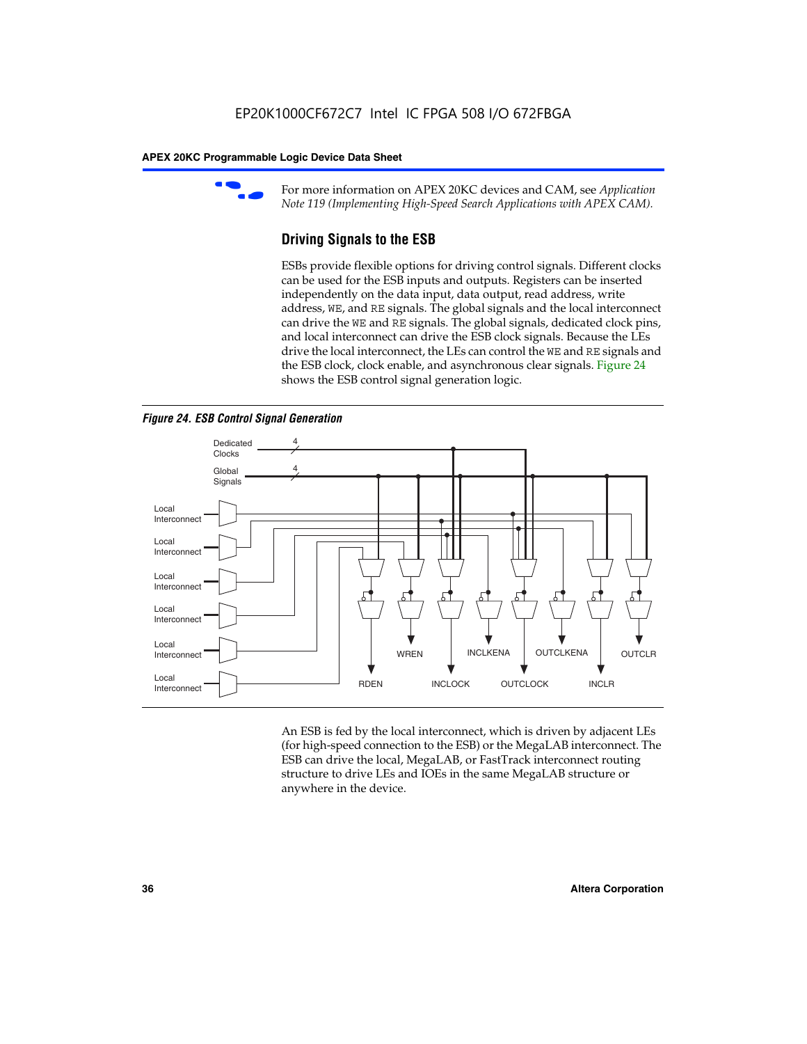For more information on APEX 20KC devices and CAM, see *Application Note 119 (Implementing High-Speed Search Applications with APEX CAM).*

## Driving Signals to the ESB

ESBs provide flexible options for driving control signals. Different clocks can be used for the ESB inputs and outputs. Registers can be inserted independently on the data input, data output, read address, write address, WE, and RE signals. The global signals and the local interconnect can drive the WE and RE signals. The global signals, dedicated clock pins, and local interconnect can drive the ESB clock signals. Because the LEs drive the local interconnect, the LEs can control the WE and RE signals and the ESB clock, clock enable, and asynchronous clear signals. Figure 24 shows the ESB control signal generation logic.

*Figure 24. ESB Control Signal Generation*

Dedicated Clocks 4
Global Signals 4
Local Interconnect
Local Interconnect
Local Interconnect
Local Interconnect
Local Interconnect
Local Interconnect
RDEN WREN INCLOCK INCLKENA OUTCLOCK OUTCLKENA INCLR OUTCLR

An ESB is fed by the local interconnect, which is driven by adjacent LEs (for high-speed connection to the ESB) or the MegaLAB interconnect. The ESB can drive the local, MegaLAB, or FastTrack interconnect routing structure to drive LEs and IOEs in the same MegaLAB structure or anywhere in the device.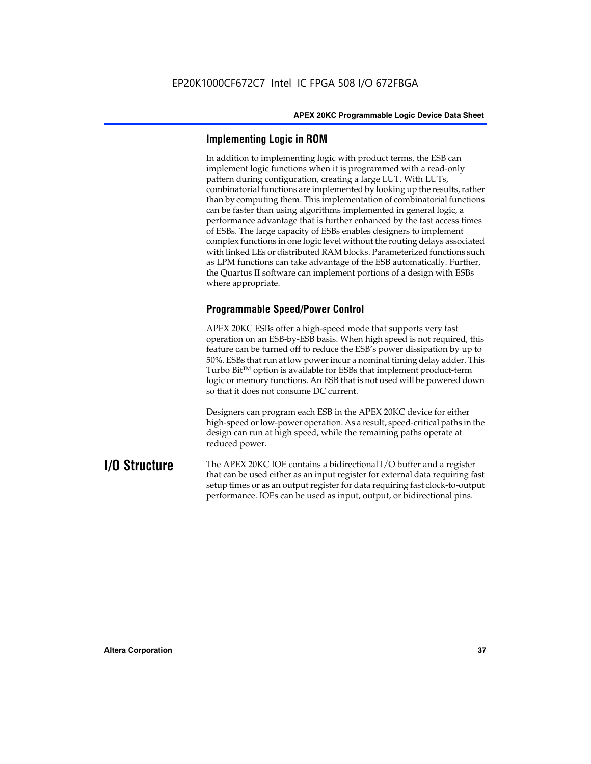### Implementing Logic in ROM

In addition to implementing logic with product terms, the ESB can implement logic functions when it is programmed with a read-only pattern during configuration, creating a large LUT. With LUTs, combinatorial functions are implemented by looking up the results, rather than by computing them. This implementation of combinatorial functions can be faster than using algorithms implemented in general logic, a performance advantage that is further enhanced by the fast access times of ESBs. The large capacity of ESBs enables designers to implement complex functions in one logic level without the routing delays associated with linked LEs or distributed RAM blocks. Parameterized functions such as LPM functions can take advantage of the ESB automatically. Further, the Quartus II software can implement portions of a design with ESBs where appropriate.

### Programmable Speed/Power Control

APEX 20KC ESBs offer a high-speed mode that supports very fast operation on an ESB-by-ESB basis. When high speed is not required, this feature can be turned off to reduce the ESB's power dissipation by up to 50%. ESBs that run at low power incur a nominal timing delay adder. This Turbo Bit™ option is available for ESBs that implement product-term logic or memory functions. An ESB that is not used will be powered down so that it does not consume DC current.

Designers can program each ESB in the APEX 20KC device for either high-speed or low-power operation. As a result, speed-critical paths in the design can run at high speed, while the remaining paths operate at reduced power.

## I/O Structure

The APEX 20KC IOE contains a bidirectional I/O buffer and a register that can be used either as an input register for external data requiring fast setup times or as an output register for data requiring fast clock-to-output performance. IOEs can be used as input, output, or bidirectional pins.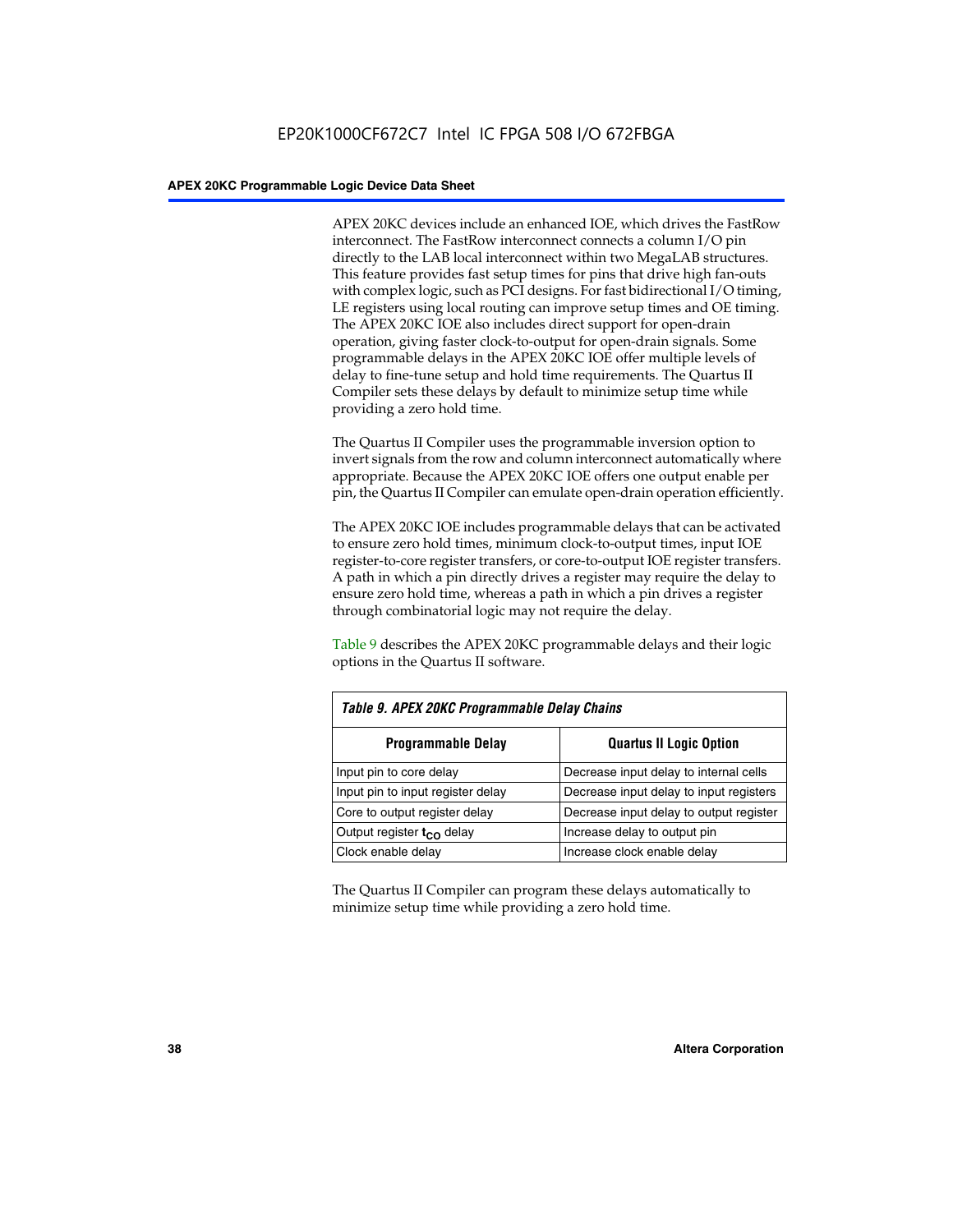APEX 20KC devices include an enhanced IOE, which drives the FastRow interconnect. The FastRow interconnect connects a column I/O pin directly to the LAB local interconnect within two MegaLAB structures. This feature provides fast setup times for pins that drive high fan-outs with complex logic, such as PCI designs. For fast bidirectional I/O timing, LE registers using local routing can improve setup times and OE timing. The APEX 20KC IOE also includes direct support for open-drain operation, giving faster clock-to-output for open-drain signals. Some programmable delays in the APEX 20KC IOE offer multiple levels of delay to fine-tune setup and hold time requirements. The Quartus II Compiler sets these delays by default to minimize setup time while providing a zero hold time.

The Quartus II Compiler uses the programmable inversion option to invert signals from the row and column interconnect automatically where appropriate. Because the APEX 20KC IOE offers one output enable per pin, the Quartus II Compiler can emulate open-drain operation efficiently.

The APEX 20KC IOE includes programmable delays that can be activated to ensure zero hold times, minimum clock-to-output times, input IOE register-to-core register transfers, or core-to-output IOE register transfers. A path in which a pin directly drives a register may require the delay to ensure zero hold time, whereas a path in which a pin drives a register through combinatorial logic may not require the delay.

Table 9 describes the APEX 20KC programmable delays and their logic options in the Quartus II software.

*Table 9. APEX 20KC Programmable Delay Chains*

| Programmable Delay | Quartus II Logic Option |
|---|---|
| Input pin to core delay | Decrease input delay to internal cells |
| Input pin to input register delay | Decrease input delay to input registers |
| Core to output register delay | Decrease input delay to output register |
| Output register $t_{CO}$ delay | Increase delay to output pin |
| Clock enable delay | Increase clock enable delay |

The Quartus II Compiler can program these delays automatically to minimize setup time while providing a zero hold time.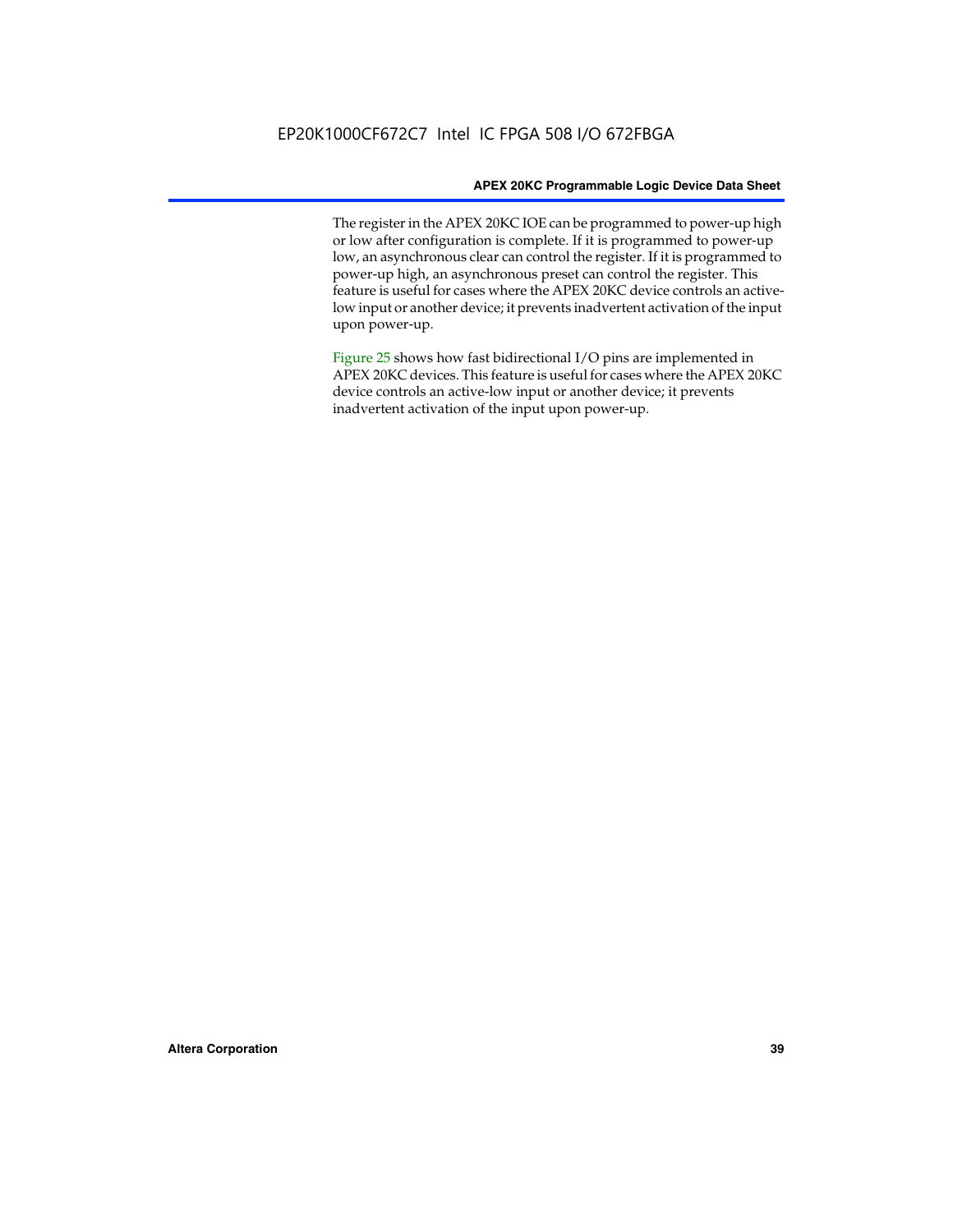The register in the APEX 20KC IOE can be programmed to power-up high or low after configuration is complete. If it is programmed to power-up low, an asynchronous clear can control the register. If it is programmed to power-up high, an asynchronous preset can control the register. This feature is useful for cases where the APEX 20KC device controls an active-low input or another device; it prevents inadvertent activation of the input upon power-up.

Figure 25 shows how fast bidirectional I/O pins are implemented in APEX 20KC devices. This feature is useful for cases where the APEX 20KC device controls an active-low input or another device; it prevents inadvertent activation of the input upon power-up.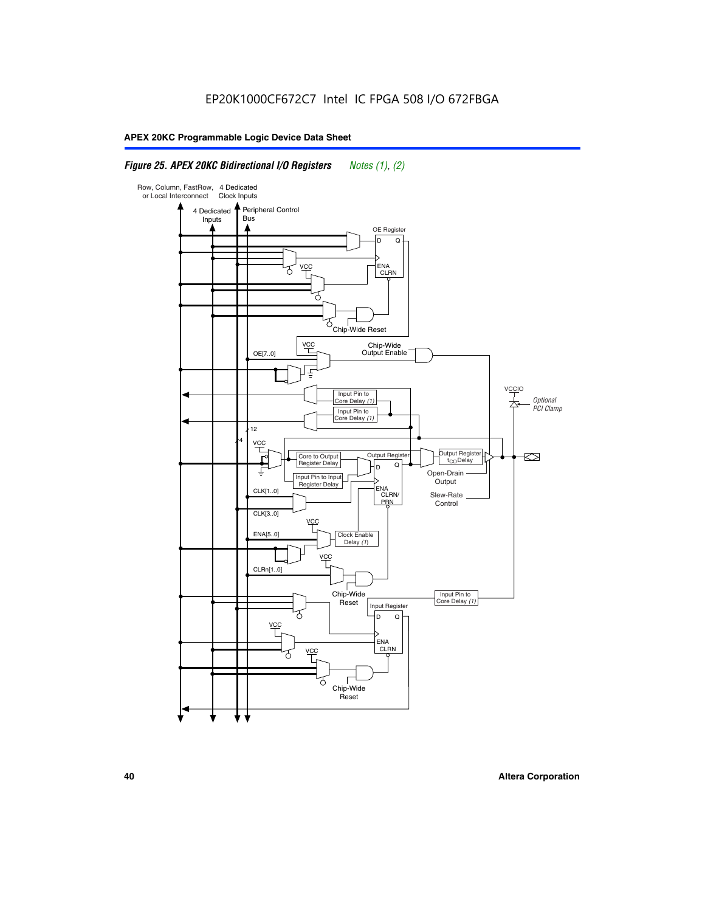EP20K1000CF672C7 Intel IC FPGA 508 I/O 672FBGA

**APEX 20KC Programmable Logic Device Data Sheet**

***Figure 25. APEX 20KC Bidirectional I/O Registers*** *Notes (1), (2)*

Row, Column, FastRow, or Local Interconnect

4 Dedicated Clock Inputs

4 Dedicated Inputs

Peripheral Control Bus

OE Register

D Q

ENA CLRN

VCC

Chip-Wide Reset

VCC

OE[7..0]

Chip-Wide Output Enable

VCCIO

*Optional PCI Clamp*

Input Pin to Core Delay *(1)*

Input Pin to Core Delay *(1)*

12

4

VCC

Core to Output Register Delay

Output Register

Output Register $t_{CO}$ Delay

D Q

Input Pin to Input Register Delay

Open-Drain Output

CLK[1..0]

ENA CLRN/ PRN

Slew-Rate Control

CLK[3..0]

VCC

ENA[5..0]

Clock Enable Delay *(1)*

VCC

CLRn[1..0]

Chip-Wide Reset

Input Pin to Core Delay *(1)*

Input Register

D Q

VCC

ENA CLRN

VCC

Chip-Wide Reset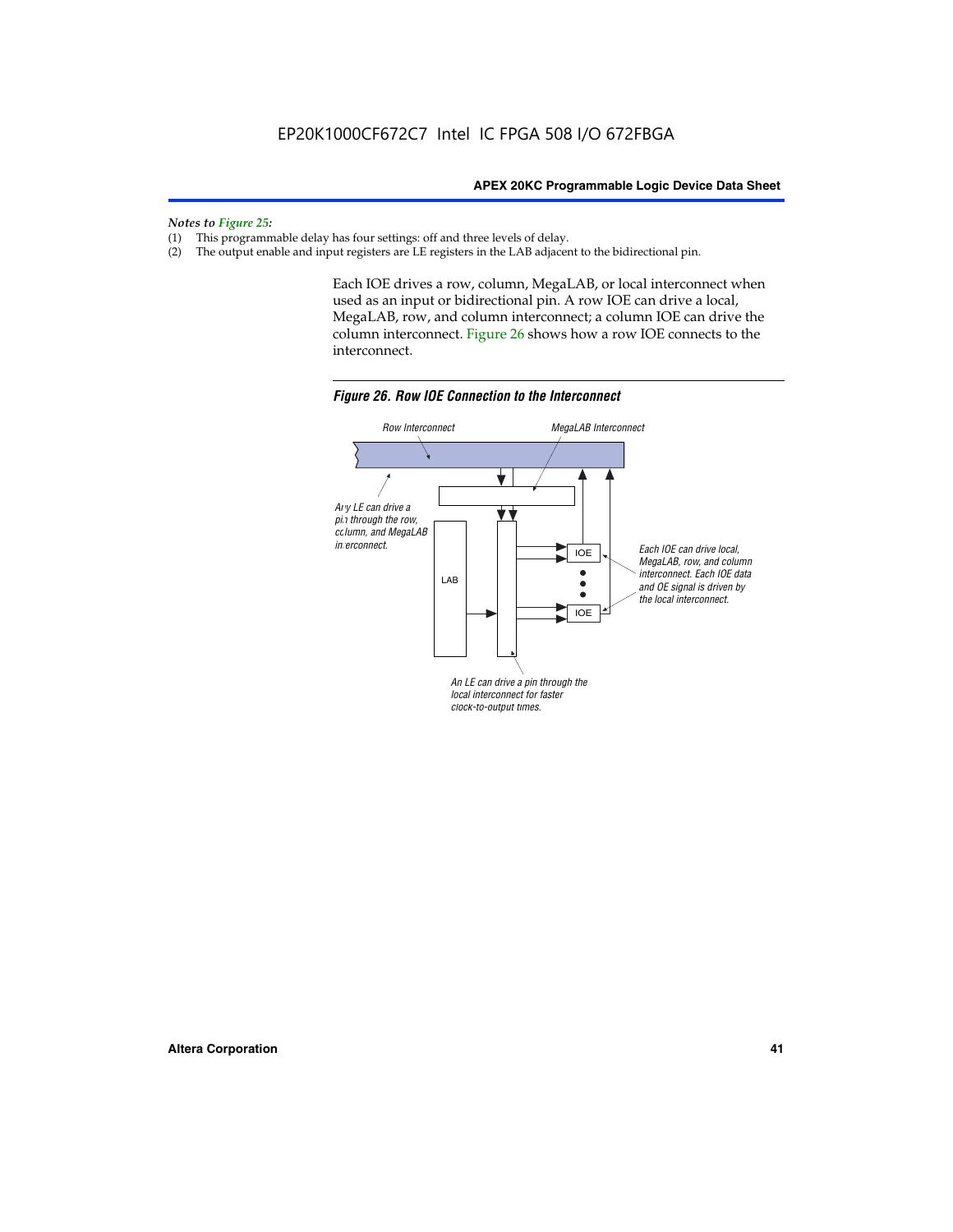*Notes to Figure 25:*

(1) This programmable delay has four settings: off and three levels of delay.
(2) The output enable and input registers are LE registers in the LAB adjacent to the bidirectional pin.

Each IOE drives a row, column, MegaLAB, or local interconnect when used as an input or bidirectional pin. A row IOE can drive a local, MegaLAB, row, and column interconnect; a column IOE can drive the column interconnect. Figure 26 shows how a row IOE connects to the interconnect.

***Figure 26. Row IOE Connection to the Interconnect***

Row Interconnect

MegaLAB Interconnect

Any LE can drive a pin through the row, column, and MegaLAB interconnect.

LAB

IOE

IOE

Each IOE can drive local, MegaLAB, row, and column interconnect. Each IOE data and OE signal is driven by the local interconnect.

An LE can drive a pin through the local interconnect for faster clock-to-output times.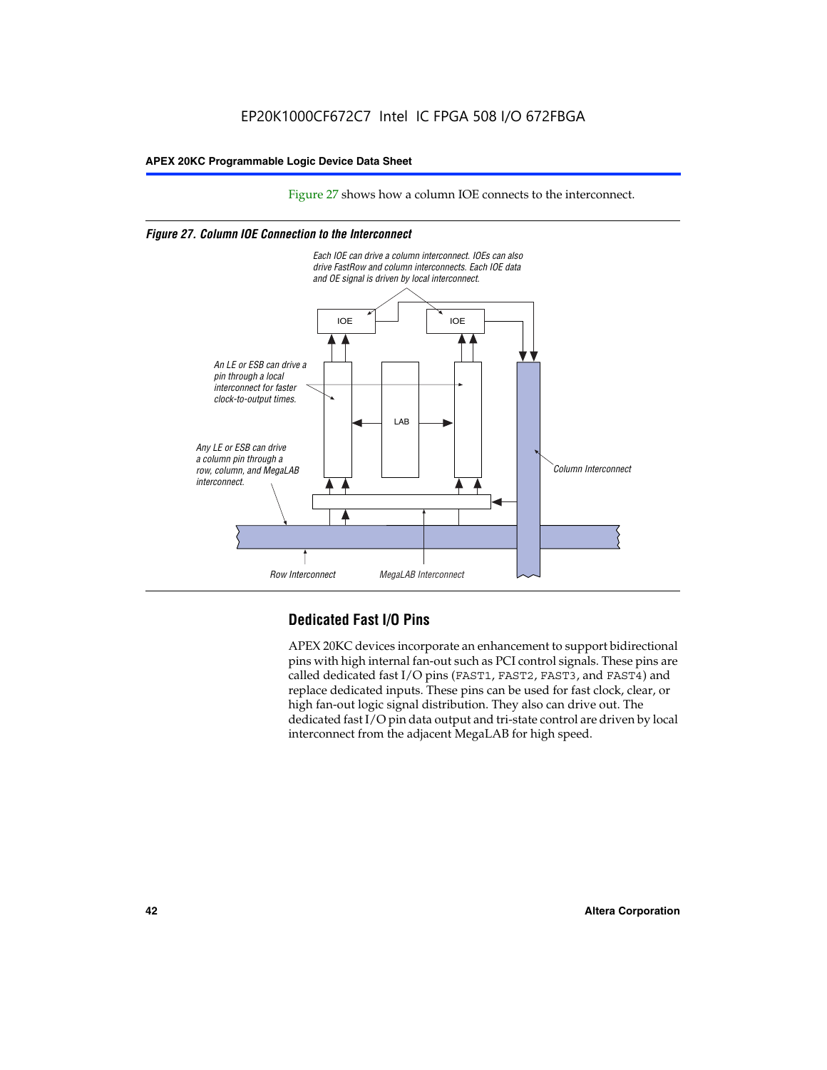Figure 27 shows how a column IOE connects to the interconnect.

*Figure 27. Column IOE Connection to the Interconnect*

*Each IOE can drive a column interconnect. IOEs can also drive FastRow and column interconnects. Each IOE data and OE signal is driven by local interconnect.*

*An LE or ESB can drive a pin through a local interconnect for faster clock-to-output times.*

*Any LE or ESB can drive a column pin through a row, column, and MegaLAB interconnect.*

*Column Interconnect*

*Row Interconnect*

*MegaLAB Interconnect*

## Dedicated Fast I/O Pins

APEX 20KC devices incorporate an enhancement to support bidirectional pins with high internal fan-out such as PCI control signals. These pins are called dedicated fast I/O pins (`FAST1`, `FAST2`, `FAST3`, and `FAST4`) and replace dedicated inputs. These pins can be used for fast clock, clear, or high fan-out logic signal distribution. They also can drive out. The dedicated fast I/O pin data output and tri-state control are driven by local interconnect from the adjacent MegaLAB for high speed.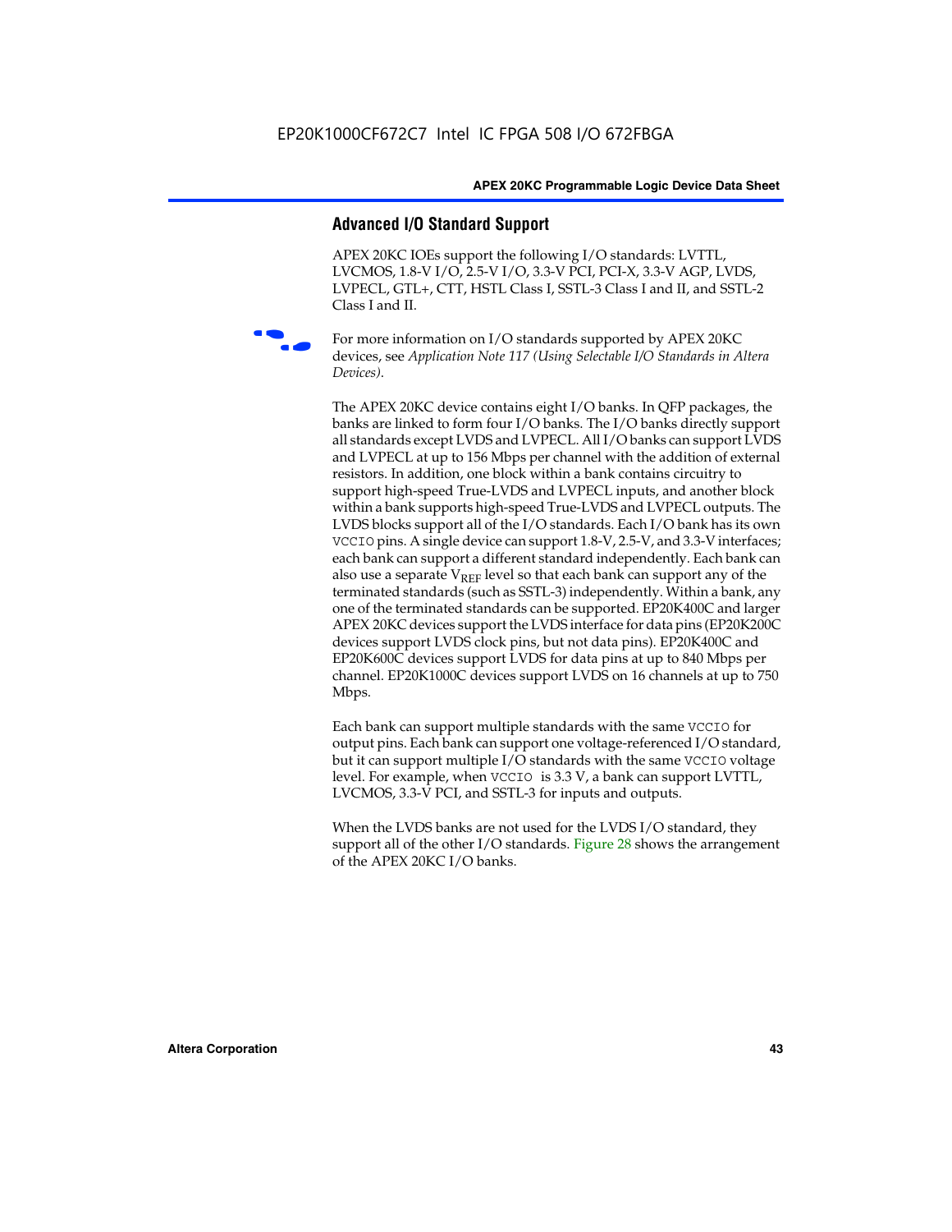## Advanced I/O Standard Support

APEX 20KC IOEs support the following I/O standards: LVTTL, LVCMOS, 1.8-V I/O, 2.5-V I/O, 3.3-V PCI, PCI-X, 3.3-V AGP, LVDS, LVPECL, GTL+, CTT, HSTL Class I, SSTL-3 Class I and II, and SSTL-2 Class I and II.

For more information on I/O standards supported by APEX 20KC devices, see *Application Note 117 (Using Selectable I/O Standards in Altera Devices)*.

The APEX 20KC device contains eight I/O banks. In QFP packages, the banks are linked to form four I/O banks. The I/O banks directly support all standards except LVDS and LVPECL. All I/O banks can support LVDS and LVPECL at up to 156 Mbps per channel with the addition of external resistors. In addition, one block within a bank contains circuitry to support high-speed True-LVDS and LVPECL inputs, and another block within a bank supports high-speed True-LVDS and LVPECL outputs. The LVDS blocks support all of the I/O standards. Each I/O bank has its own VCCIO pins. A single device can support 1.8-V, 2.5-V, and 3.3-V interfaces; each bank can support a different standard independently. Each bank can also use a separate $V_{REF}$ level so that each bank can support any of the terminated standards (such as SSTL-3) independently. Within a bank, any one of the terminated standards can be supported. EP20K400C and larger APEX 20KC devices support the LVDS interface for data pins (EP20K200C devices support LVDS clock pins, but not data pins). EP20K400C and EP20K600C devices support LVDS for data pins at up to 840 Mbps per channel. EP20K1000C devices support LVDS on 16 channels at up to 750 Mbps.

Each bank can support multiple standards with the same VCCIO for output pins. Each bank can support one voltage-referenced I/O standard, but it can support multiple I/O standards with the same VCCIO voltage level. For example, when VCCIO is 3.3 V, a bank can support LVTTL, LVCMOS, 3.3-V PCI, and SSTL-3 for inputs and outputs.

When the LVDS banks are not used for the LVDS I/O standard, they support all of the other I/O standards. Figure 28 shows the arrangement of the APEX 20KC I/O banks.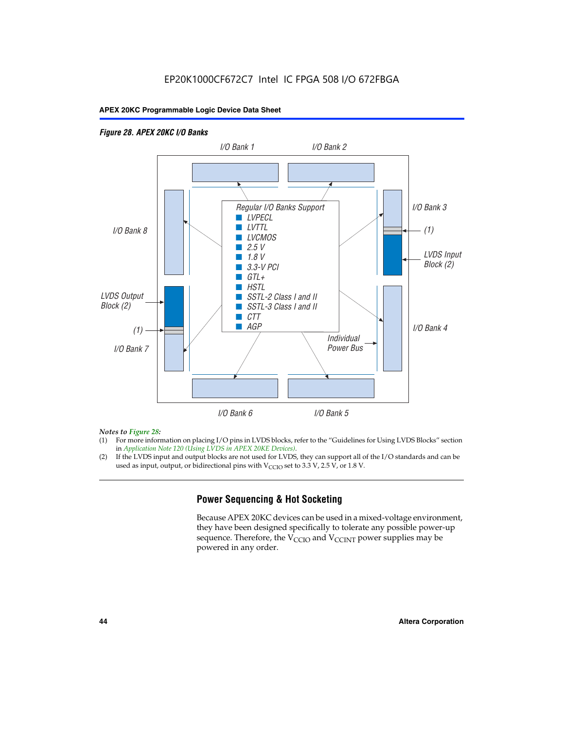*Figure 28. APEX 20KC I/O Banks*

I/O Bank 1

I/O Bank 2

I/O Bank 3

(1)

LVDS Input Block (2)

I/O Bank 4

I/O Bank 5

I/O Bank 6

I/O Bank 7

(1)

LVDS Output Block (2)

I/O Bank 8

Individual Power Bus

Regular I/O Banks Support

- LVPECL
- LVTTL
- LVCMOS
- 2.5 V
- 1.8 V
- 3.3-V PCI
- GTL+
- HSTL
- SSTL-2 Class I and II
- SSTL-3 Class I and II
- CTT
- AGP

*Notes to Figure 28:*

(1) For more information on placing I/O pins in LVDS blocks, refer to the "Guidelines for Using LVDS Blocks" section in *Application Note 120 (Using LVDS in APEX 20KE Devices)*.

(2) If the LVDS input and output blocks are not used for LVDS, they can support all of the I/O standards and can be used as input, output, or bidirectional pins with $V_{CCIO}$ set to 3.3 V, 2.5 V, or 1.8 V.

## Power Sequencing & Hot Socketing

Because APEX 20KC devices can be used in a mixed-voltage environment, they have been designed specifically to tolerate any possible power-up sequence. Therefore, the $V_{CCIO}$ and $V_{CCINT}$ power supplies may be powered in any order.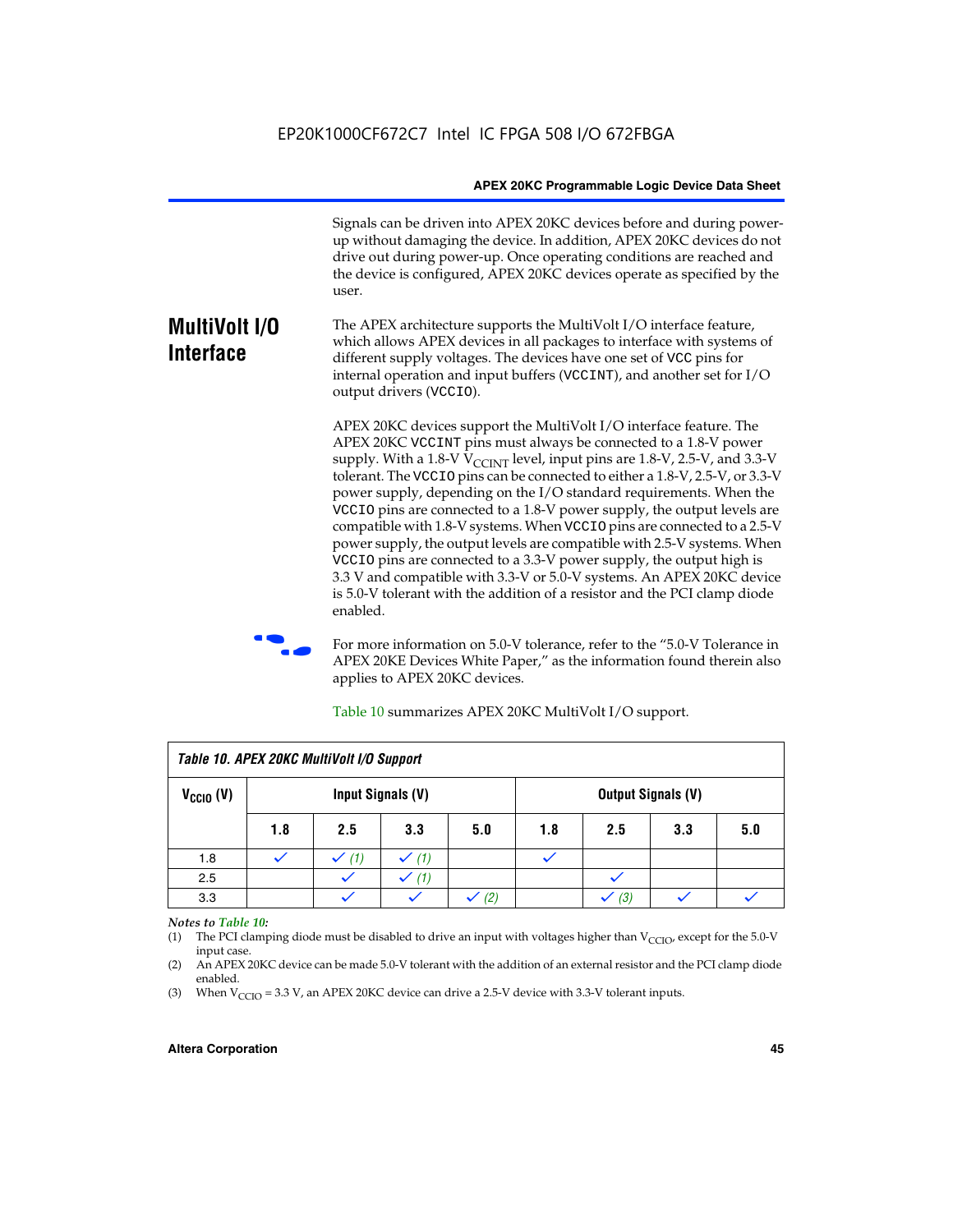Signals can be driven into APEX 20KC devices before and during power-up without damaging the device. In addition, APEX 20KC devices do not drive out during power-up. Once operating conditions are reached and the device is configured, APEX 20KC devices operate as specified by the user.

## MultiVolt I/O Interface

The APEX architecture supports the MultiVolt I/O interface feature, which allows APEX devices in all packages to interface with systems of different supply voltages. The devices have one set of VCC pins for internal operation and input buffers (VCCINT), and another set for I/O output drivers (VCCIO).

APEX 20KC devices support the MultiVolt I/O interface feature. The APEX 20KC VCCINT pins must always be connected to a 1.8-V power supply. With a 1.8-V $V_{CCINT}$ level, input pins are 1.8-V, 2.5-V, and 3.3-V tolerant. The VCCIO pins can be connected to either a 1.8-V, 2.5-V, or 3.3-V power supply, depending on the I/O standard requirements. When the VCCIO pins are connected to a 1.8-V power supply, the output levels are compatible with 1.8-V systems. When VCCIO pins are connected to a 2.5-V power supply, the output levels are compatible with 2.5-V systems. When VCCIO pins are connected to a 3.3-V power supply, the output high is 3.3 V and compatible with 3.3-V or 5.0-V systems. An APEX 20KC device is 5.0-V tolerant with the addition of a resistor and the PCI clamp diode enabled.

For more information on 5.0-V tolerance, refer to the "5.0-V Tolerance in APEX 20KE Devices White Paper," as the information found therein also applies to APEX 20KC devices.

Table 10 summarizes APEX 20KC MultiVolt I/O support.

*Table 10. APEX 20KC MultiVolt I/O Support*

| $V_{CCIO}$ (V) | Input Signals (V) | | | | Output Signals (V) | | | |
|---|---|---|---|---|---|---|---|---|
| | 1.8 | 2.5 | 3.3 | 5.0 | 1.8 | 2.5 | 3.3 | 5.0 |
| 1.8 | ✓ | ✓ (1) | ✓ (1) | | ✓ | | | |
| 2.5 | | ✓ | ✓ (1) | | | ✓ | | |
| 3.3 | | ✓ | ✓ | ✓ (2) | | ✓ (3) | ✓ | ✓ |

*Notes to Table 10:*

(1) The PCI clamping diode must be disabled to drive an input with voltages higher than $V_{CCIO}$, except for the 5.0-V input case.

(2) An APEX 20KC device can be made 5.0-V tolerant with the addition of an external resistor and the PCI clamp diode enabled.

(3) When $V_{CCIO}$ = 3.3 V, an APEX 20KC device can drive a 2.5-V device with 3.3-V tolerant inputs.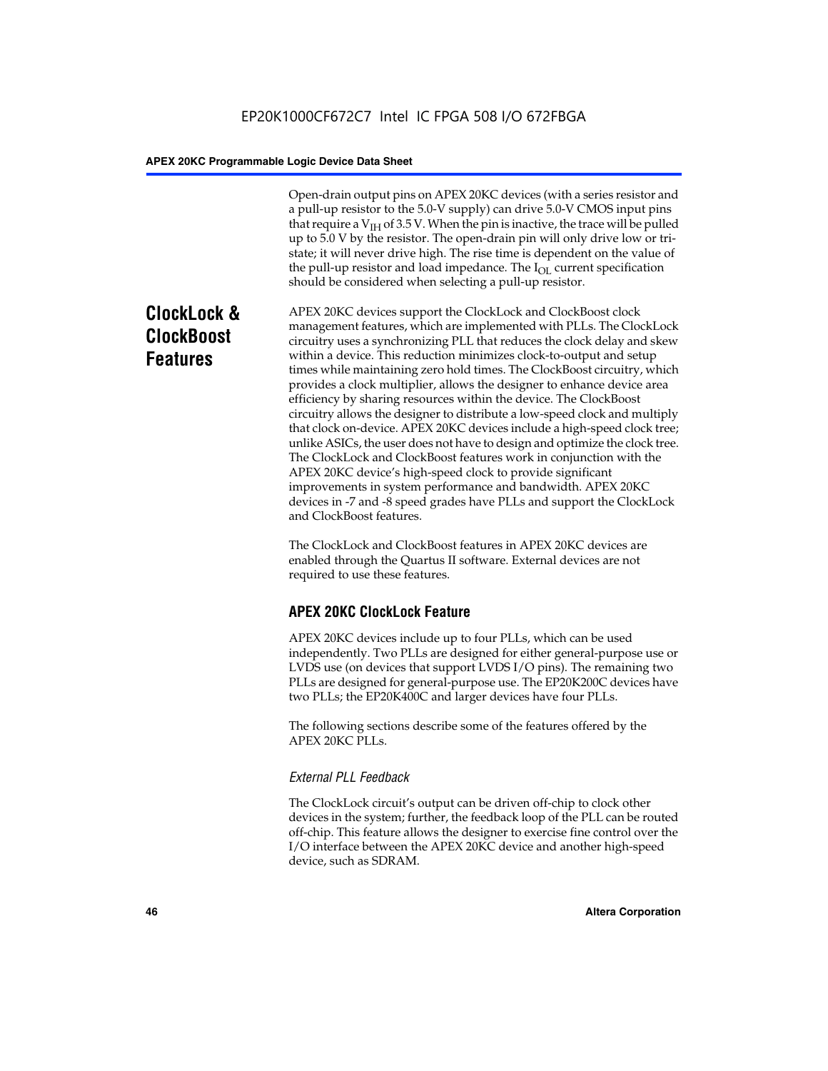Open-drain output pins on APEX 20KC devices (with a series resistor and a pull-up resistor to the 5.0-V supply) can drive 5.0-V CMOS input pins that require a $V_{IH}$ of 3.5 V. When the pin is inactive, the trace will be pulled up to 5.0 V by the resistor. The open-drain pin will only drive low or tri-state; it will never drive high. The rise time is dependent on the value of the pull-up resistor and load impedance. The $I_{OL}$ current specification should be considered when selecting a pull-up resistor.

## ClockLock & ClockBoost Features

APEX 20KC devices support the ClockLock and ClockBoost clock management features, which are implemented with PLLs. The ClockLock circuitry uses a synchronizing PLL that reduces the clock delay and skew within a device. This reduction minimizes clock-to-output and setup times while maintaining zero hold times. The ClockBoost circuitry, which provides a clock multiplier, allows the designer to enhance device area efficiency by sharing resources within the device. The ClockBoost circuitry allows the designer to distribute a low-speed clock and multiply that clock on-device. APEX 20KC devices include a high-speed clock tree; unlike ASICs, the user does not have to design and optimize the clock tree. The ClockLock and ClockBoost features work in conjunction with the APEX 20KC device's high-speed clock to provide significant improvements in system performance and bandwidth. APEX 20KC devices in -7 and -8 speed grades have PLLs and support the ClockLock and ClockBoost features.

The ClockLock and ClockBoost features in APEX 20KC devices are enabled through the Quartus II software. External devices are not required to use these features.

### APEX 20KC ClockLock Feature

APEX 20KC devices include up to four PLLs, which can be used independently. Two PLLs are designed for either general-purpose use or LVDS use (on devices that support LVDS I/O pins). The remaining two PLLs are designed for general-purpose use. The EP20K200C devices have two PLLs; the EP20K400C and larger devices have four PLLs.

The following sections describe some of the features offered by the APEX 20KC PLLs.

#### *External PLL Feedback*

The ClockLock circuit's output can be driven off-chip to clock other devices in the system; further, the feedback loop of the PLL can be routed off-chip. This feature allows the designer to exercise fine control over the I/O interface between the APEX 20KC device and another high-speed device, such as SDRAM.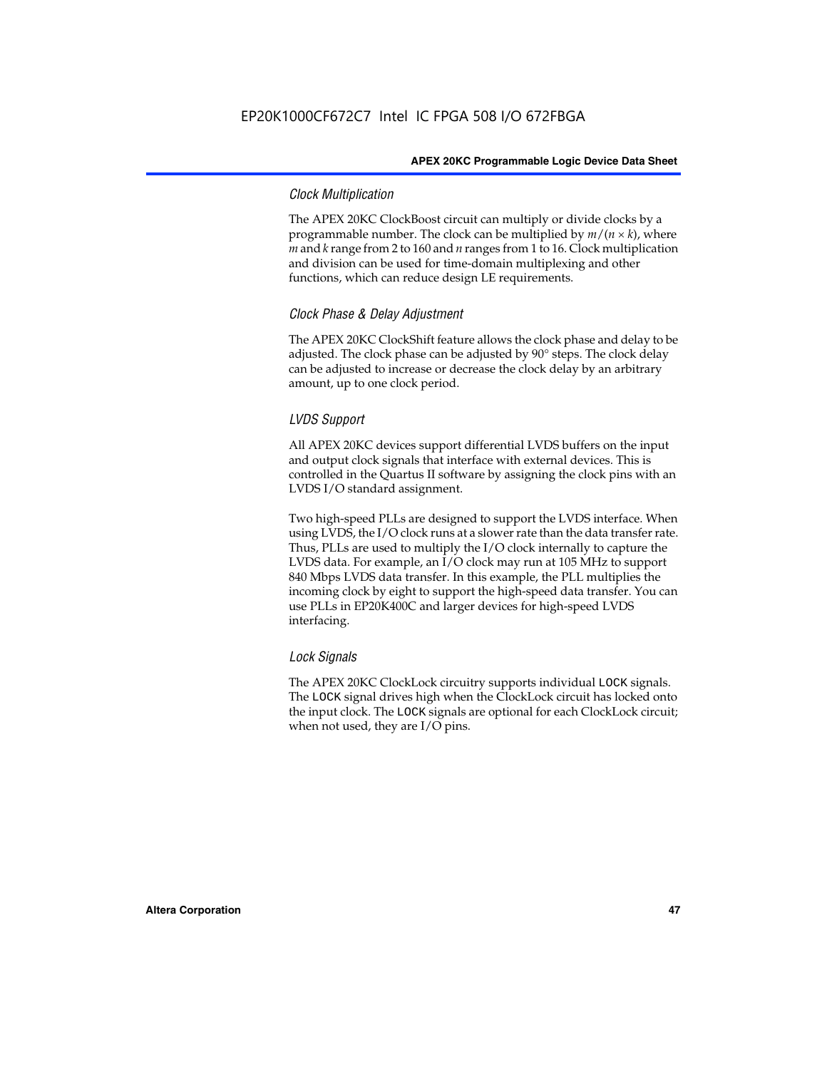### *Clock Multiplication*

The APEX 20KC ClockBoost circuit can multiply or divide clocks by a programmable number. The clock can be multiplied by $m/(n \times k)$, where $m$ and $k$ range from 2 to 160 and $n$ ranges from 1 to 16. Clock multiplication and division can be used for time-domain multiplexing and other functions, which can reduce design LE requirements.

### *Clock Phase & Delay Adjustment*

The APEX 20KC ClockShift feature allows the clock phase and delay to be adjusted. The clock phase can be adjusted by 90° steps. The clock delay can be adjusted to increase or decrease the clock delay by an arbitrary amount, up to one clock period.

### *LVDS Support*

All APEX 20KC devices support differential LVDS buffers on the input and output clock signals that interface with external devices. This is controlled in the Quartus II software by assigning the clock pins with an LVDS I/O standard assignment.

Two high-speed PLLs are designed to support the LVDS interface. When using LVDS, the I/O clock runs at a slower rate than the data transfer rate. Thus, PLLs are used to multiply the I/O clock internally to capture the LVDS data. For example, an I/O clock may run at 105 MHz to support 840 Mbps LVDS data transfer. In this example, the PLL multiplies the incoming clock by eight to support the high-speed data transfer. You can use PLLs in EP20K400C and larger devices for high-speed LVDS interfacing.

### *Lock Signals*

The APEX 20KC ClockLock circuitry supports individual `LOCK` signals. The `LOCK` signal drives high when the ClockLock circuit has locked onto the input clock. The `LOCK` signals are optional for each ClockLock circuit; when not used, they are I/O pins.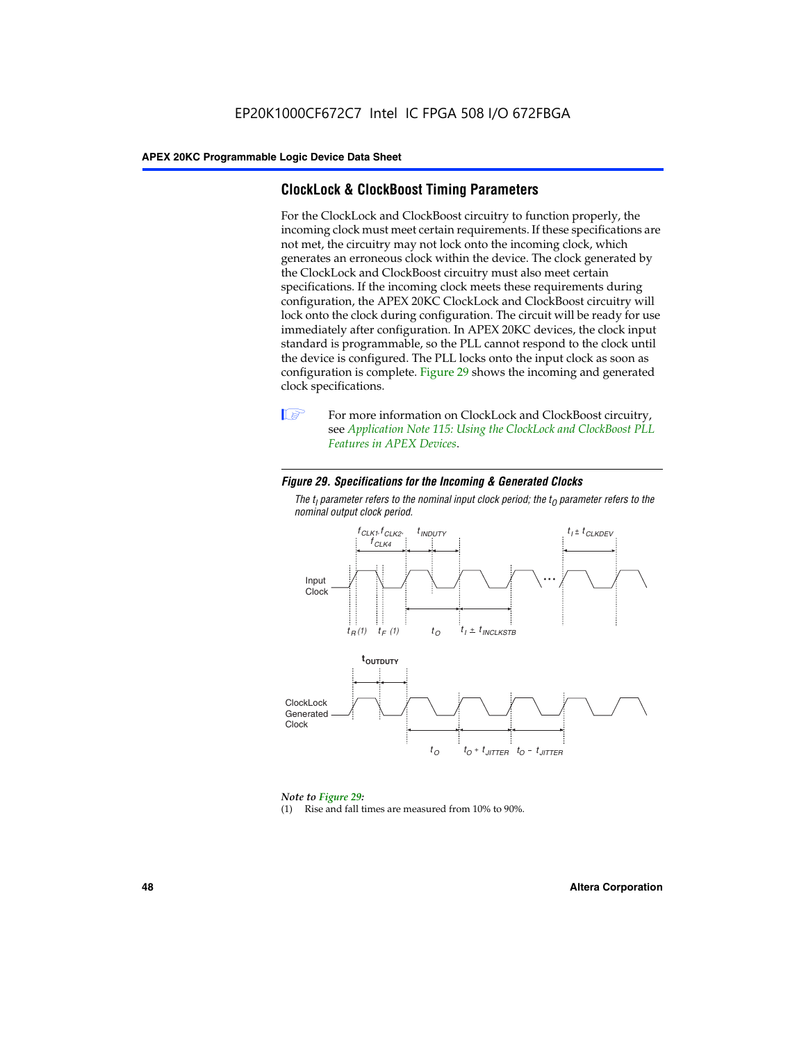EP20K1000CF672C7 Intel IC FPGA 508 I/O 672FBGA

## ClockLock & ClockBoost Timing Parameters

For the ClockLock and ClockBoost circuitry to function properly, the incoming clock must meet certain requirements. If these specifications are not met, the circuitry may not lock onto the incoming clock, which generates an erroneous clock within the device. The clock generated by the ClockLock and ClockBoost circuitry must also meet certain specifications. If the incoming clock meets these requirements during configuration, the APEX 20KC ClockLock and ClockBoost circuitry will lock onto the clock during configuration. The circuit will be ready for use immediately after configuration. In APEX 20KC devices, the clock input standard is programmable, so the PLL cannot respond to the clock until the device is configured. The PLL locks onto the input clock as soon as configuration is complete. Figure 29 shows the incoming and generated clock specifications.

For more information on ClockLock and ClockBoost circuitry, see *Application Note 115: Using the ClockLock and ClockBoost PLL Features in APEX Devices*.

***Figure 29. Specifications for the Incoming & Generated Clocks***

*The $t_I$ parameter refers to the nominal input clock period; the $t_O$ parameter refers to the nominal output clock period.*

$f_{CLK1}$, $f_{CLK2}$, $f_{CLK4}$ | $t_{INDUTY}$ | $t_I \pm t_{CLKDEV}$

Input Clock

$t_R$ (1) | $t_F$ (1) | $t_O$ | $t_I \pm t_{INCLKSTB}$

$t_{OUTDUTY}$

ClockLock Generated Clock

$t_O$ | $t_O + t_{JITTER}$ | $t_O - t_{JITTER}$

*Note to Figure 29:*

(1) Rise and fall times are measured from 10% to 90%.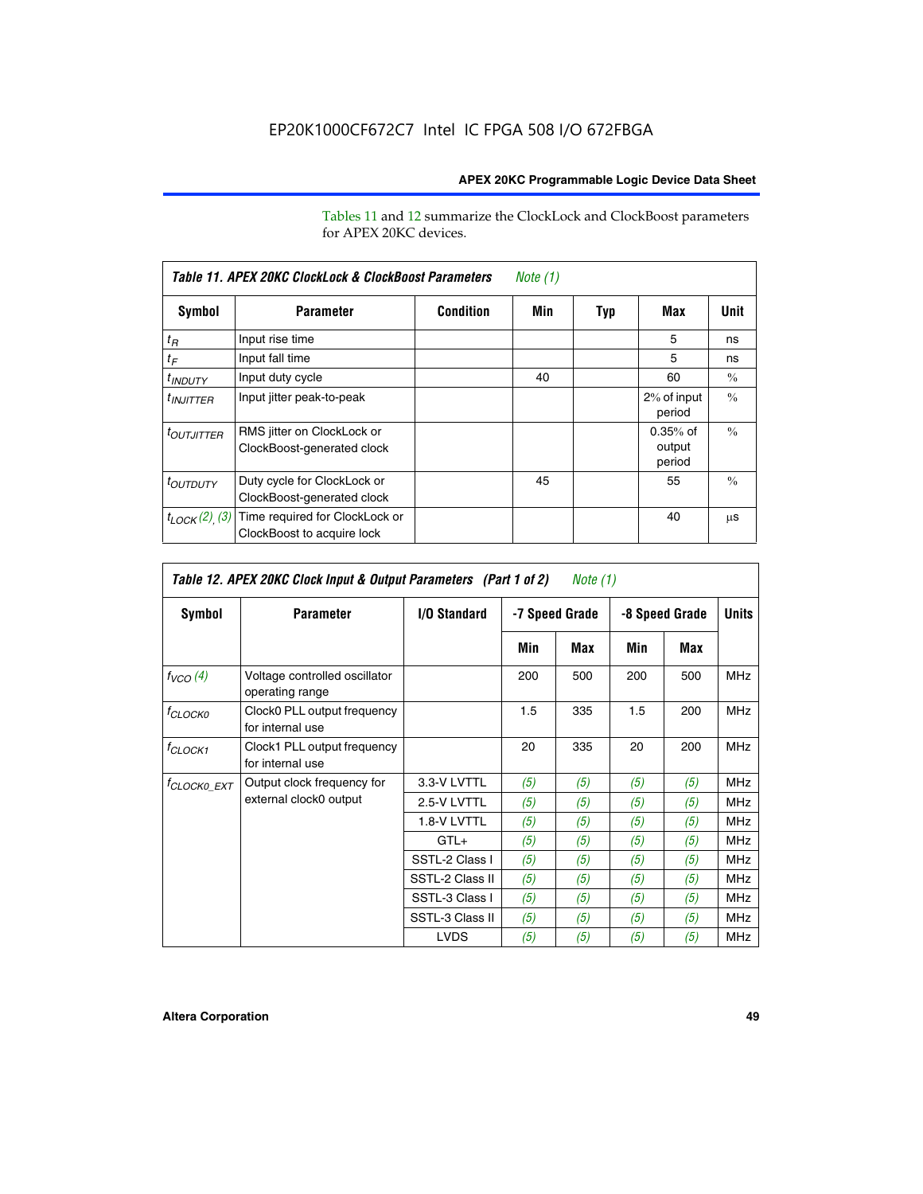EP20K1000CF672C7 Intel IC FPGA 508 I/O 672FBGA

Tables 11 and 12 summarize the ClockLock and ClockBoost parameters for APEX 20KC devices.

**Table 11. APEX 20KC ClockLock & ClockBoost Parameters** *Note (1)*

| Symbol | Parameter | Condition | Min | Typ | Max | Unit |
|---|---|---|---|---|---|---|
| $t_R$ | Input rise time | | | | 5 | ns |
| $t_F$ | Input fall time | | | | 5 | ns |
| $t_{INDUTY}$ | Input duty cycle | | 40 | | 60 | % |
| $t_{INJITTER}$ | Input jitter peak-to-peak | | | | 2% of input period | % |
| $t_{OUTJITTER}$ | RMS jitter on ClockLock or ClockBoost-generated clock | | | | 0.35% of output period | % |
| $t_{OUTDUTY}$ | Duty cycle for ClockLock or ClockBoost-generated clock | | 45 | | 55 | % |
| $t_{LOCK}$ *(2), (3)* | Time required for ClockLock or ClockBoost to acquire lock | | | | 40 | µs |

**Table 12. APEX 20KC Clock Input & Output Parameters (Part 1 of 2)** *Note (1)*

| Symbol | Parameter | I/O Standard | -7 Speed Grade | | -8 Speed Grade | | Units |
|---|---|---|---|---|---|---|---|
| | | | Min | Max | Min | Max | |
| $f_{VCO}$ *(4)* | Voltage controlled oscillator operating range | | 200 | 500 | 200 | 500 | MHz |
| $f_{CLOCK0}$ | Clock0 PLL output frequency for internal use | | 1.5 | 335 | 1.5 | 200 | MHz |
| $f_{CLOCK1}$ | Clock1 PLL output frequency for internal use | | 20 | 335 | 20 | 200 | MHz |
| $f_{CLOCK0\_EXT}$ | Output clock frequency for external clock0 output | 3.3-V LVTTL | *(5)* | *(5)* | *(5)* | *(5)* | MHz |
| | | 2.5-V LVTTL | *(5)* | *(5)* | *(5)* | *(5)* | MHz |
| | | 1.8-V LVTTL | *(5)* | *(5)* | *(5)* | *(5)* | MHz |
| | | GTL+ | *(5)* | *(5)* | *(5)* | *(5)* | MHz |
| | | SSTL-2 Class I | *(5)* | *(5)* | *(5)* | *(5)* | MHz |
| | | SSTL-2 Class II | *(5)* | *(5)* | *(5)* | *(5)* | MHz |
| | | SSTL-3 Class I | *(5)* | *(5)* | *(5)* | *(5)* | MHz |
| | | SSTL-3 Class II | *(5)* | *(5)* | *(5)* | *(5)* | MHz |
| | | LVDS | *(5)* | *(5)* | *(5)* | *(5)* | MHz |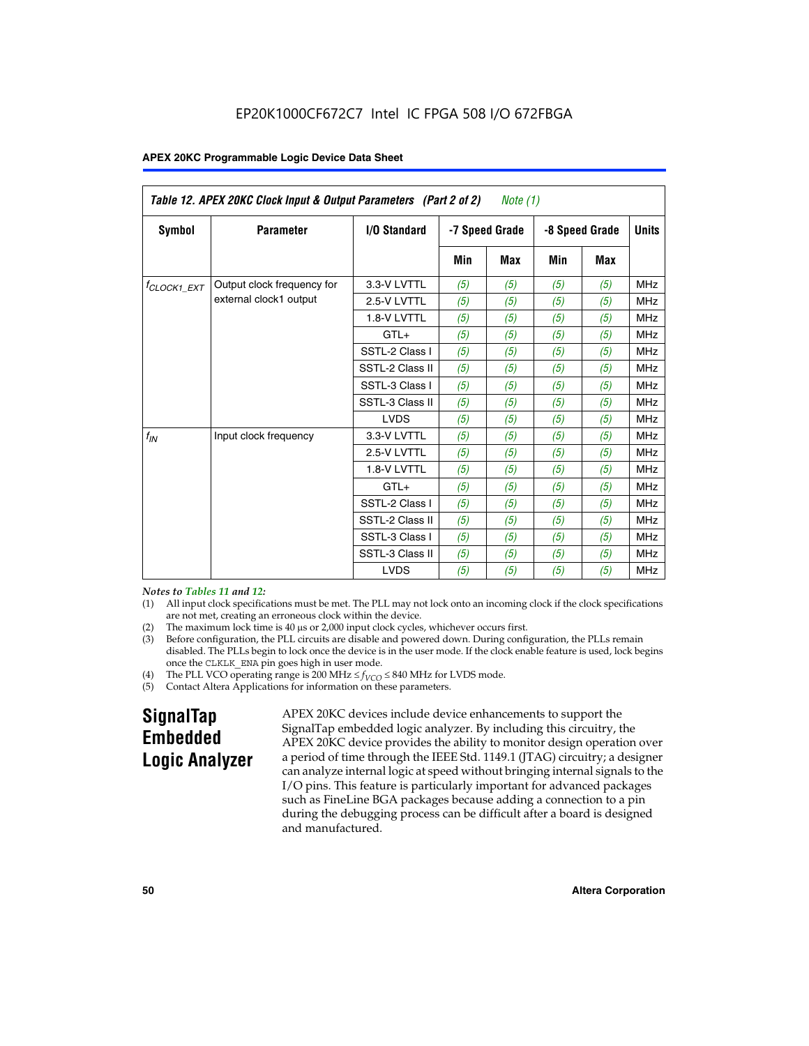EP20K1000CF672C7 Intel IC FPGA 508 I/O 672FBGA

| Table 12. APEX 20KC Clock Input & Output Parameters (Part 2 of 2) Note (1) | | | | | | | |
|---|---|---|---|---|---|---|---|
| Symbol | Parameter | I/O Standard | -7 Speed Grade | | -8 Speed Grade | | Units |
| | | | Min | Max | Min | Max | |
| $f_{CLOCK1\_EXT}$ | Output clock frequency for external clock1 output | 3.3-V LVTTL | (5) | (5) | (5) | (5) | MHz |
| | | 2.5-V LVTTL | (5) | (5) | (5) | (5) | MHz |
| | | 1.8-V LVTTL | (5) | (5) | (5) | (5) | MHz |
| | | GTL+ | (5) | (5) | (5) | (5) | MHz |
| | | SSTL-2 Class I | (5) | (5) | (5) | (5) | MHz |
| | | SSTL-2 Class II | (5) | (5) | (5) | (5) | MHz |
| | | SSTL-3 Class I | (5) | (5) | (5) | (5) | MHz |
| | | SSTL-3 Class II | (5) | (5) | (5) | (5) | MHz |
| | | LVDS | (5) | (5) | (5) | (5) | MHz |
| $f_{IN}$ | Input clock frequency | 3.3-V LVTTL | (5) | (5) | (5) | (5) | MHz |
| | | 2.5-V LVTTL | (5) | (5) | (5) | (5) | MHz |
| | | 1.8-V LVTTL | (5) | (5) | (5) | (5) | MHz |
| | | GTL+ | (5) | (5) | (5) | (5) | MHz |
| | | SSTL-2 Class I | (5) | (5) | (5) | (5) | MHz |
| | | SSTL-2 Class II | (5) | (5) | (5) | (5) | MHz |
| | | SSTL-3 Class I | (5) | (5) | (5) | (5) | MHz |
| | | SSTL-3 Class II | (5) | (5) | (5) | (5) | MHz |
| | | LVDS | (5) | (5) | (5) | (5) | MHz |

*Notes to Tables 11 and 12:*

(1) All input clock specifications must be met. The PLL may not lock onto an incoming clock if the clock specifications are not met, creating an erroneous clock within the device.

(2) The maximum lock time is 40 µs or 2,000 input clock cycles, whichever occurs first.

(3) Before configuration, the PLL circuits are disable and powered down. During configuration, the PLLs remain disabled. The PLLs begin to lock once the device is in the user mode. If the clock enable feature is used, lock begins once the CLKLK_ENA pin goes high in user mode.

(4) The PLL VCO operating range is 200 MHz ≤ $f_{VCO}$ ≤ 840 MHz for LVDS mode.

(5) Contact Altera Applications for information on these parameters.

## SignalTap Embedded Logic Analyzer

APEX 20KC devices include device enhancements to support the SignalTap embedded logic analyzer. By including this circuitry, the APEX 20KC device provides the ability to monitor design operation over a period of time through the IEEE Std. 1149.1 (JTAG) circuitry; a designer can analyze internal logic at speed without bringing internal signals to the I/O pins. This feature is particularly important for advanced packages such as FineLine BGA packages because adding a connection to a pin during the debugging process can be difficult after a board is designed and manufactured.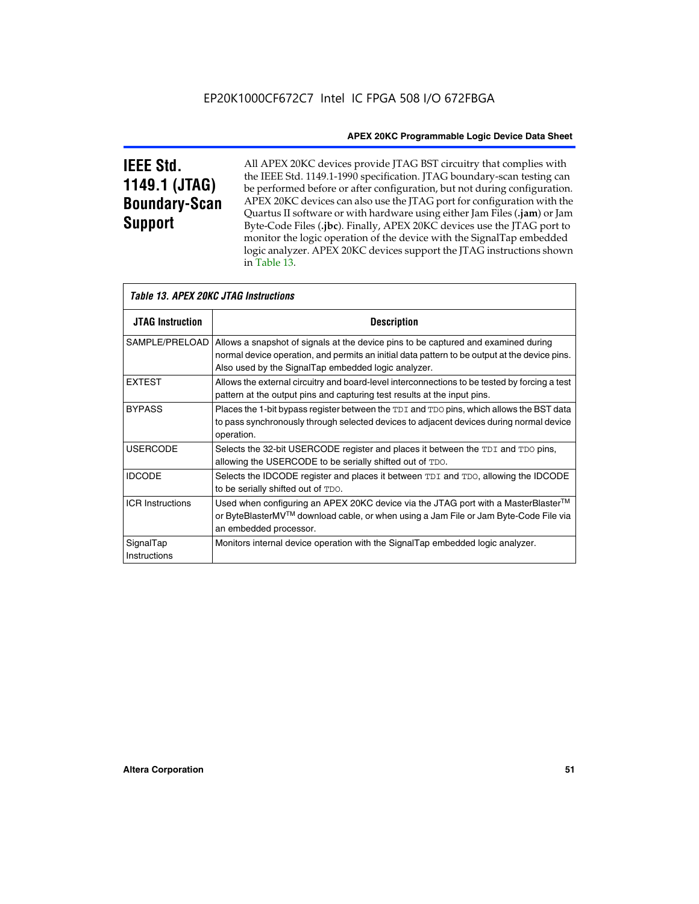## IEEE Std. 1149.1 (JTAG) Boundary-Scan Support

All APEX 20KC devices provide JTAG BST circuitry that complies with the IEEE Std. 1149.1-1990 specification. JTAG boundary-scan testing can be performed before or after configuration, but not during configuration. APEX 20KC devices can also use the JTAG port for configuration with the Quartus II software or with hardware using either Jam Files (**.jam**) or Jam Byte-Code Files (**.jbc**). Finally, APEX 20KC devices use the JTAG port to monitor the logic operation of the device with the SignalTap embedded logic analyzer. APEX 20KC devices support the JTAG instructions shown in Table 13.

*Table 13. APEX 20KC JTAG Instructions*

| JTAG Instruction | Description |
|---|---|
| SAMPLE/PRELOAD | Allows a snapshot of signals at the device pins to be captured and examined during normal device operation, and permits an initial data pattern to be output at the device pins. Also used by the SignalTap embedded logic analyzer. |
| EXTEST | Allows the external circuitry and board-level interconnections to be tested by forcing a test pattern at the output pins and capturing test results at the input pins. |
| BYPASS | Places the 1-bit bypass register between the TDI and TDO pins, which allows the BST data to pass synchronously through selected devices to adjacent devices during normal device operation. |
| USERCODE | Selects the 32-bit USERCODE register and places it between the TDI and TDO pins, allowing the USERCODE to be serially shifted out of TDO. |
| IDCODE | Selects the IDCODE register and places it between TDI and TDO, allowing the IDCODE to be serially shifted out of TDO. |
| ICR Instructions | Used when configuring an APEX 20KC device via the JTAG port with a MasterBlaster™ or ByteBlasterMV™ download cable, or when using a Jam File or Jam Byte-Code File via an embedded processor. |
| SignalTap Instructions | Monitors internal device operation with the SignalTap embedded logic analyzer. |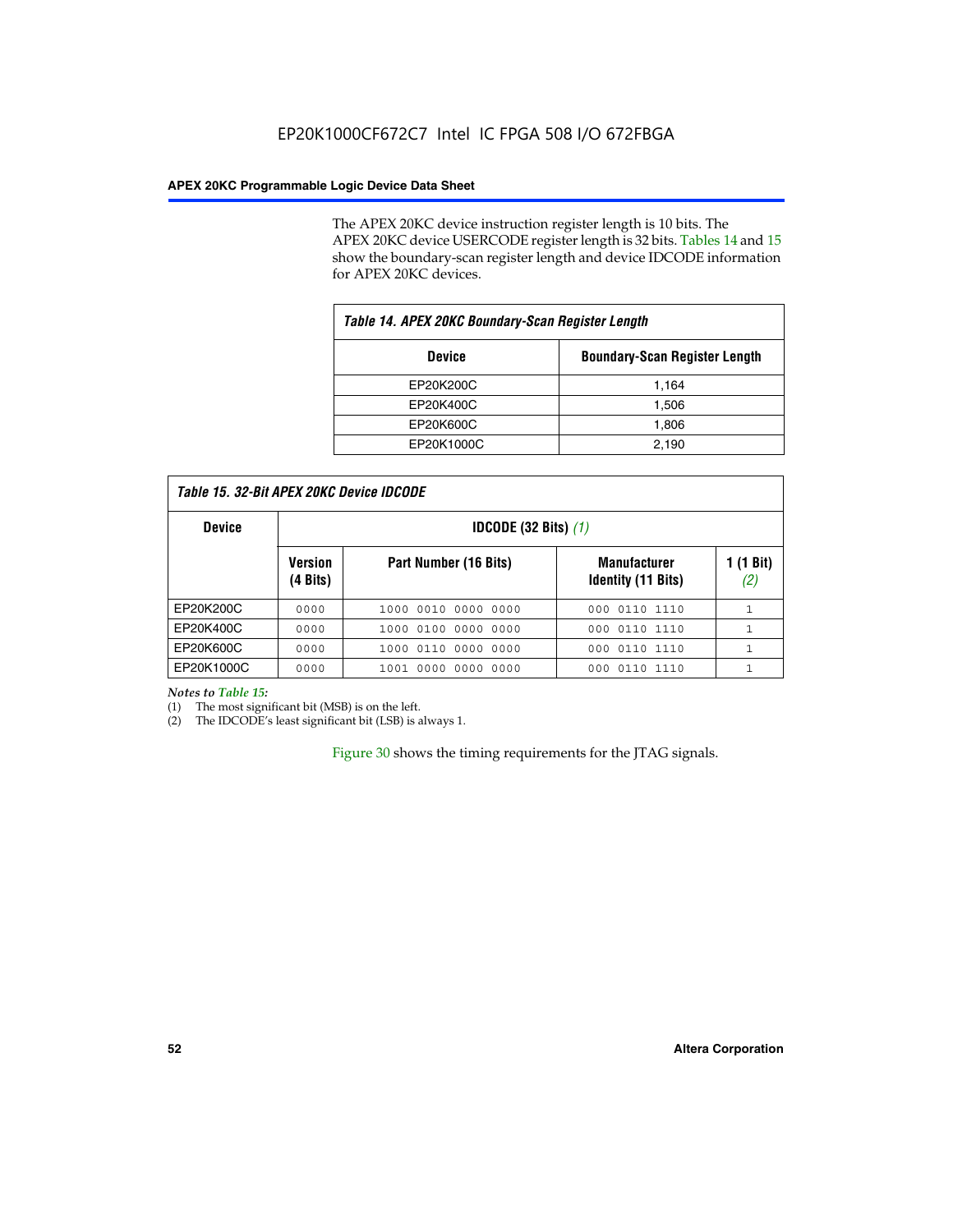The APEX 20KC device instruction register length is 10 bits. The APEX 20KC device USERCODE register length is 32 bits. Tables 14 and 15 show the boundary-scan register length and device IDCODE information for APEX 20KC devices.

**Table 14. APEX 20KC Boundary-Scan Register Length**

| Device | Boundary-Scan Register Length |
|---|---|
| EP20K200C | 1,164 |
| EP20K400C | 1,506 |
| EP20K600C | 1,806 |
| EP20K1000C | 2,190 |

**Table 15. 32-Bit APEX 20KC Device IDCODE**

| Device | IDCODE (32 Bits) *(1)* | | | |
|---|---|---|---|---|
| | Version (4 Bits) | Part Number (16 Bits) | Manufacturer Identity (11 Bits) | 1 (1 Bit) *(2)* |
| EP20K200C | 0000 | 1000 0010 0000 0000 | 000 0110 1110 | 1 |
| EP20K400C | 0000 | 1000 0100 0000 0000 | 000 0110 1110 | 1 |
| EP20K600C | 0000 | 1000 0110 0000 0000 | 000 0110 1110 | 1 |
| EP20K1000C | 0000 | 1001 0000 0000 0000 | 000 0110 1110 | 1 |

*Notes to Table 15:*

(1) The most significant bit (MSB) is on the left.

(2) The IDCODE's least significant bit (LSB) is always 1.

Figure 30 shows the timing requirements for the JTAG signals.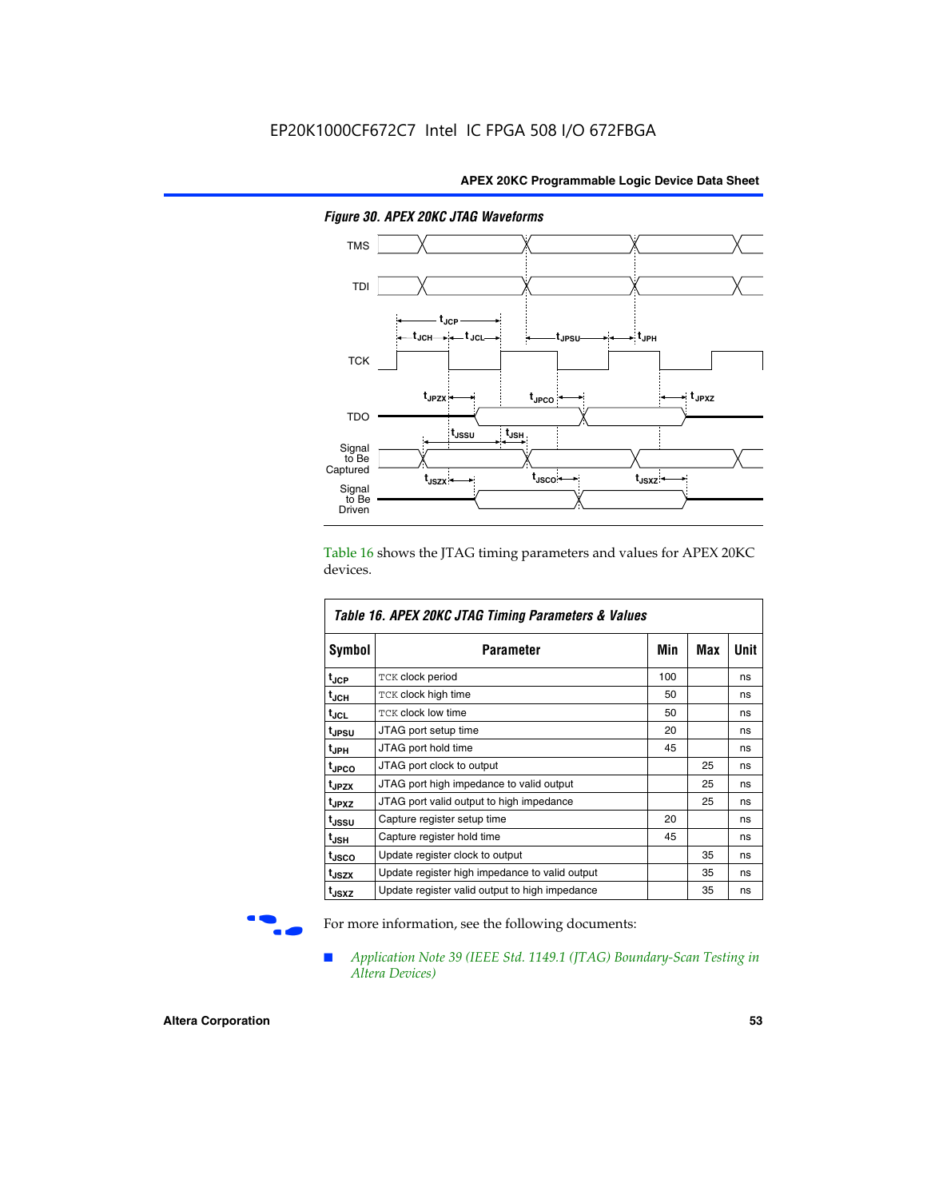*Figure 30. APEX 20KC JTAG Waveforms*

Table 16 shows the JTAG timing parameters and values for APEX 20KC devices.

*Table 16. APEX 20KC JTAG Timing Parameters & Values*

| Symbol | Parameter | Min | Max | Unit |
|---|---|---|---|---|
| $t_{JCP}$ | TCK clock period | 100 | | ns |
| $t_{JCH}$ | TCK clock high time | 50 | | ns |
| $t_{JCL}$ | TCK clock low time | 50 | | ns |
| $t_{JPSU}$ | JTAG port setup time | 20 | | ns |
| $t_{JPH}$ | JTAG port hold time | 45 | | ns |
| $t_{JPCO}$ | JTAG port clock to output | | 25 | ns |
| $t_{JPZX}$ | JTAG port high impedance to valid output | | 25 | ns |
| $t_{JPXZ}$ | JTAG port valid output to high impedance | | 25 | ns |
| $t_{JSSU}$ | Capture register setup time | 20 | | ns |
| $t_{JSH}$ | Capture register hold time | 45 | | ns |
| $t_{JSCO}$ | Update register clock to output | | 35 | ns |
| $t_{JSZX}$ | Update register high impedance to valid output | | 35 | ns |
| $t_{JSXZ}$ | Update register valid output to high impedance | | 35 | ns |

For more information, see the following documents:

- *Application Note 39 (IEEE Std. 1149.1 (JTAG) Boundary-Scan Testing in Altera Devices)*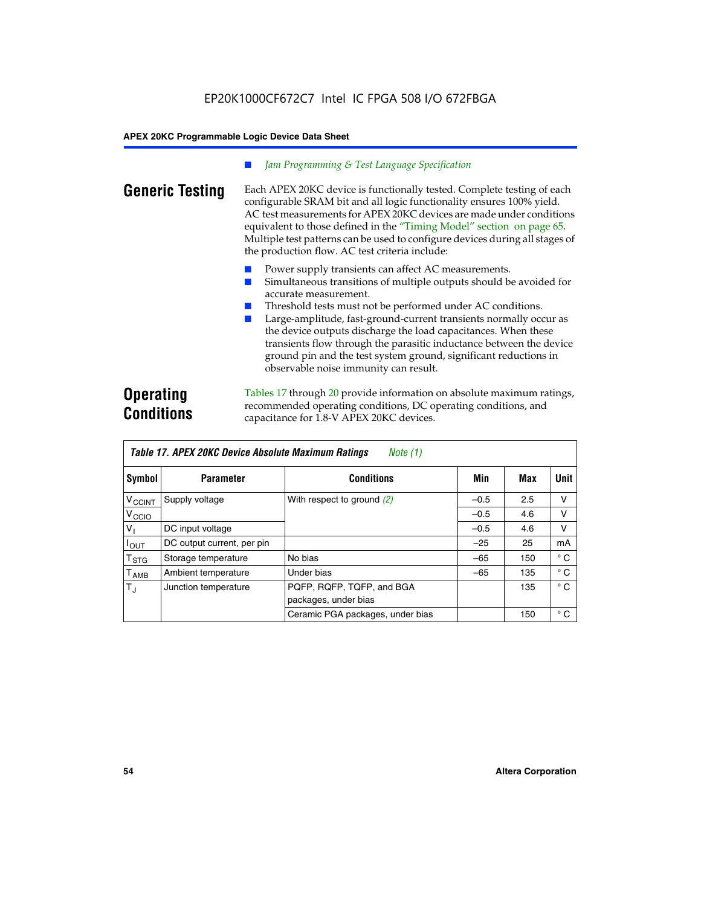■ *Jam Programming & Test Language Specification*

## Generic Testing

Each APEX 20KC device is functionally tested. Complete testing of each configurable SRAM bit and all logic functionality ensures 100% yield. AC test measurements for APEX 20KC devices are made under conditions equivalent to those defined in the "Timing Model" section on page 65. Multiple test patterns can be used to configure devices during all stages of the production flow. AC test criteria include:

- Power supply transients can affect AC measurements.
- Simultaneous transitions of multiple outputs should be avoided for accurate measurement.
- Threshold tests must not be performed under AC conditions.
- Large-amplitude, fast-ground-current transients normally occur as the device outputs discharge the load capacitances. When these transients flow through the parasitic inductance between the device ground pin and the test system ground, significant reductions in observable noise immunity can result.

## Operating Conditions

Tables 17 through 20 provide information on absolute maximum ratings, recommended operating conditions, DC operating conditions, and capacitance for 1.8-V APEX 20KC devices.

**Table 17. APEX 20KC Device Absolute Maximum Ratings** *Note (1)*

| Symbol | Parameter | Conditions | Min | Max | Unit |
|---|---|---|---|---|---|
| $V_{CCINT}$ | Supply voltage | With respect to ground (2) | –0.5 | 2.5 | V |
| $V_{CCIO}$ | | | –0.5 | 4.6 | V |
| $V_I$ | DC input voltage | | –0.5 | 4.6 | V |
| $I_{OUT}$ | DC output current, per pin | | –25 | 25 | mA |
| $T_{STG}$ | Storage temperature | No bias | –65 | 150 | ° C |
| $T_{AMB}$ | Ambient temperature | Under bias | –65 | 135 | ° C |
| $T_J$ | Junction temperature | PQFP, RQFP, TQFP, and BGA packages, under bias | | 135 | ° C |
| | | Ceramic PGA packages, under bias | | 150 | ° C |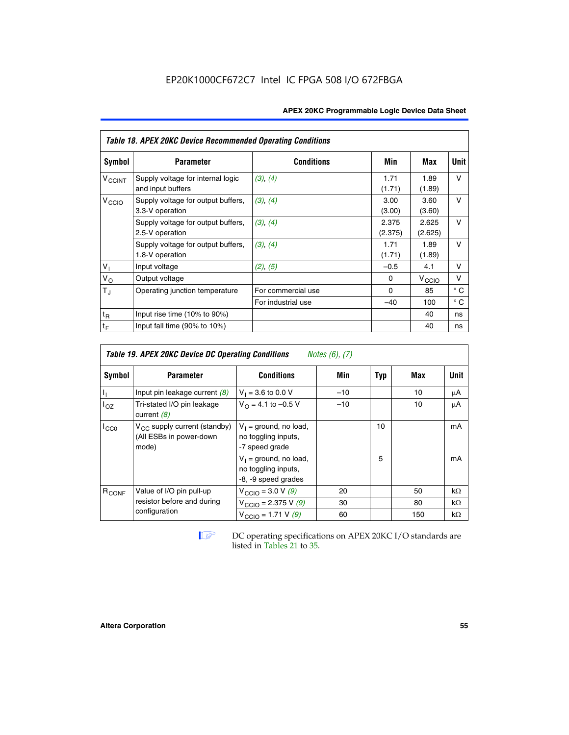EP20K1000CF672C7 Intel IC FPGA 508 I/O 672FBGA

*Table 18. APEX 20KC Device Recommended Operating Conditions*

| Symbol | Parameter | Conditions | Min | Max | Unit |
|---|---|---|---|---|---|
| $V_{CCINT}$ | Supply voltage for internal logic and input buffers | *(3)*, *(4)* | 1.71 (1.71) | 1.89 (1.89) | V |
| $V_{CCIO}$ | Supply voltage for output buffers, 3.3-V operation | *(3)*, *(4)* | 3.00 (3.00) | 3.60 (3.60) | V |
| | Supply voltage for output buffers, 2.5-V operation | *(3)*, *(4)* | 2.375 (2.375) | 2.625 (2.625) | V |
| | Supply voltage for output buffers, 1.8-V operation | *(3)*, *(4)* | 1.71 (1.71) | 1.89 (1.89) | V |
| $V_I$ | Input voltage | *(2)*, *(5)* | –0.5 | 4.1 | V |
| $V_O$ | Output voltage | | 0 | $V_{CCIO}$ | V |
| $T_J$ | Operating junction temperature | For commercial use | 0 | 85 | ° C |
| | | For industrial use | –40 | 100 | ° C |
| $t_R$ | Input rise time (10% to 90%) | | | 40 | ns |
| $t_F$ | Input fall time (90% to 10%) | | | 40 | ns |

*Table 19. APEX 20KC Device DC Operating Conditions* *Notes (6), (7)*

| Symbol | Parameter | Conditions | Min | Typ | Max | Unit |
|---|---|---|---|---|---|---|
| $I_I$ | Input pin leakage current *(8)* | $V_I$ = 3.6 to 0.0 V | –10 | | 10 | µA |
| $I_{OZ}$ | Tri-stated I/O pin leakage current *(8)* | $V_O$ = 4.1 to –0.5 V | –10 | | 10 | µA |
| $I_{CC0}$ | $V_{CC}$ supply current (standby) (All ESBs in power-down mode) | $V_I$ = ground, no load, no toggling inputs, -7 speed grade | | 10 | | mA |
| | | $V_I$ = ground, no load, no toggling inputs, -8, -9 speed grades | | 5 | | mA |
| $R_{CONF}$ | Value of I/O pin pull-up resistor before and during configuration | $V_{CCIO}$ = 3.0 V *(9)* | 20 | | 50 | kΩ |
| | | $V_{CCIO}$ = 2.375 V *(9)* | 30 | | 80 | kΩ |
| | | $V_{CCIO}$ = 1.71 V *(9)* | 60 | | 150 | kΩ |

DC operating specifications on APEX 20KC I/O standards are listed in Tables 21 to 35.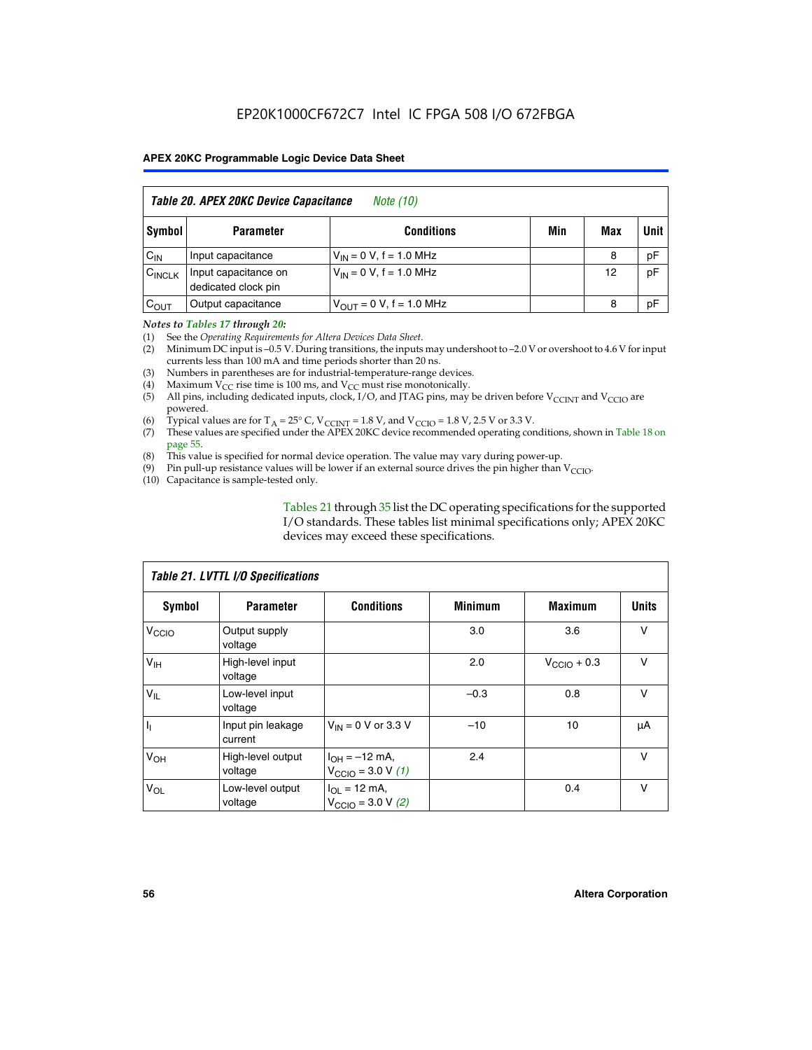**Table 20. APEX 20KC Device Capacitance** *Note (10)*

| Symbol | Parameter | Conditions | Min | Max | Unit |
|---|---|---|---|---|---|
| $C_{IN}$ | Input capacitance | $V_{IN}$ = 0 V, f = 1.0 MHz | | 8 | pF |
| $C_{INCLK}$ | Input capacitance on dedicated clock pin | $V_{IN}$ = 0 V, f = 1.0 MHz | | 12 | pF |
| $C_{OUT}$ | Output capacitance | $V_{OUT}$ = 0 V, f = 1.0 MHz | | 8 | pF |

*Notes to Tables 17 through 20:*

(1) See the *Operating Requirements for Altera Devices Data Sheet*.
(2) Minimum DC input is –0.5 V. During transitions, the inputs may undershoot to –2.0 V or overshoot to 4.6 V for input currents less than 100 mA and time periods shorter than 20 ns.
(3) Numbers in parentheses are for industrial-temperature-range devices.
(4) Maximum $V_{CC}$ rise time is 100 ms, and $V_{CC}$ must rise monotonically.
(5) All pins, including dedicated inputs, clock, I/O, and JTAG pins, may be driven before $V_{CCINT}$ and $V_{CCIO}$ are powered.
(6) Typical values are for $T_A$ = 25° C, $V_{CCINT}$ = 1.8 V, and $V_{CCIO}$ = 1.8 V, 2.5 V or 3.3 V.
(7) These values are specified under the APEX 20KC device recommended operating conditions, shown in Table 18 on page 55.
(8) This value is specified for normal device operation. The value may vary during power-up.
(9) Pin pull-up resistance values will be lower if an external source drives the pin higher than $V_{CCIO}$.
(10) Capacitance is sample-tested only.

Tables 21 through 35 list the DC operating specifications for the supported I/O standards. These tables list minimal specifications only; APEX 20KC devices may exceed these specifications.

**Table 21. LVTTL I/O Specifications**

| Symbol | Parameter | Conditions | Minimum | Maximum | Units |
|---|---|---|---|---|---|
| $V_{CCIO}$ | Output supply voltage | | 3.0 | 3.6 | V |
| $V_{IH}$ | High-level input voltage | | 2.0 | $V_{CCIO}$ + 0.3 | V |
| $V_{IL}$ | Low-level input voltage | | –0.3 | 0.8 | V |
| $I_I$ | Input pin leakage current | $V_{IN}$ = 0 V or 3.3 V | –10 | 10 | μA |
| $V_{OH}$ | High-level output voltage | $I_{OH}$ = –12 mA, $V_{CCIO}$ = 3.0 V *(1)* | 2.4 | | V |
| $V_{OL}$ | Low-level output voltage | $I_{OL}$ = 12 mA, $V_{CCIO}$ = 3.0 V *(2)* | | 0.4 | V |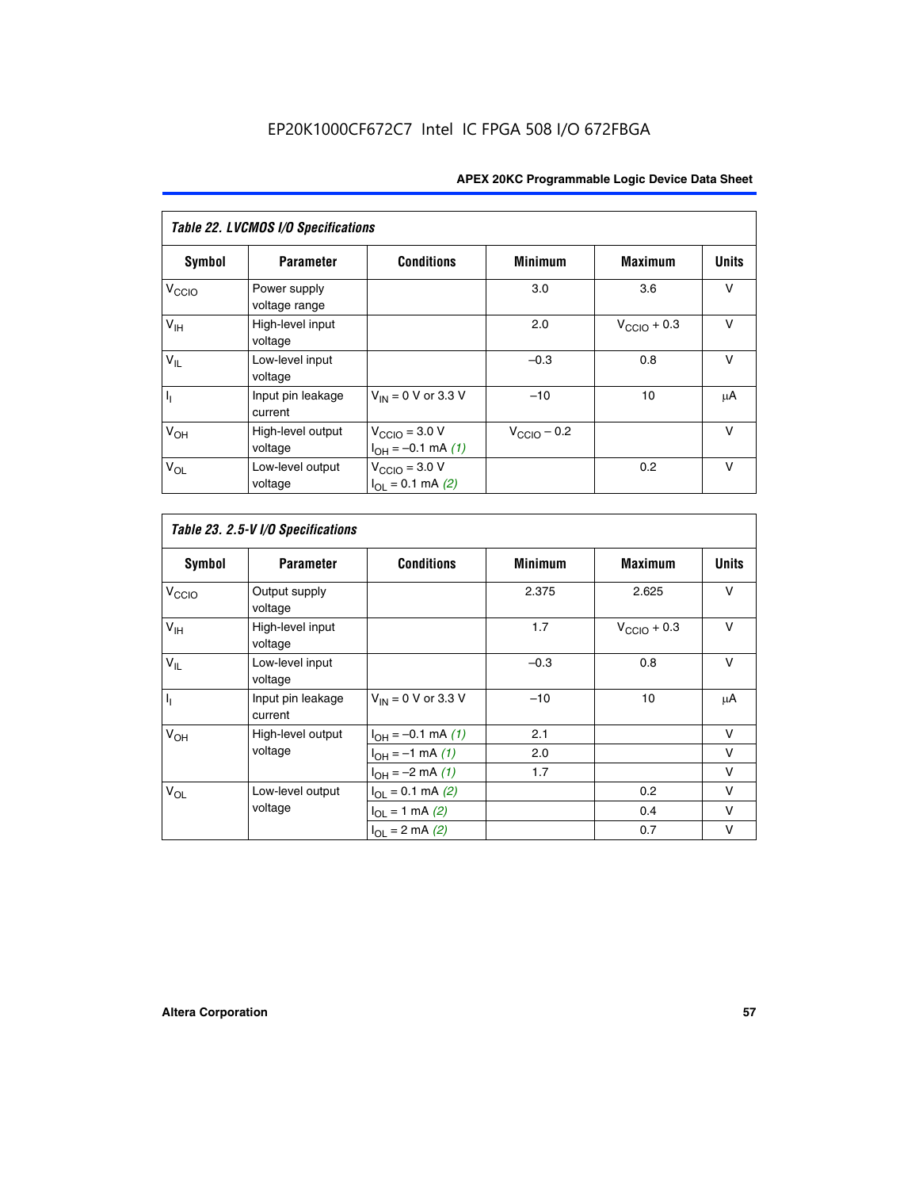EP20K1000CF672C7 Intel IC FPGA 508 I/O 672FBGA

| *Table 22. LVCMOS I/O Specifications* | | | | | |
|---|---|---|---|---|---|
| **Symbol** | **Parameter** | **Conditions** | **Minimum** | **Maximum** | **Units** |
| $V_{CCIO}$ | Power supply voltage range | | 3.0 | 3.6 | V |
| $V_{IH}$ | High-level input voltage | | 2.0 | $V_{CCIO}$ + 0.3 | V |
| $V_{IL}$ | Low-level input voltage | | –0.3 | 0.8 | V |
| $I_I$ | Input pin leakage current | $V_{IN}$ = 0 V or 3.3 V | –10 | 10 | μA |
| $V_{OH}$ | High-level output voltage | $V_{CCIO}$ = 3.0 V $I_{OH}$ = –0.1 mA *(1)* | $V_{CCIO}$ – 0.2 | | V |
| $V_{OL}$ | Low-level output voltage | $V_{CCIO}$ = 3.0 V $I_{OL}$ = 0.1 mA *(2)* | | 0.2 | V |

| *Table 23. 2.5-V I/O Specifications* | | | | | |
|---|---|---|---|---|---|
| **Symbol** | **Parameter** | **Conditions** | **Minimum** | **Maximum** | **Units** |
| $V_{CCIO}$ | Output supply voltage | | 2.375 | 2.625 | V |
| $V_{IH}$ | High-level input voltage | | 1.7 | $V_{CCIO}$ + 0.3 | V |
| $V_{IL}$ | Low-level input voltage | | –0.3 | 0.8 | V |
| $I_I$ | Input pin leakage current | $V_{IN}$ = 0 V or 3.3 V | –10 | 10 | μA |
| $V_{OH}$ | High-level output voltage | $I_{OH}$ = –0.1 mA *(1)* | 2.1 | | V |
| | | $I_{OH}$ = –1 mA *(1)* | 2.0 | | V |
| | | $I_{OH}$ = –2 mA *(1)* | 1.7 | | V |
| $V_{OL}$ | Low-level output voltage | $I_{OL}$ = 0.1 mA *(2)* | | 0.2 | V |
| | | $I_{OL}$ = 1 mA *(2)* | | 0.4 | V |
| | | $I_{OL}$ = 2 mA *(2)* | | 0.7 | V |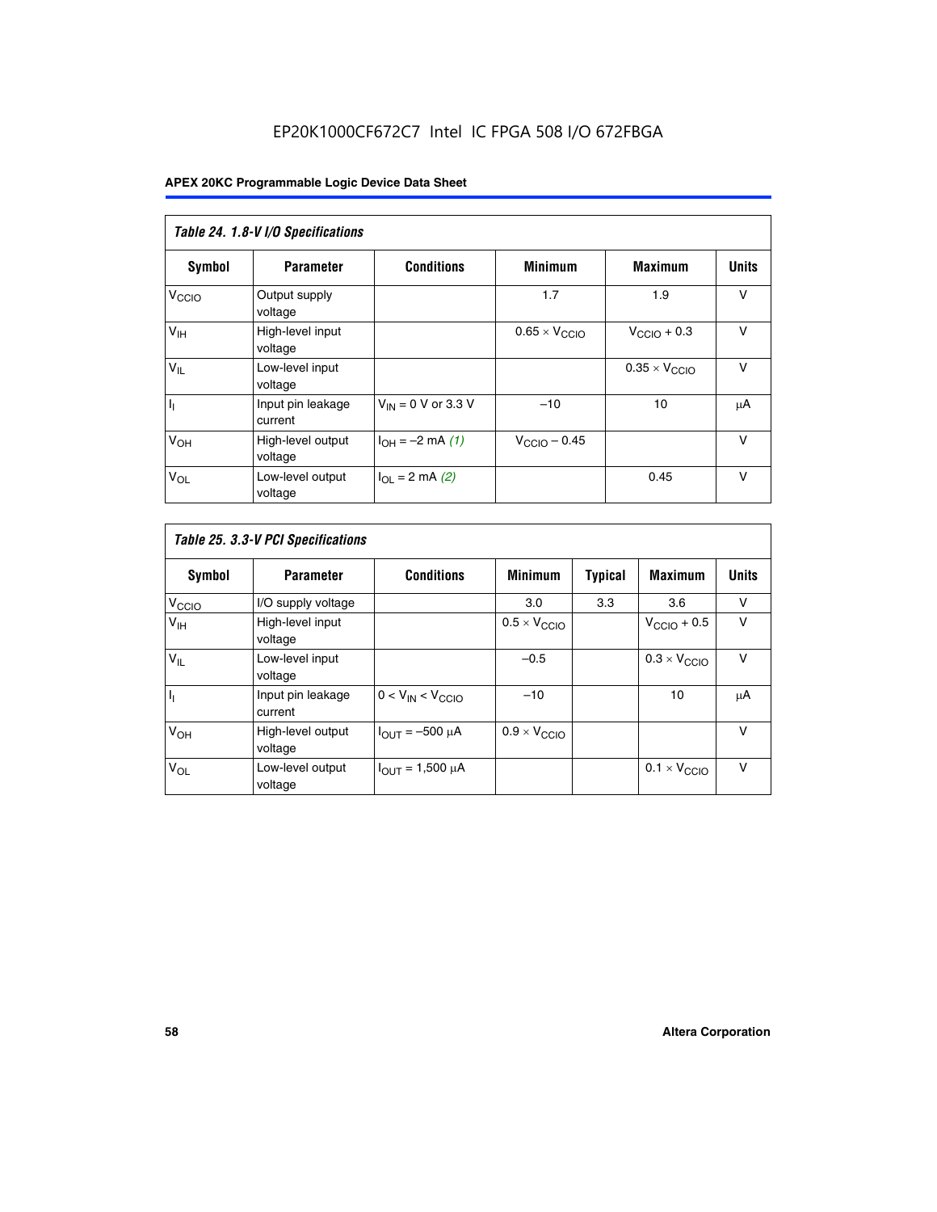**Table 24. 1.8-V I/O Specifications**

| Symbol | Parameter | Conditions | Minimum | Maximum | Units |
|---|---|---|---|---|---|
| $V_{CCIO}$ | Output supply voltage | | 1.7 | 1.9 | V |
| $V_{IH}$ | High-level input voltage | | $0.65 \times V_{CCIO}$ | $V_{CCIO} + 0.3$ | V |
| $V_{IL}$ | Low-level input voltage | | | $0.35 \times V_{CCIO}$ | V |
| $I_I$ | Input pin leakage current | $V_{IN}$ = 0 V or 3.3 V | –10 | 10 | μA |
| $V_{OH}$ | High-level output voltage | $I_{OH}$ = –2 mA *(1)* | $V_{CCIO} - 0.45$ | | V |
| $V_{OL}$ | Low-level output voltage | $I_{OL}$ = 2 mA *(2)* | | 0.45 | V |

**Table 25. 3.3-V PCI Specifications**

| Symbol | Parameter | Conditions | Minimum | Typical | Maximum | Units |
|---|---|---|---|---|---|---|
| $V_{CCIO}$ | I/O supply voltage | | 3.0 | 3.3 | 3.6 | V |
| $V_{IH}$ | High-level input voltage | | $0.5 \times V_{CCIO}$ | | $V_{CCIO} + 0.5$ | V |
| $V_{IL}$ | Low-level input voltage | | –0.5 | | $0.3 \times V_{CCIO}$ | V |
| $I_I$ | Input pin leakage current | $0 < V_{IN} < V_{CCIO}$ | –10 | | 10 | μA |
| $V_{OH}$ | High-level output voltage | $I_{OUT}$ = –500 μA | $0.9 \times V_{CCIO}$ | | | V |
| $V_{OL}$ | Low-level output voltage | $I_{OUT}$ = 1,500 μA | | | $0.1 \times V_{CCIO}$ | V |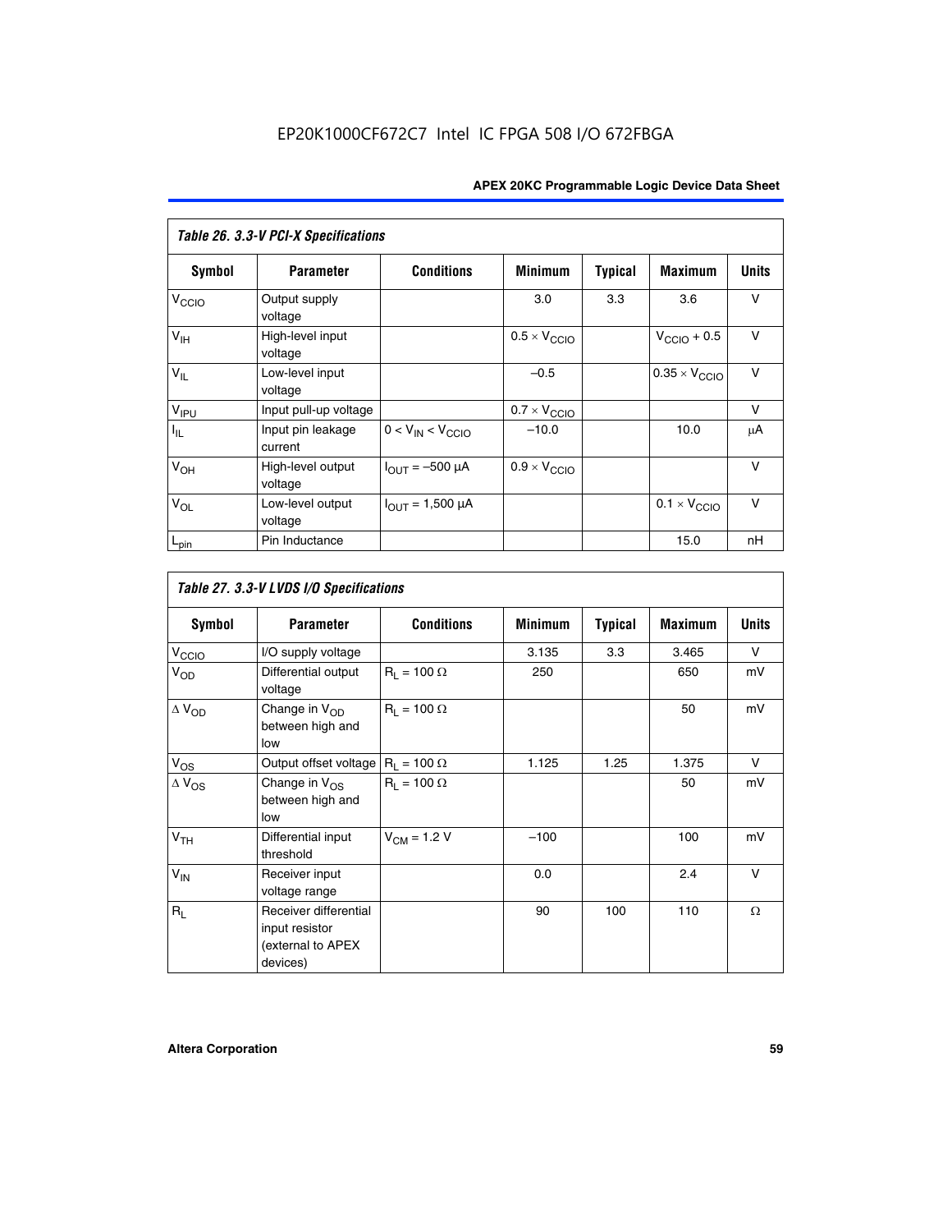| *Table 26. 3.3-V PCI-X Specifications* | | | | | | |
|---|---|---|---|---|---|---|
| **Symbol** | **Parameter** | **Conditions** | **Minimum** | **Typical** | **Maximum** | **Units** |
| $V_{CCIO}$ | Output supply voltage | | 3.0 | 3.3 | 3.6 | V |
| $V_{IH}$ | High-level input voltage | | $0.5 \times V_{CCIO}$ | | $V_{CCIO} + 0.5$ | V |
| $V_{IL}$ | Low-level input voltage | | –0.5 | | $0.35 \times V_{CCIO}$ | V |
| $V_{IPU}$ | Input pull-up voltage | | $0.7 \times V_{CCIO}$ | | | V |
| $I_{IL}$ | Input pin leakage current | $0 < V_{IN} < V_{CCIO}$ | –10.0 | | 10.0 | μA |
| $V_{OH}$ | High-level output voltage | $I_{OUT} = -500$ μA | $0.9 \times V_{CCIO}$ | | | V |
| $V_{OL}$ | Low-level output voltage | $I_{OUT} = 1{,}500$ μA | | | $0.1 \times V_{CCIO}$ | V |
| $L_{pin}$ | Pin Inductance | | | | 15.0 | nH |

| *Table 27. 3.3-V LVDS I/O Specifications* | | | | | | |
|---|---|---|---|---|---|---|
| **Symbol** | **Parameter** | **Conditions** | **Minimum** | **Typical** | **Maximum** | **Units** |
| $V_{CCIO}$ | I/O supply voltage | | 3.135 | 3.3 | 3.465 | V |
| $V_{OD}$ | Differential output voltage | $R_L = 100\ \Omega$ | 250 | | 650 | mV |
| $\Delta V_{OD}$ | Change in $V_{OD}$ between high and low | $R_L = 100\ \Omega$ | | | 50 | mV |
| $V_{OS}$ | Output offset voltage | $R_L = 100\ \Omega$ | 1.125 | 1.25 | 1.375 | V |
| $\Delta V_{OS}$ | Change in $V_{OS}$ between high and low | $R_L = 100\ \Omega$ | | | 50 | mV |
| $V_{TH}$ | Differential input threshold | $V_{CM} = 1.2$ V | –100 | | 100 | mV |
| $V_{IN}$ | Receiver input voltage range | | 0.0 | | 2.4 | V |
| $R_L$ | Receiver differential input resistor (external to APEX devices) | | 90 | 100 | 110 | Ω |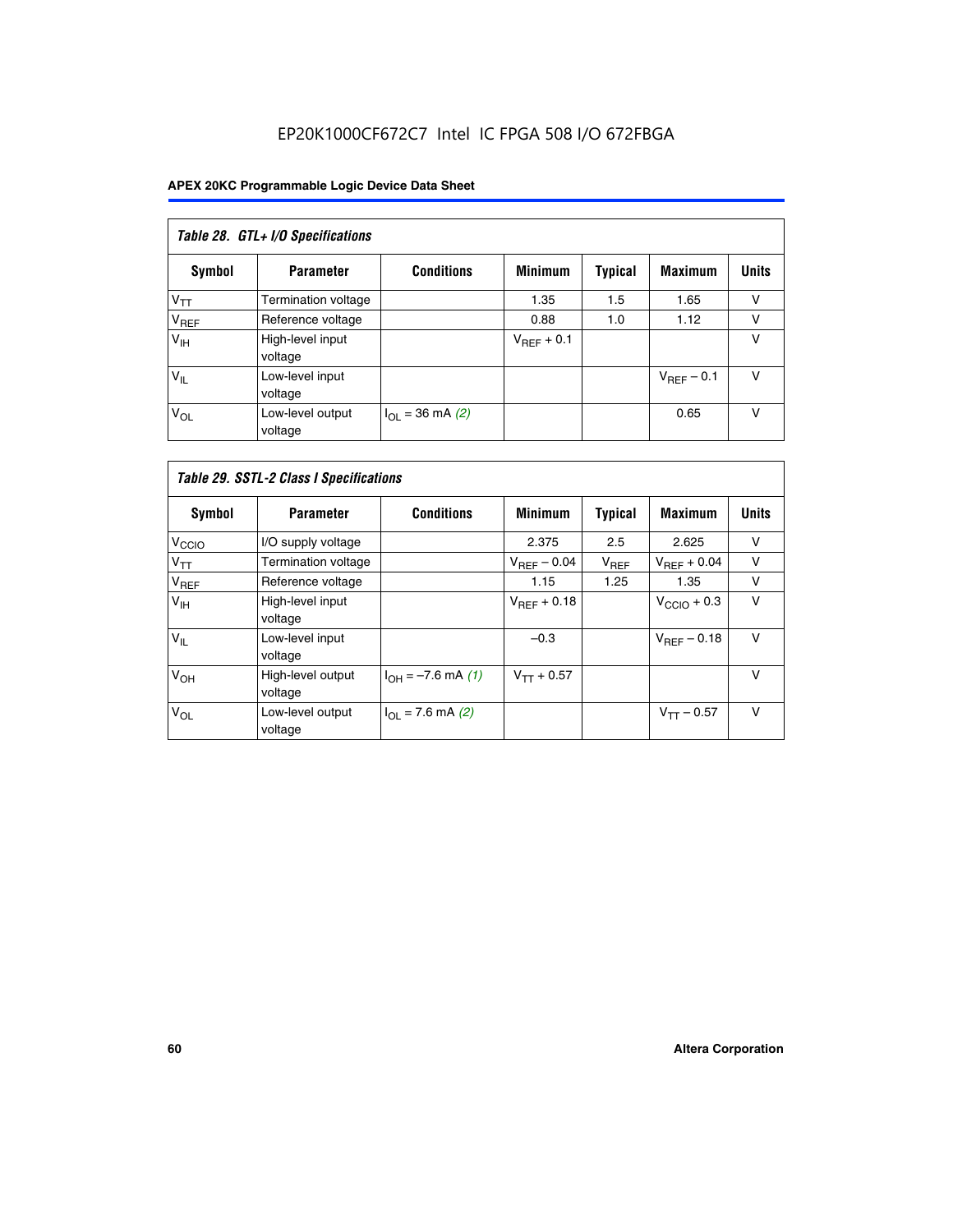**Table 28. GTL+ I/O Specifications**

| Symbol | Parameter | Conditions | Minimum | Typical | Maximum | Units |
|---|---|---|---|---|---|---|
| $V_{TT}$ | Termination voltage | | 1.35 | 1.5 | 1.65 | V |
| $V_{REF}$ | Reference voltage | | 0.88 | 1.0 | 1.12 | V |
| $V_{IH}$ | High-level input voltage | | $V_{REF}$ + 0.1 | | | V |
| $V_{IL}$ | Low-level input voltage | | | | $V_{REF}$ – 0.1 | V |
| $V_{OL}$ | Low-level output voltage | $I_{OL}$ = 36 mA *(2)* | | | 0.65 | V |

**Table 29. SSTL-2 Class I Specifications**

| Symbol | Parameter | Conditions | Minimum | Typical | Maximum | Units |
|---|---|---|---|---|---|---|
| $V_{CCIO}$ | I/O supply voltage | | 2.375 | 2.5 | 2.625 | V |
| $V_{TT}$ | Termination voltage | | $V_{REF}$ – 0.04 | $V_{REF}$ | $V_{REF}$ + 0.04 | V |
| $V_{REF}$ | Reference voltage | | 1.15 | 1.25 | 1.35 | V |
| $V_{IH}$ | High-level input voltage | | $V_{REF}$ + 0.18 | | $V_{CCIO}$ + 0.3 | V |
| $V_{IL}$ | Low-level input voltage | | –0.3 | | $V_{REF}$ – 0.18 | V |
| $V_{OH}$ | High-level output voltage | $I_{OH}$ = –7.6 mA *(1)* | $V_{TT}$ + 0.57 | | | V |
| $V_{OL}$ | Low-level output voltage | $I_{OL}$ = 7.6 mA *(2)* | | | $V_{TT}$ – 0.57 | V |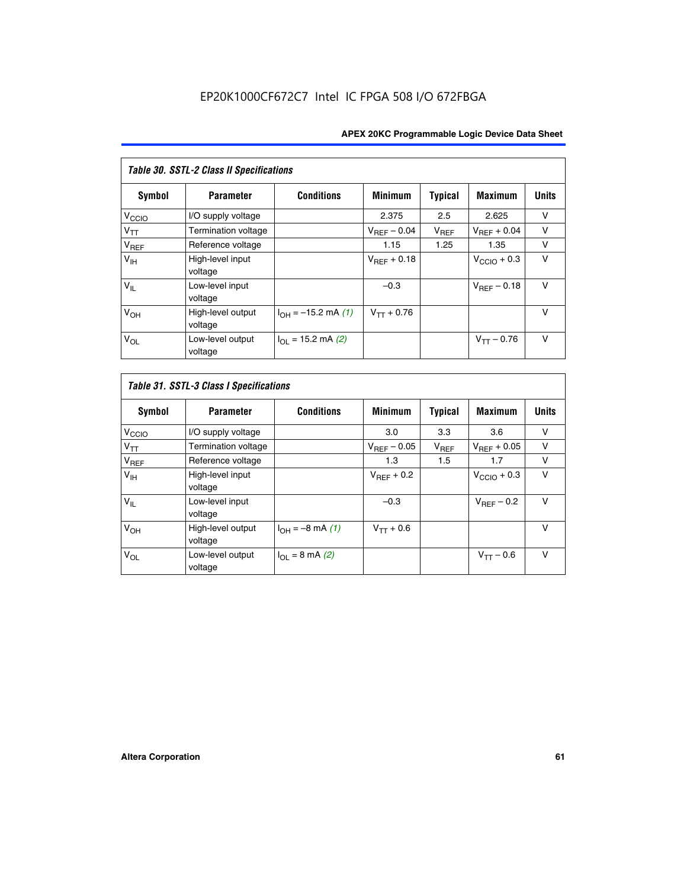| *Table 30. SSTL-2 Class II Specifications* | | | | | | |
|---|---|---|---|---|---|---|
| **Symbol** | **Parameter** | **Conditions** | **Minimum** | **Typical** | **Maximum** | **Units** |
| $V_{CCIO}$ | I/O supply voltage | | 2.375 | 2.5 | 2.625 | V |
| $V_{TT}$ | Termination voltage | | $V_{REF} - 0.04$ | $V_{REF}$ | $V_{REF} + 0.04$ | V |
| $V_{REF}$ | Reference voltage | | 1.15 | 1.25 | 1.35 | V |
| $V_{IH}$ | High-level input voltage | | $V_{REF} + 0.18$ | | $V_{CCIO} + 0.3$ | V |
| $V_{IL}$ | Low-level input voltage | | –0.3 | | $V_{REF} - 0.18$ | V |
| $V_{OH}$ | High-level output voltage | $I_{OH} = -15.2$ mA *(1)* | $V_{TT} + 0.76$ | | | V |
| $V_{OL}$ | Low-level output voltage | $I_{OL} = 15.2$ mA *(2)* | | | $V_{TT} - 0.76$ | V |

| *Table 31. SSTL-3 Class I Specifications* | | | | | | |
|---|---|---|---|---|---|---|
| **Symbol** | **Parameter** | **Conditions** | **Minimum** | **Typical** | **Maximum** | **Units** |
| $V_{CCIO}$ | I/O supply voltage | | 3.0 | 3.3 | 3.6 | V |
| $V_{TT}$ | Termination voltage | | $V_{REF} - 0.05$ | $V_{REF}$ | $V_{REF} + 0.05$ | V |
| $V_{REF}$ | Reference voltage | | 1.3 | 1.5 | 1.7 | V |
| $V_{IH}$ | High-level input voltage | | $V_{REF} + 0.2$ | | $V_{CCIO} + 0.3$ | V |
| $V_{IL}$ | Low-level input voltage | | –0.3 | | $V_{REF} - 0.2$ | V |
| $V_{OH}$ | High-level output voltage | $I_{OH} = -8$ mA *(1)* | $V_{TT} + 0.6$ | | | V |
| $V_{OL}$ | Low-level output voltage | $I_{OL} = 8$ mA *(2)* | | | $V_{TT} - 0.6$ | V |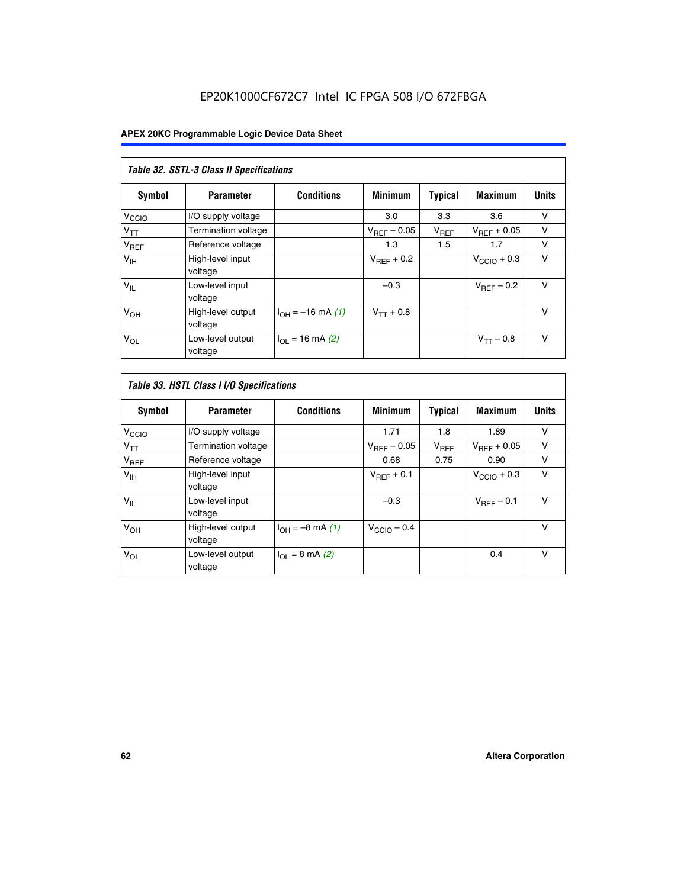EP20K1000CF672C7 Intel IC FPGA 508 I/O 672FBGA

**APEX 20KC Programmable Logic Device Data Sheet**

*Table 32. SSTL-3 Class II Specifications*

| Symbol | Parameter | Conditions | Minimum | Typical | Maximum | Units |
|---|---|---|---|---|---|---|
| $V_{CCIO}$ | I/O supply voltage | | 3.0 | 3.3 | 3.6 | V |
| $V_{TT}$ | Termination voltage | | $V_{REF} - 0.05$ | $V_{REF}$ | $V_{REF} + 0.05$ | V |
| $V_{REF}$ | Reference voltage | | 1.3 | 1.5 | 1.7 | V |
| $V_{IH}$ | High-level input voltage | | $V_{REF} + 0.2$ | | $V_{CCIO} + 0.3$ | V |
| $V_{IL}$ | Low-level input voltage | | –0.3 | | $V_{REF} - 0.2$ | V |
| $V_{OH}$ | High-level output voltage | $I_{OH} = -16$ mA *(1)* | $V_{TT} + 0.8$ | | | V |
| $V_{OL}$ | Low-level output voltage | $I_{OL} = 16$ mA *(2)* | | | $V_{TT} - 0.8$ | V |

*Table 33. HSTL Class I I/O Specifications*

| Symbol | Parameter | Conditions | Minimum | Typical | Maximum | Units |
|---|---|---|---|---|---|---|
| $V_{CCIO}$ | I/O supply voltage | | 1.71 | 1.8 | 1.89 | V |
| $V_{TT}$ | Termination voltage | | $V_{REF} - 0.05$ | $V_{REF}$ | $V_{REF} + 0.05$ | V |
| $V_{REF}$ | Reference voltage | | 0.68 | 0.75 | 0.90 | V |
| $V_{IH}$ | High-level input voltage | | $V_{REF} + 0.1$ | | $V_{CCIO} + 0.3$ | V |
| $V_{IL}$ | Low-level input voltage | | –0.3 | | $V_{REF} - 0.1$ | V |
| $V_{OH}$ | High-level output voltage | $I_{OH} = -8$ mA *(1)* | $V_{CCIO} - 0.4$ | | | V |
| $V_{OL}$ | Low-level output voltage | $I_{OL} = 8$ mA *(2)* | | | 0.4 | V |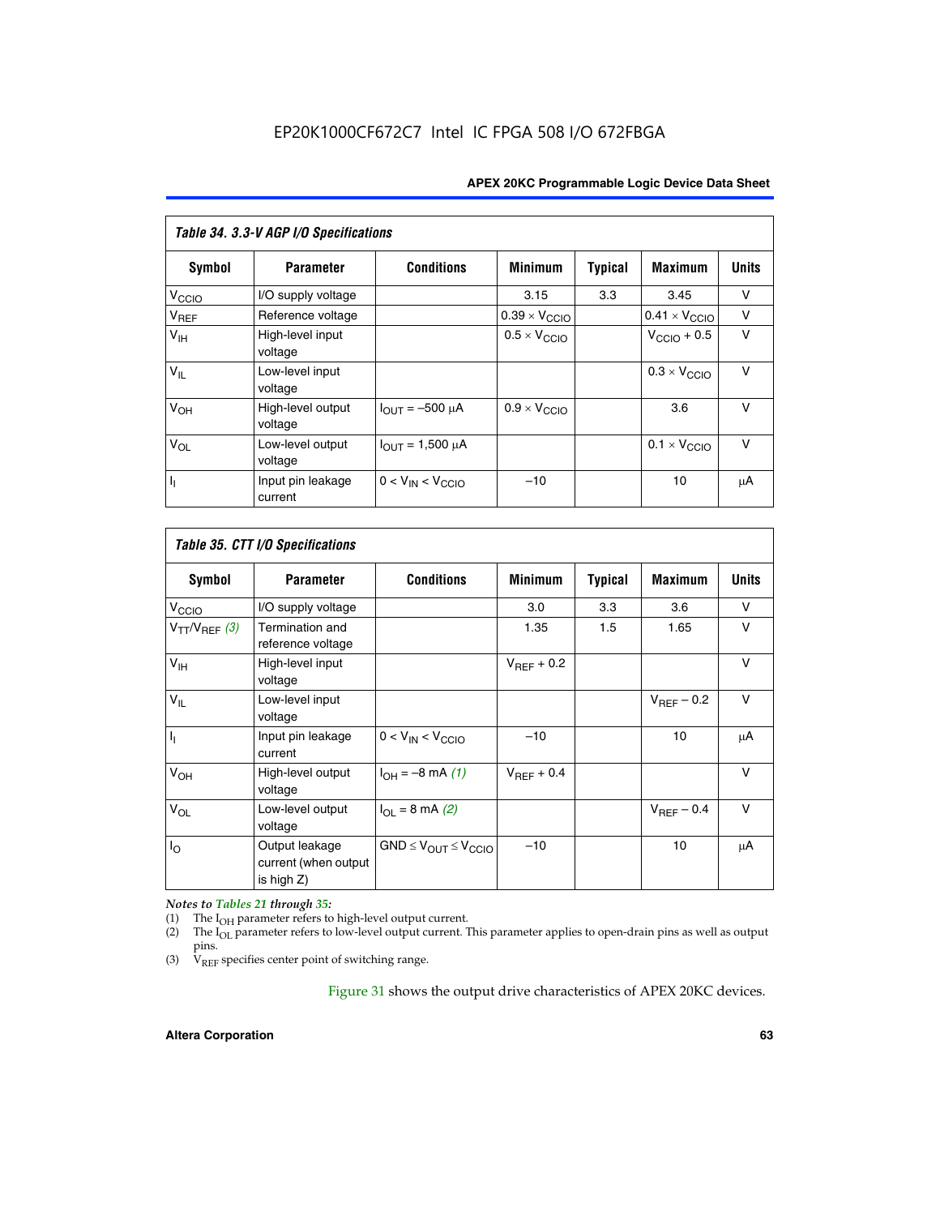EP20K1000CF672C7 Intel IC FPGA 508 I/O 672FBGA

| *Table 34. 3.3-V AGP I/O Specifications* | | | | | | |
|---|---|---|---|---|---|---|
| **Symbol** | **Parameter** | **Conditions** | **Minimum** | **Typical** | **Maximum** | **Units** |
| $V_{CCIO}$ | I/O supply voltage | | 3.15 | 3.3 | 3.45 | V |
| $V_{REF}$ | Reference voltage | | $0.39 \times V_{CCIO}$ | | $0.41 \times V_{CCIO}$ | V |
| $V_{IH}$ | High-level input voltage | | $0.5 \times V_{CCIO}$ | | $V_{CCIO} + 0.5$ | V |
| $V_{IL}$ | Low-level input voltage | | | | $0.3 \times V_{CCIO}$ | V |
| $V_{OH}$ | High-level output voltage | $I_{OUT} = -500\ \mu A$ | $0.9 \times V_{CCIO}$ | | 3.6 | V |
| $V_{OL}$ | Low-level output voltage | $I_{OUT} = 1{,}500\ \mu A$ | | | $0.1 \times V_{CCIO}$ | V |
| $I_I$ | Input pin leakage current | $0 < V_{IN} < V_{CCIO}$ | –10 | | 10 | µA |

| *Table 35. CTT I/O Specifications* | | | | | | |
|---|---|---|---|---|---|---|
| **Symbol** | **Parameter** | **Conditions** | **Minimum** | **Typical** | **Maximum** | **Units** |
| $V_{CCIO}$ | I/O supply voltage | | 3.0 | 3.3 | 3.6 | V |
| $V_{TT}/V_{REF}$ *(3)* | Termination and reference voltage | | 1.35 | 1.5 | 1.65 | V |
| $V_{IH}$ | High-level input voltage | | $V_{REF} + 0.2$ | | | V |
| $V_{IL}$ | Low-level input voltage | | | | $V_{REF} - 0.2$ | V |
| $I_I$ | Input pin leakage current | $0 < V_{IN} < V_{CCIO}$ | –10 | | 10 | µA |
| $V_{OH}$ | High-level output voltage | $I_{OH} = -8$ mA *(1)* | $V_{REF} + 0.4$ | | | V |
| $V_{OL}$ | Low-level output voltage | $I_{OL} = 8$ mA *(2)* | | | $V_{REF} - 0.4$ | V |
| $I_O$ | Output leakage current (when output is high Z) | $GND \leq V_{OUT} \leq V_{CCIO}$ | –10 | | 10 | µA |

*Notes to Tables 21 through 35:*

(1) The $I_{OH}$ parameter refers to high-level output current.
(2) The $I_{OL}$ parameter refers to low-level output current. This parameter applies to open-drain pins as well as output pins.
(3) $V_{REF}$ specifies center point of switching range.

Figure 31 shows the output drive characteristics of APEX 20KC devices.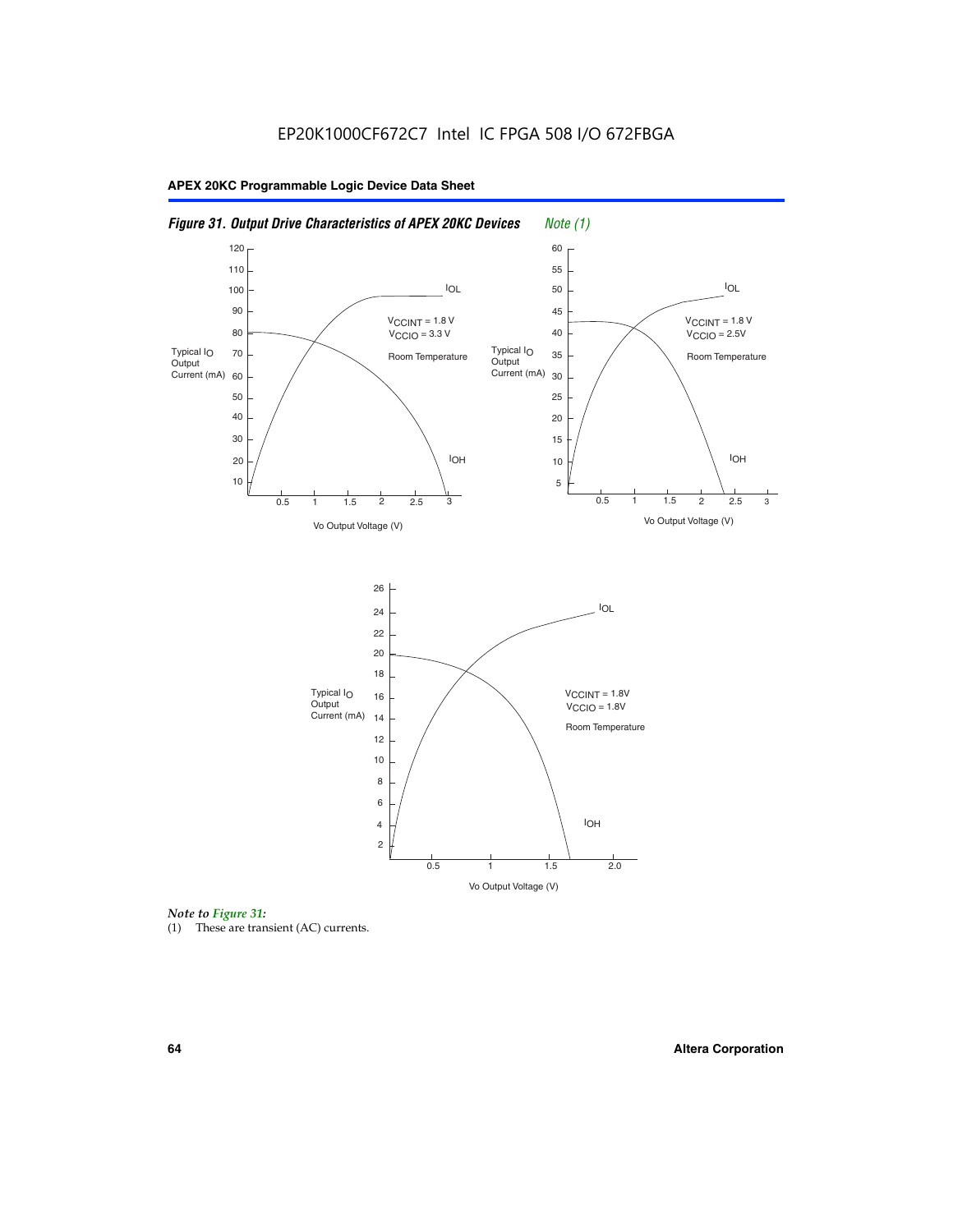EP20K1000CF672C7 Intel IC FPGA 508 I/O 672FBGA

**APEX 20KC Programmable Logic Device Data Sheet**

***Figure 31. Output Drive Characteristics of APEX 20KC Devices*** *Note (1)*

*Note to Figure 31:*

(1) These are transient (AC) currents.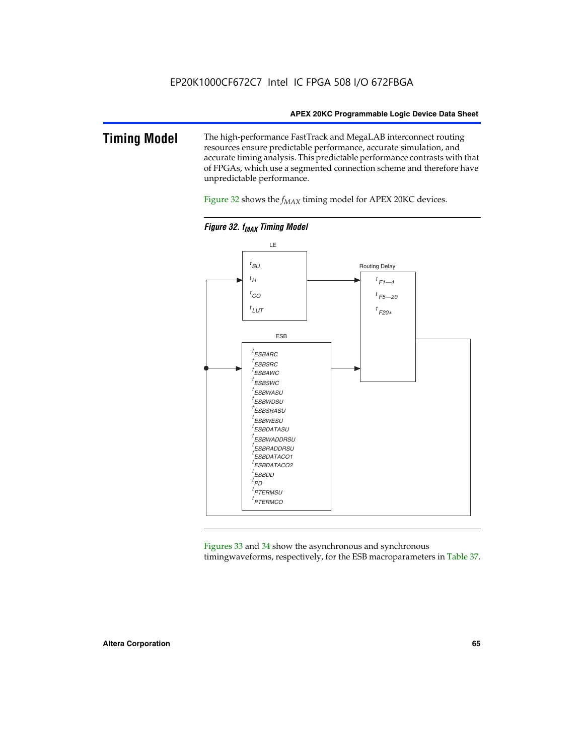## Timing Model

The high-performance FastTrack and MegaLAB interconnect routing resources ensure predictable performance, accurate simulation, and accurate timing analysis. This predictable performance contrasts with that of FPGAs, which use a segmented connection scheme and therefore have unpredictable performance.

Figure 32 shows the $f_{MAX}$ timing model for APEX 20KC devices.

*Figure 32. $f_{MAX}$ Timing Model*

LE

$t_{SU}$
$t_H$
$t_{CO}$
$t_{LUT}$

Routing Delay

$t_{F1-4}$
$t_{F5-20}$
$t_{F20+}$

ESB

$t_{ESBARC}$
$t_{ESBSRC}$
$t_{ESBAWC}$
$t_{ESBSWC}$
$t_{ESBWASU}$
$t_{ESBWDSU}$
$t_{ESBSRASU}$
$t_{ESBWESU}$
$t_{ESBDATASU}$
$t_{ESBWADDRSU}$
$t_{ESBRADDRSU}$
$t_{ESBDATACO1}$
$t_{ESBDATACO2}$
$t_{ESBDD}$
$t_{PD}$
$t_{PTERMSU}$
$t_{PTERMCO}$

Figures 33 and 34 show the asynchronous and synchronous timingwaveforms, respectively, for the ESB macroparameters in Table 37.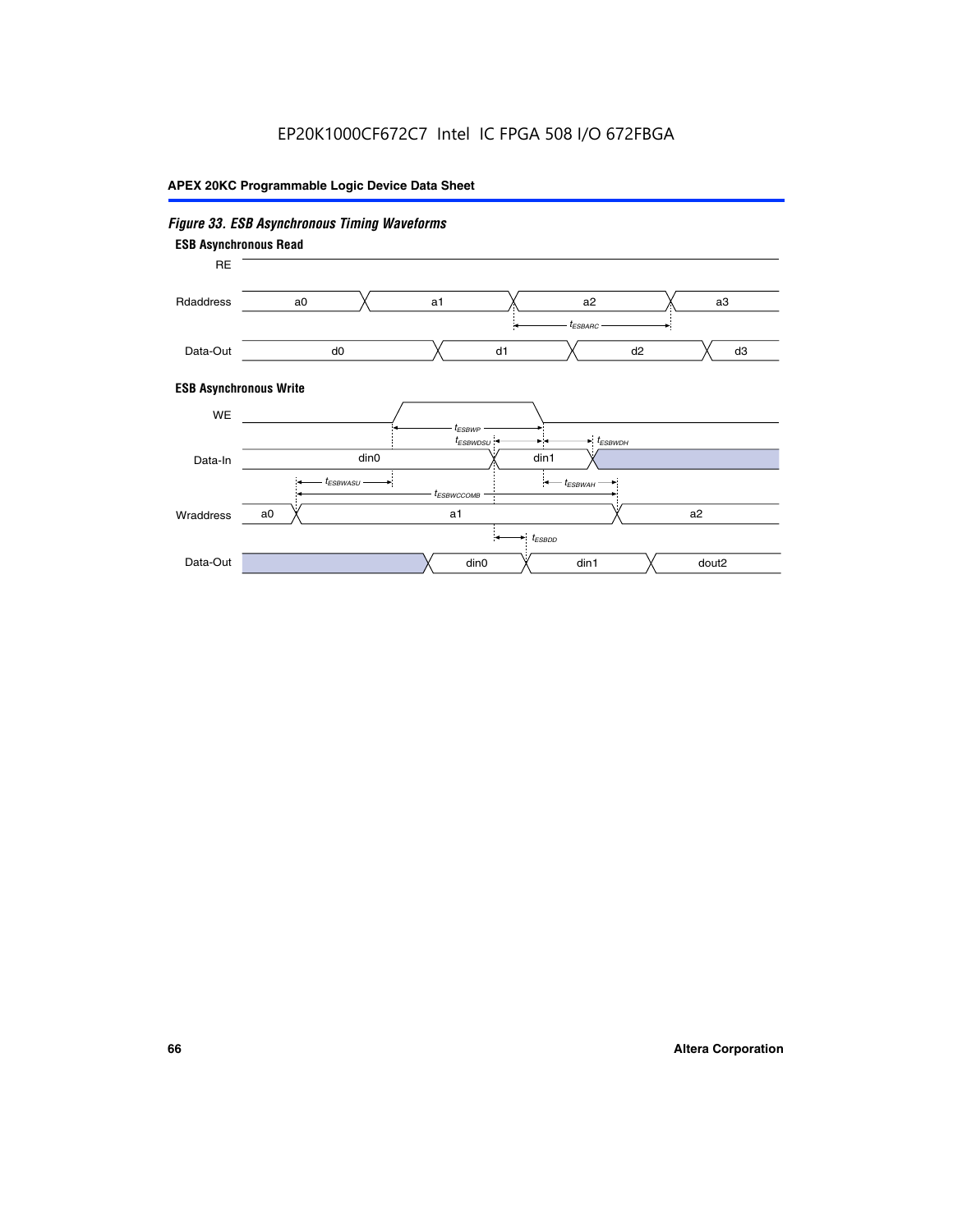*Figure 33. ESB Asynchronous Timing Waveforms*

**ESB Asynchronous Read**

RE

Rdaddress: a0, a1, a2, a3

$t_{ESBARC}$

Data-Out: d0, d1, d2, d3

**ESB Asynchronous Write**

WE

$t_{ESBWP}$

$t_{ESBWDSU}$ $t_{ESBWDH}$

Data-In: din0, din1

$t_{ESBWASU}$ $t_{ESBWAH}$

$t_{ESBWCCOMB}$

Wraddress: a0, a1, a2

$t_{ESBDD}$

Data-Out: din0, din1, dout2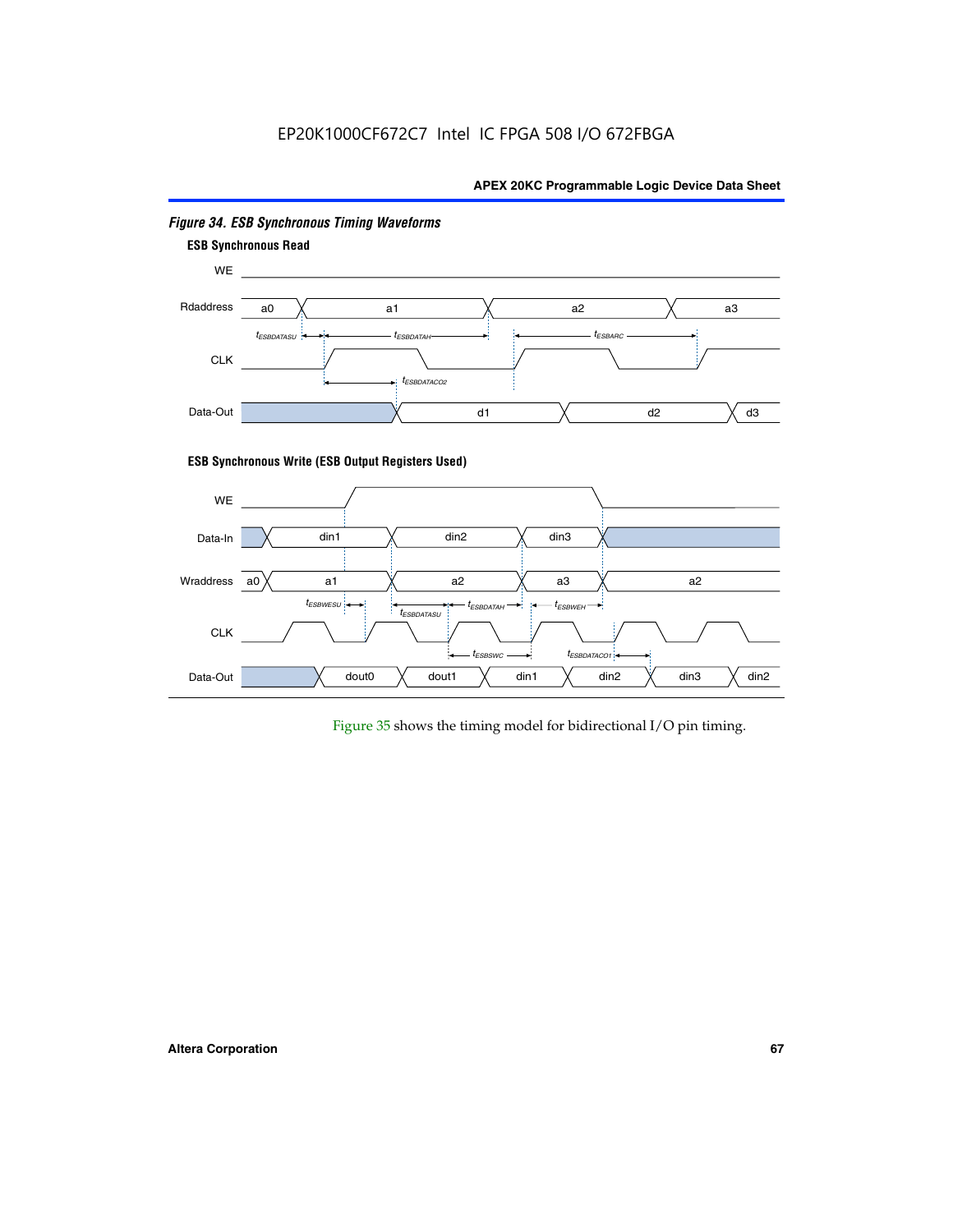*Figure 34. ESB Synchronous Timing Waveforms*

**ESB Synchronous Read**

WE

Rdaddress a0 a1 a2 a3

$t_{ESBDATASU}$ $t_{ESBDATAH}$ $t_{ESBARC}$

CLK

$t_{ESBDATACO2}$

Data-Out d1 d2 d3

**ESB Synchronous Write (ESB Output Registers Used)**

WE

Data-In din1 din2 din3

Wraddress a0 a1 a2 a3 a2

$t_{ESBWESU}$ $t_{ESBDATASU}$ $t_{ESBDATAH}$ $t_{ESBWEH}$

CLK

$t_{ESBSWC}$ $t_{ESBDATACO1}$

Data-Out dout0 dout1 din1 din2 din3 din2

Figure 35 shows the timing model for bidirectional I/O pin timing.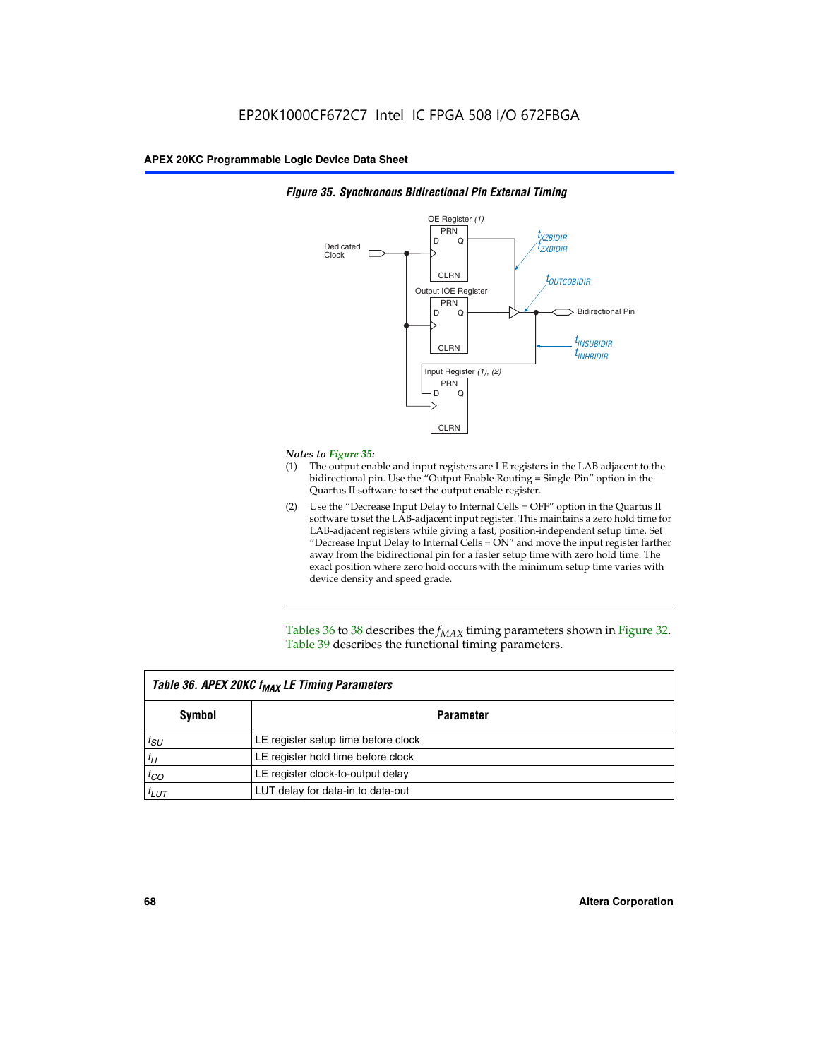**Figure 35. Synchronous Bidirectional Pin External Timing**

*Notes to Figure 35:*

(1) The output enable and input registers are LE registers in the LAB adjacent to the bidirectional pin. Use the "Output Enable Routing = Single-Pin" option in the Quartus II software to set the output enable register.

(2) Use the "Decrease Input Delay to Internal Cells = OFF" option in the Quartus II software to set the LAB-adjacent input register. This maintains a zero hold time for LAB-adjacent registers while giving a fast, position-independent setup time. Set "Decrease Input Delay to Internal Cells = ON" and move the input register farther away from the bidirectional pin for a faster setup time with zero hold time. The exact position where zero hold occurs with the minimum setup time varies with device density and speed grade.

---

Tables 36 to 38 describes the $f_{MAX}$ timing parameters shown in Figure 32. Table 39 describes the functional timing parameters.

**Table 36. APEX 20KC $f_{MAX}$ LE Timing Parameters**

| Symbol | Parameter |
|---|---|
| $t_{SU}$ | LE register setup time before clock |
| $t_H$ | LE register hold time before clock |
| $t_{CO}$ | LE register clock-to-output delay |
| $t_{LUT}$ | LUT delay for data-in to data-out |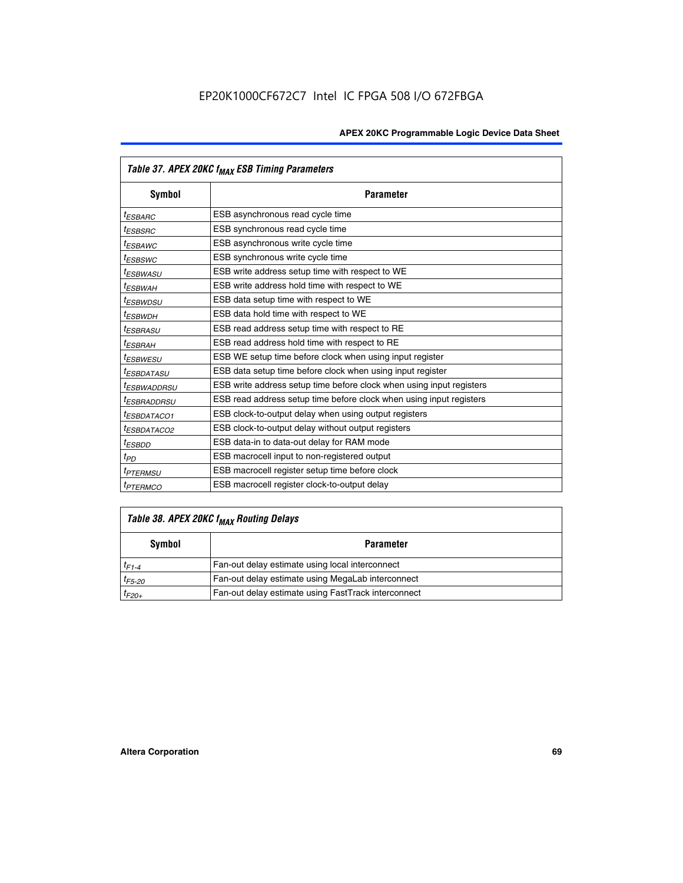| *Table 37. APEX 20KC $f_{MAX}$ ESB Timing Parameters* | |
|---|---|
| **Symbol** | **Parameter** |
| $t_{ESBARC}$ | ESB asynchronous read cycle time |
| $t_{ESBSRC}$ | ESB synchronous read cycle time |
| $t_{ESBAWC}$ | ESB asynchronous write cycle time |
| $t_{ESBSWC}$ | ESB synchronous write cycle time |
| $t_{ESBWASU}$ | ESB write address setup time with respect to WE |
| $t_{ESBWAH}$ | ESB write address hold time with respect to WE |
| $t_{ESBWDSU}$ | ESB data setup time with respect to WE |
| $t_{ESBWDH}$ | ESB data hold time with respect to WE |
| $t_{ESBRASU}$ | ESB read address setup time with respect to RE |
| $t_{ESBRAH}$ | ESB read address hold time with respect to RE |
| $t_{ESBWESU}$ | ESB WE setup time before clock when using input register |
| $t_{ESBDATASU}$ | ESB data setup time before clock when using input register |
| $t_{ESBWADDRSU}$ | ESB write address setup time before clock when using input registers |
| $t_{ESBRADDRSU}$ | ESB read address setup time before clock when using input registers |
| $t_{ESBDATACO1}$ | ESB clock-to-output delay when using output registers |
| $t_{ESBDATACO2}$ | ESB clock-to-output delay without output registers |
| $t_{ESBDD}$ | ESB data-in to data-out delay for RAM mode |
| $t_{PD}$ | ESB macrocell input to non-registered output |
| $t_{PTERMSU}$ | ESB macrocell register setup time before clock |
| $t_{PTERMCO}$ | ESB macrocell register clock-to-output delay |

| *Table 38. APEX 20KC $f_{MAX}$ Routing Delays* | |
|---|---|
| **Symbol** | **Parameter** |
| $t_{F1-4}$ | Fan-out delay estimate using local interconnect |
| $t_{F5-20}$ | Fan-out delay estimate using MegaLab interconnect |
| $t_{F20+}$ | Fan-out delay estimate using FastTrack interconnect |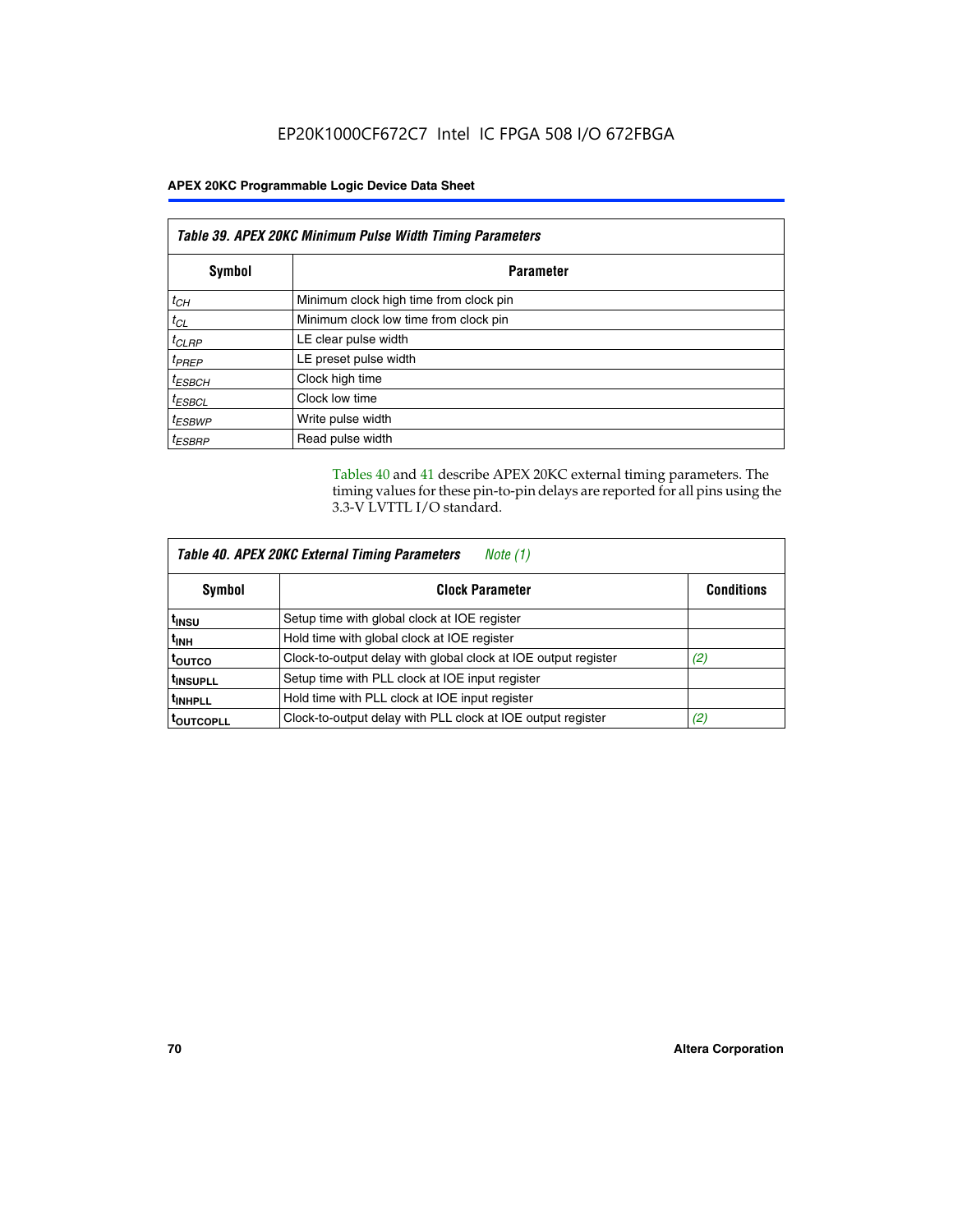**Table 39. APEX 20KC Minimum Pulse Width Timing Parameters**

| Symbol | Parameter |
|---|---|
| $t_{CH}$ | Minimum clock high time from clock pin |
| $t_{CL}$ | Minimum clock low time from clock pin |
| $t_{CLRP}$ | LE clear pulse width |
| $t_{PREP}$ | LE preset pulse width |
| $t_{ESBCH}$ | Clock high time |
| $t_{ESBCL}$ | Clock low time |
| $t_{ESBWP}$ | Write pulse width |
| $t_{ESBRP}$ | Read pulse width |

Tables 40 and 41 describe APEX 20KC external timing parameters. The timing values for these pin-to-pin delays are reported for all pins using the 3.3-V LVTTL I/O standard.

**Table 40. APEX 20KC External Timing Parameters** *Note (1)*

| Symbol | Clock Parameter | Conditions |
|---|---|---|
| $t_{INSU}$ | Setup time with global clock at IOE register | |
| $t_{INH}$ | Hold time with global clock at IOE register | |
| $t_{OUTCO}$ | Clock-to-output delay with global clock at IOE output register | (2) |
| $t_{INSUPLL}$ | Setup time with PLL clock at IOE input register | |
| $t_{INHPLL}$ | Hold time with PLL clock at IOE input register | |
| $t_{OUTCOPLL}$ | Clock-to-output delay with PLL clock at IOE output register | (2) |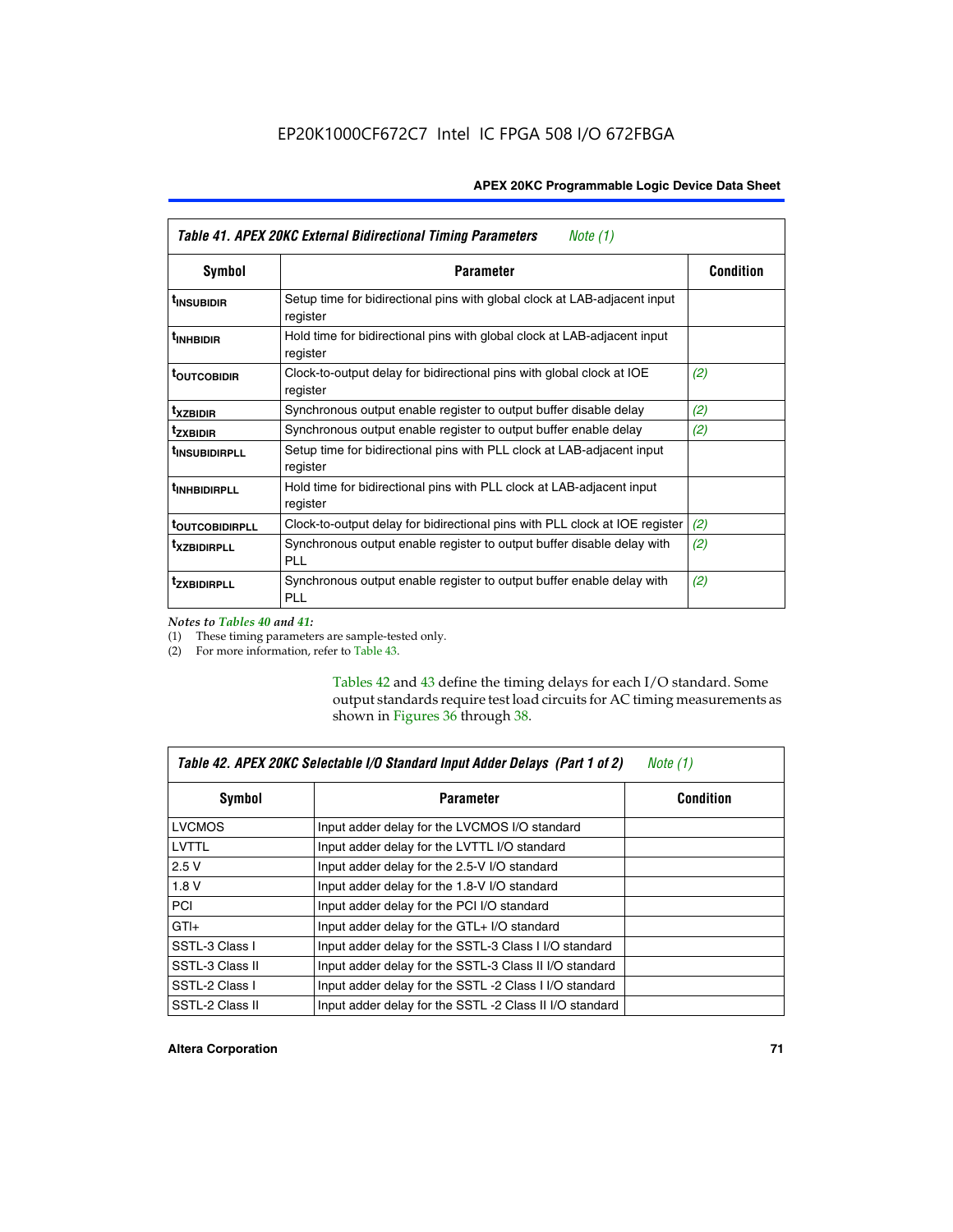**Table 41. APEX 20KC External Bidirectional Timing Parameters** *Note (1)*

| Symbol | Parameter | Condition |
|---|---|---|
| $t_{INSUBIDIR}$ | Setup time for bidirectional pins with global clock at LAB-adjacent input register | |
| $t_{INHBIDIR}$ | Hold time for bidirectional pins with global clock at LAB-adjacent input register | |
| $t_{OUTCOBIDIR}$ | Clock-to-output delay for bidirectional pins with global clock at IOE register | *(2)* |
| $t_{XZBIDIR}$ | Synchronous output enable register to output buffer disable delay | *(2)* |
| $t_{ZXBIDIR}$ | Synchronous output enable register to output buffer enable delay | *(2)* |
| $t_{INSUBIDIRPLL}$ | Setup time for bidirectional pins with PLL clock at LAB-adjacent input register | |
| $t_{INHBIDIRPLL}$ | Hold time for bidirectional pins with PLL clock at LAB-adjacent input register | |
| $t_{OUTCOBIDIRPLL}$ | Clock-to-output delay for bidirectional pins with PLL clock at IOE register | *(2)* |
| $t_{XZBIDIRPLL}$ | Synchronous output enable register to output buffer disable delay with PLL | *(2)* |
| $t_{ZXBIDIRPLL}$ | Synchronous output enable register to output buffer enable delay with PLL | *(2)* |

*Notes to Tables 40 and 41:*

(1) These timing parameters are sample-tested only.

(2) For more information, refer to Table 43.

Tables 42 and 43 define the timing delays for each I/O standard. Some output standards require test load circuits for AC timing measurements as shown in Figures 36 through 38.

**Table 42. APEX 20KC Selectable I/O Standard Input Adder Delays (Part 1 of 2)** *Note (1)*

| Symbol | Parameter | Condition |
|---|---|---|
| LVCMOS | Input adder delay for the LVCMOS I/O standard | |
| LVTTL | Input adder delay for the LVTTL I/O standard | |
| 2.5 V | Input adder delay for the 2.5-V I/O standard | |
| 1.8 V | Input adder delay for the 1.8-V I/O standard | |
| PCI | Input adder delay for the PCI I/O standard | |
| GTI+ | Input adder delay for the GTL+ I/O standard | |
| SSTL-3 Class I | Input adder delay for the SSTL-3 Class I I/O standard | |
| SSTL-3 Class II | Input adder delay for the SSTL-3 Class II I/O standard | |
| SSTL-2 Class I | Input adder delay for the SSTL -2 Class I I/O standard | |
| SSTL-2 Class II | Input adder delay for the SSTL -2 Class II I/O standard | |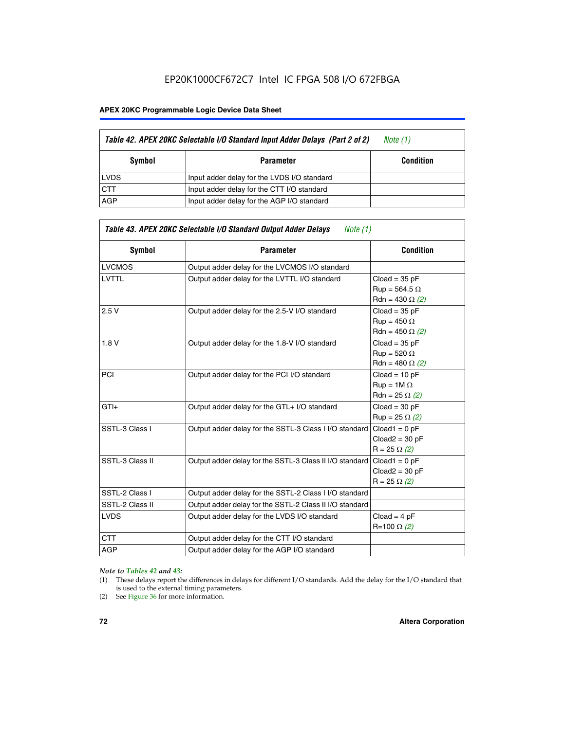EP20K1000CF672C7 Intel IC FPGA 508 I/O 672FBGA

| Table 42. APEX 20KC Selectable I/O Standard Input Adder Delays (Part 2 of 2) *Note (1)* | | |
|---|---|---|
| **Symbol** | **Parameter** | **Condition** |
| LVDS | Input adder delay for the LVDS I/O standard | |
| CTT | Input adder delay for the CTT I/O standard | |
| AGP | Input adder delay for the AGP I/O standard | |

| Table 43. APEX 20KC Selectable I/O Standard Output Adder Delays *Note (1)* | | |
|---|---|---|
| **Symbol** | **Parameter** | **Condition** |
| LVCMOS | Output adder delay for the LVCMOS I/O standard | |
| LVTTL | Output adder delay for the LVTTL I/O standard | Cload = 35 pF<br>Rup = 564.5 Ω<br>Rdn = 430 Ω *(2)* |
| 2.5 V | Output adder delay for the 2.5-V I/O standard | Cload = 35 pF<br>Rup = 450 Ω<br>Rdn = 450 Ω *(2)* |
| 1.8 V | Output adder delay for the 1.8-V I/O standard | Cload = 35 pF<br>Rup = 520 Ω<br>Rdn = 480 Ω *(2)* |
| PCI | Output adder delay for the PCI I/O standard | Cload = 10 pF<br>Rup = 1M Ω<br>Rdn = 25 Ω *(2)* |
| GTl+ | Output adder delay for the GTL+ I/O standard | Cload = 30 pF<br>Rup = 25 Ω *(2)* |
| SSTL-3 Class I | Output adder delay for the SSTL-3 Class I I/O standard | Cload1 = 0 pF<br>Cload2 = 30 pF<br>R = 25 Ω *(2)* |
| SSTL-3 Class II | Output adder delay for the SSTL-3 Class II I/O standard | Cload1 = 0 pF<br>Cload2 = 30 pF<br>R = 25 Ω *(2)* |
| SSTL-2 Class I | Output adder delay for the SSTL-2 Class I I/O standard | |
| SSTL-2 Class II | Output adder delay for the SSTL-2 Class II I/O standard | |
| LVDS | Output adder delay for the LVDS I/O standard | Cload = 4 pF<br>R=100 Ω *(2)* |
| CTT | Output adder delay for the CTT I/O standard | |
| AGP | Output adder delay for the AGP I/O standard | |

*Note to Tables 42 and 43:*

(1) These delays report the differences in delays for different I/O standards. Add the delay for the I/O standard that is used to the external timing parameters.

(2) See Figure 36 for more information.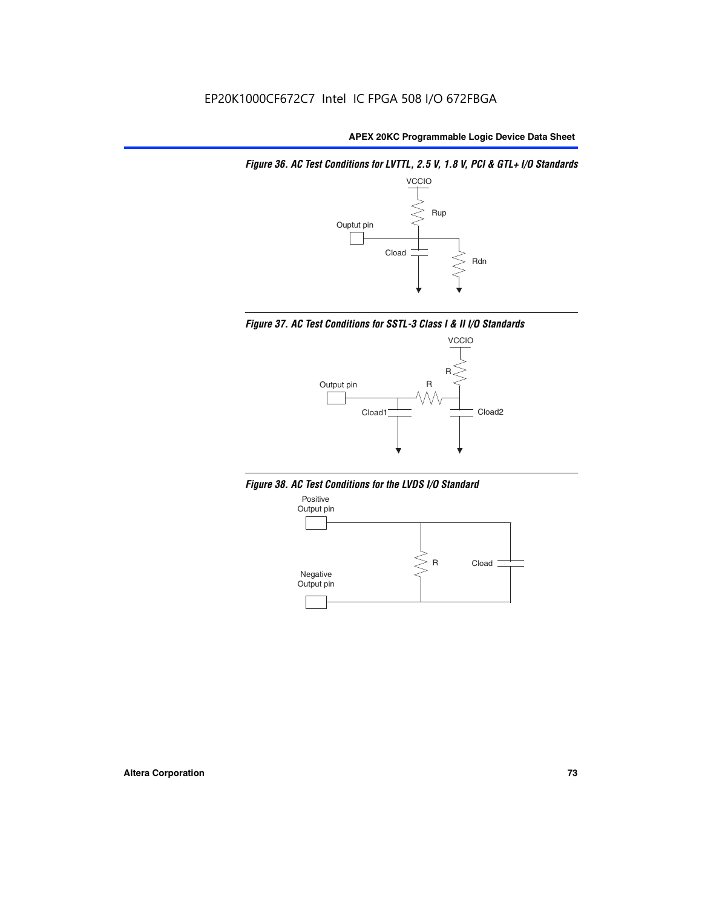EP20K1000CF672C7 Intel IC FPGA 508 I/O 672FBGA

*Figure 36. AC Test Conditions for LVTTL, 2.5 V, 1.8 V, PCI & GTL+ I/O Standards*

VCCIO

Rup

Ouptut pin

Cload

Rdn

*Figure 37. AC Test Conditions for SSTL-3 Class I & II I/O Standards*

VCCIO

R

Output pin

R

Cload1

Cload2

*Figure 38. AC Test Conditions for the LVDS I/O Standard*

Positive Output pin

R

Cload

Negative Output pin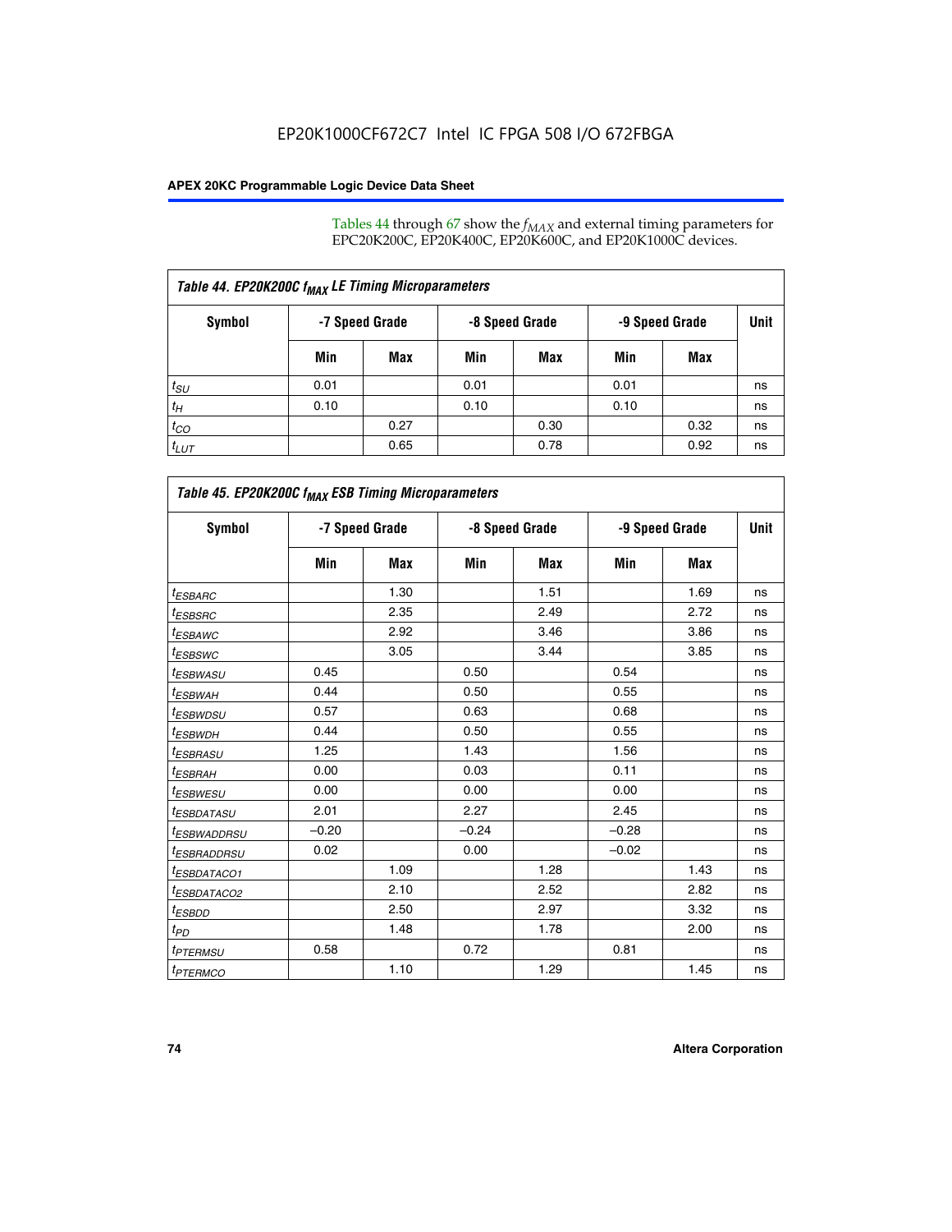Tables 44 through 67 show the $f_{MAX}$ and external timing parameters for EPC20K200C, EP20K400C, EP20K600C, and EP20K1000C devices.

| Table 44. EP20K200C $f_{MAX}$ LE Timing Microparameters | | | | | | | |
|---|---|---|---|---|---|---|---|
| Symbol | -7 Speed Grade | | -8 Speed Grade | | -9 Speed Grade | | Unit |
| | Min | Max | Min | Max | Min | Max | |
| $t_{SU}$ | 0.01 | | 0.01 | | 0.01 | | ns |
| $t_H$ | 0.10 | | 0.10 | | 0.10 | | ns |
| $t_{CO}$ | | 0.27 | | 0.30 | | 0.32 | ns |
| $t_{LUT}$ | | 0.65 | | 0.78 | | 0.92 | ns |

| Table 45. EP20K200C $f_{MAX}$ ESB Timing Microparameters | | | | | | | |
|---|---|---|---|---|---|---|---|
| Symbol | -7 Speed Grade | | -8 Speed Grade | | -9 Speed Grade | | Unit |
| | Min | Max | Min | Max | Min | Max | |
| $t_{ESBARC}$ | | 1.30 | | 1.51 | | 1.69 | ns |
| $t_{ESBSRC}$ | | 2.35 | | 2.49 | | 2.72 | ns |
| $t_{ESBAWC}$ | | 2.92 | | 3.46 | | 3.86 | ns |
| $t_{ESBSWC}$ | | 3.05 | | 3.44 | | 3.85 | ns |
| $t_{ESBWASU}$ | 0.45 | | 0.50 | | 0.54 | | ns |
| $t_{ESBWAH}$ | 0.44 | | 0.50 | | 0.55 | | ns |
| $t_{ESBWDSU}$ | 0.57 | | 0.63 | | 0.68 | | ns |
| $t_{ESBWDH}$ | 0.44 | | 0.50 | | 0.55 | | ns |
| $t_{ESBRASU}$ | 1.25 | | 1.43 | | 1.56 | | ns |
| $t_{ESBRAH}$ | 0.00 | | 0.03 | | 0.11 | | ns |
| $t_{ESBWESU}$ | 0.00 | | 0.00 | | 0.00 | | ns |
| $t_{ESBDATASU}$ | 2.01 | | 2.27 | | 2.45 | | ns |
| $t_{ESBWADDRSU}$ | −0.20 | | −0.24 | | −0.28 | | ns |
| $t_{ESBRADDRSU}$ | 0.02 | | 0.00 | | −0.02 | | ns |
| $t_{ESBDATACO1}$ | | 1.09 | | 1.28 | | 1.43 | ns |
| $t_{ESBDATACO2}$ | | 2.10 | | 2.52 | | 2.82 | ns |
| $t_{ESBDD}$ | | 2.50 | | 2.97 | | 3.32 | ns |
| $t_{PD}$ | | 1.48 | | 1.78 | | 2.00 | ns |
| $t_{PTERMSU}$ | 0.58 | | 0.72 | | 0.81 | | ns |
| $t_{PTERMCO}$ | | 1.10 | | 1.29 | | 1.45 | ns |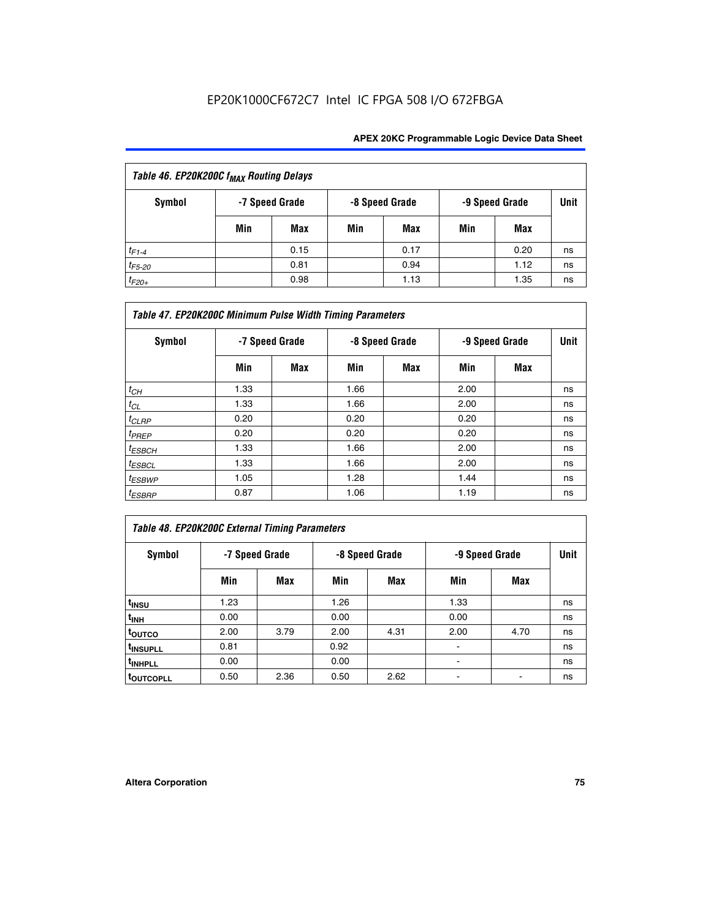**Table 46. EP20K200C $f_{MAX}$ Routing Delays**

| Symbol | -7 Speed Grade | | -8 Speed Grade | | -9 Speed Grade | | Unit |
|---|---|---|---|---|---|---|---|
| | Min | Max | Min | Max | Min | Max | |
| $t_{F1-4}$ | | 0.15 | | 0.17 | | 0.20 | ns |
| $t_{F5-20}$ | | 0.81 | | 0.94 | | 1.12 | ns |
| $t_{F20+}$ | | 0.98 | | 1.13 | | 1.35 | ns |

**Table 47. EP20K200C Minimum Pulse Width Timing Parameters**

| Symbol | -7 Speed Grade | | -8 Speed Grade | | -9 Speed Grade | | Unit |
|---|---|---|---|---|---|---|---|
| | Min | Max | Min | Max | Min | Max | |
| $t_{CH}$ | 1.33 | | 1.66 | | 2.00 | | ns |
| $t_{CL}$ | 1.33 | | 1.66 | | 2.00 | | ns |
| $t_{CLRP}$ | 0.20 | | 0.20 | | 0.20 | | ns |
| $t_{PREP}$ | 0.20 | | 0.20 | | 0.20 | | ns |
| $t_{ESBCH}$ | 1.33 | | 1.66 | | 2.00 | | ns |
| $t_{ESBCL}$ | 1.33 | | 1.66 | | 2.00 | | ns |
| $t_{ESBWP}$ | 1.05 | | 1.28 | | 1.44 | | ns |
| $t_{ESBRP}$ | 0.87 | | 1.06 | | 1.19 | | ns |

**Table 48. EP20K200C External Timing Parameters**

| Symbol | -7 Speed Grade | | -8 Speed Grade | | -9 Speed Grade | | Unit |
|---|---|---|---|---|---|---|---|
| | Min | Max | Min | Max | Min | Max | |
| $t_{INSU}$ | 1.23 | | 1.26 | | 1.33 | | ns |
| $t_{INH}$ | 0.00 | | 0.00 | | 0.00 | | ns |
| $t_{OUTCO}$ | 2.00 | 3.79 | 2.00 | 4.31 | 2.00 | 4.70 | ns |
| $t_{INSUPLL}$ | 0.81 | | 0.92 | | - | | ns |
| $t_{INHPLL}$ | 0.00 | | 0.00 | | - | | ns |
| $t_{OUTCOPLL}$ | 0.50 | 2.36 | 0.50 | 2.62 | - | - | ns |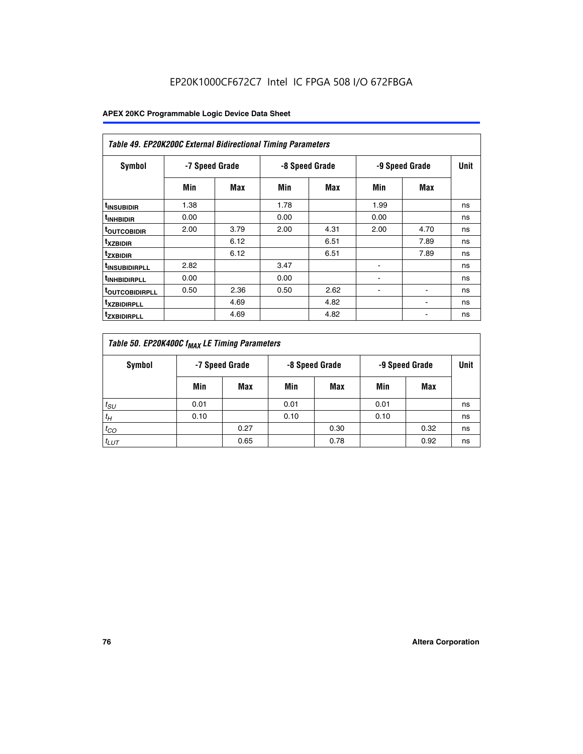*Table 49. EP20K200C External Bidirectional Timing Parameters*

| Symbol | -7 Speed Grade | | -8 Speed Grade | | -9 Speed Grade | | Unit |
|---|---|---|---|---|---|---|---|
| | Min | Max | Min | Max | Min | Max | |
| $t_{INSUBIDIR}$ | 1.38 | | 1.78 | | 1.99 | | ns |
| $t_{INHBIDIR}$ | 0.00 | | 0.00 | | 0.00 | | ns |
| $t_{OUTCOBIDIR}$ | 2.00 | 3.79 | 2.00 | 4.31 | 2.00 | 4.70 | ns |
| $t_{XZBIDIR}$ | | 6.12 | | 6.51 | | 7.89 | ns |
| $t_{ZXBIDIR}$ | | 6.12 | | 6.51 | | 7.89 | ns |
| $t_{INSUBIDIRPLL}$ | 2.82 | | 3.47 | | - | | ns |
| $t_{INHBIDIRPLL}$ | 0.00 | | 0.00 | | - | | ns |
| $t_{OUTCOBIDIRPLL}$ | 0.50 | 2.36 | 0.50 | 2.62 | - | - | ns |
| $t_{XZBIDIRPLL}$ | | 4.69 | | 4.82 | | - | ns |
| $t_{ZXBIDIRPLL}$ | | 4.69 | | 4.82 | | - | ns |

*Table 50. EP20K400C $f_{MAX}$ LE Timing Parameters*

| Symbol | -7 Speed Grade | | -8 Speed Grade | | -9 Speed Grade | | Unit |
|---|---|---|---|---|---|---|---|
| | Min | Max | Min | Max | Min | Max | |
| $t_{SU}$ | 0.01 | | 0.01 | | 0.01 | | ns |
| $t_H$ | 0.10 | | 0.10 | | 0.10 | | ns |
| $t_{CO}$ | | 0.27 | | 0.30 | | 0.32 | ns |
| $t_{LUT}$ | | 0.65 | | 0.78 | | 0.92 | ns |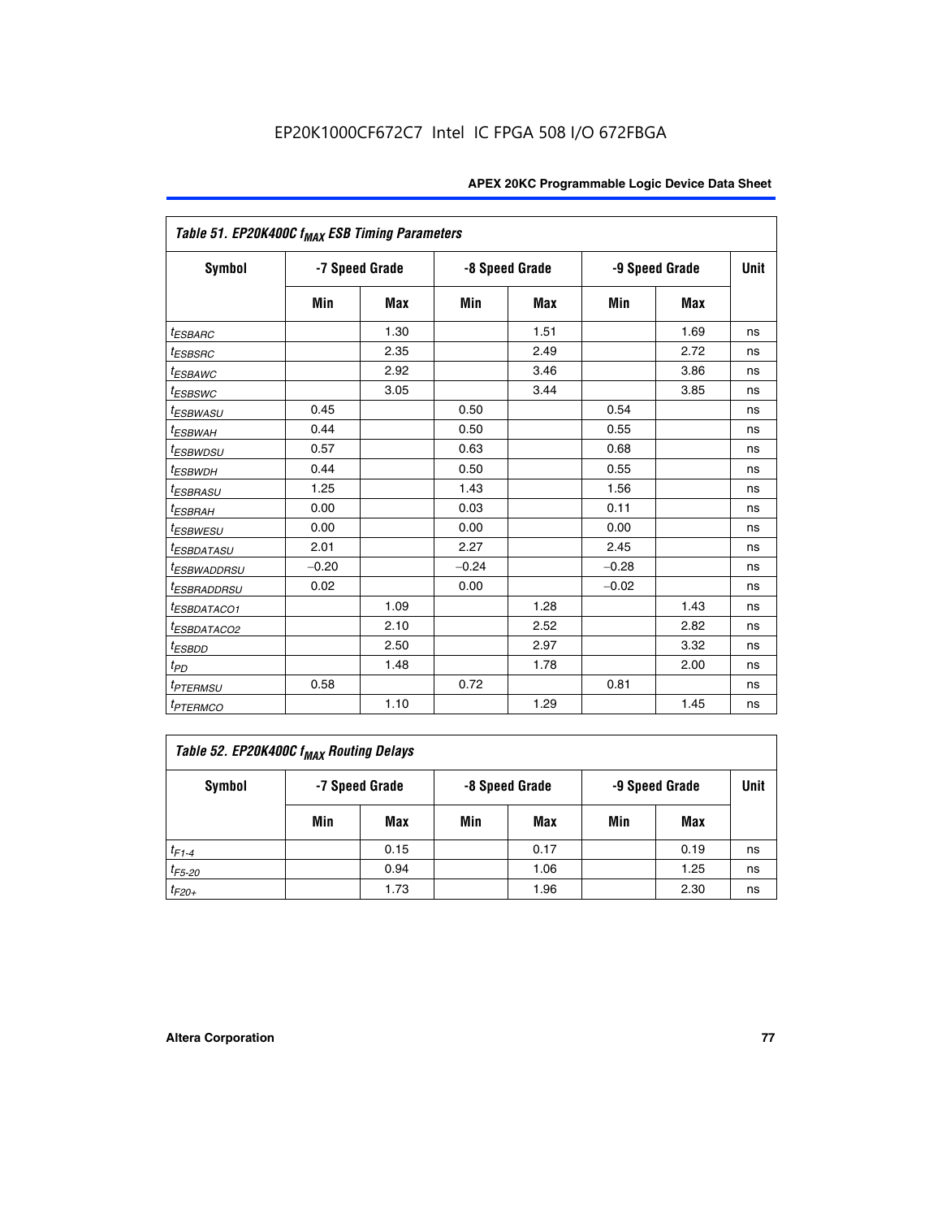| Table 51. EP20K400C $f_{MAX}$ ESB Timing Parameters | | | | | | | |
|---|---|---|---|---|---|---|---|
| Symbol | -7 Speed Grade | | -8 Speed Grade | | -9 Speed Grade | | Unit |
| | Min | Max | Min | Max | Min | Max | |
| $t_{ESBARC}$ | | 1.30 | | 1.51 | | 1.69 | ns |
| $t_{ESBSRC}$ | | 2.35 | | 2.49 | | 2.72 | ns |
| $t_{ESBAWC}$ | | 2.92 | | 3.46 | | 3.86 | ns |
| $t_{ESBSWC}$ | | 3.05 | | 3.44 | | 3.85 | ns |
| $t_{ESBWASU}$ | 0.45 | | 0.50 | | 0.54 | | ns |
| $t_{ESBWAH}$ | 0.44 | | 0.50 | | 0.55 | | ns |
| $t_{ESBWDSU}$ | 0.57 | | 0.63 | | 0.68 | | ns |
| $t_{ESBWDH}$ | 0.44 | | 0.50 | | 0.55 | | ns |
| $t_{ESBRASU}$ | 1.25 | | 1.43 | | 1.56 | | ns |
| $t_{ESBRAH}$ | 0.00 | | 0.03 | | 0.11 | | ns |
| $t_{ESBWESU}$ | 0.00 | | 0.00 | | 0.00 | | ns |
| $t_{ESBDATASU}$ | 2.01 | | 2.27 | | 2.45 | | ns |
| $t_{ESBWADDRSU}$ | −0.20 | | −0.24 | | −0.28 | | ns |
| $t_{ESBRADDRSU}$ | 0.02 | | 0.00 | | −0.02 | | ns |
| $t_{ESBDATACO1}$ | | 1.09 | | 1.28 | | 1.43 | ns |
| $t_{ESBDATACO2}$ | | 2.10 | | 2.52 | | 2.82 | ns |
| $t_{ESBDD}$ | | 2.50 | | 2.97 | | 3.32 | ns |
| $t_{PD}$ | | 1.48 | | 1.78 | | 2.00 | ns |
| $t_{PTERMSU}$ | 0.58 | | 0.72 | | 0.81 | | ns |
| $t_{PTERMCO}$ | | 1.10 | | 1.29 | | 1.45 | ns |

| Table 52. EP20K400C $f_{MAX}$ Routing Delays | | | | | | | |
|---|---|---|---|---|---|---|---|
| Symbol | -7 Speed Grade | | -8 Speed Grade | | -9 Speed Grade | | Unit |
| | Min | Max | Min | Max | Min | Max | |
| $t_{F1-4}$ | | 0.15 | | 0.17 | | 0.19 | ns |
| $t_{F5-20}$ | | 0.94 | | 1.06 | | 1.25 | ns |
| $t_{F20+}$ | | 1.73 | | 1.96 | | 2.30 | ns |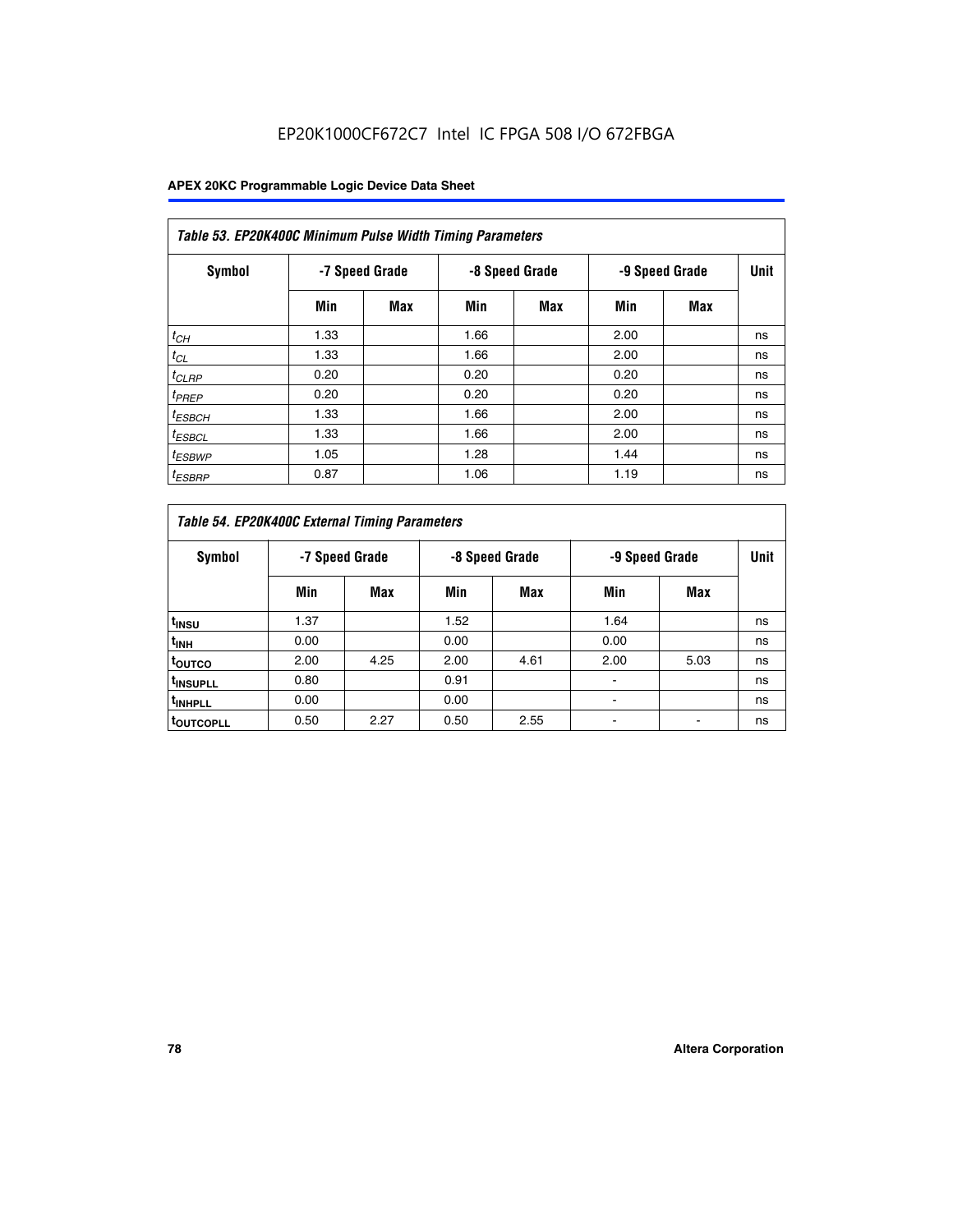### Table 53. EP20K400C Minimum Pulse Width Timing Parameters

| Symbol | -7 Speed Grade | | -8 Speed Grade | | -9 Speed Grade | | Unit |
|---|---|---|---|---|---|---|---|
| | Min | Max | Min | Max | Min | Max | |
| $t_{CH}$ | 1.33 | | 1.66 | | 2.00 | | ns |
| $t_{CL}$ | 1.33 | | 1.66 | | 2.00 | | ns |
| $t_{CLRP}$ | 0.20 | | 0.20 | | 0.20 | | ns |
| $t_{PREP}$ | 0.20 | | 0.20 | | 0.20 | | ns |
| $t_{ESBCH}$ | 1.33 | | 1.66 | | 2.00 | | ns |
| $t_{ESBCL}$ | 1.33 | | 1.66 | | 2.00 | | ns |
| $t_{ESBWP}$ | 1.05 | | 1.28 | | 1.44 | | ns |
| $t_{ESBRP}$ | 0.87 | | 1.06 | | 1.19 | | ns |

### Table 54. EP20K400C External Timing Parameters

| Symbol | -7 Speed Grade | | -8 Speed Grade | | -9 Speed Grade | | Unit |
|---|---|---|---|---|---|---|---|
| | Min | Max | Min | Max | Min | Max | |
| $t_{INSU}$ | 1.37 | | 1.52 | | 1.64 | | ns |
| $t_{INH}$ | 0.00 | | 0.00 | | 0.00 | | ns |
| $t_{OUTCO}$ | 2.00 | 4.25 | 2.00 | 4.61 | 2.00 | 5.03 | ns |
| $t_{INSUPLL}$ | 0.80 | | 0.91 | | - | | ns |
| $t_{INHPLL}$ | 0.00 | | 0.00 | | - | | ns |
| $t_{OUTCOPLL}$ | 0.50 | 2.27 | 0.50 | 2.55 | - | - | ns |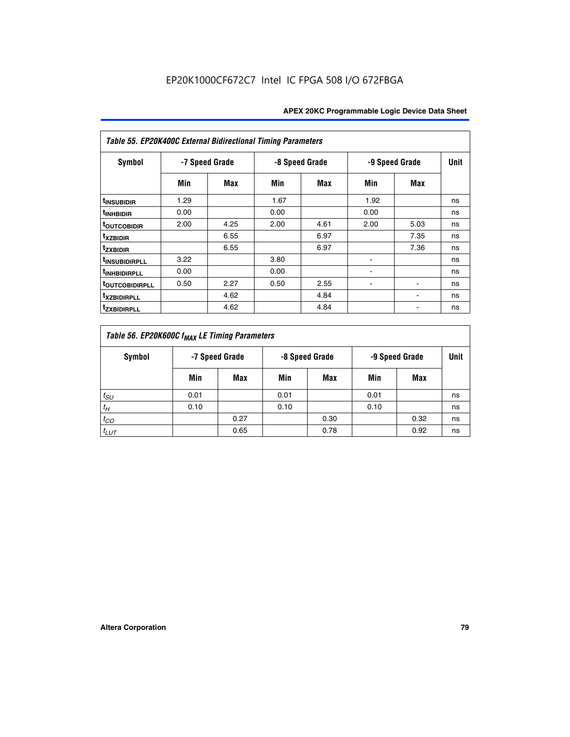Table 55. EP20K400C External Bidirectional Timing Parameters

| Symbol | -7 Speed Grade | | -8 Speed Grade | | -9 Speed Grade | | Unit |
|---|---|---|---|---|---|---|---|
| | Min | Max | Min | Max | Min | Max | |
| $t_{INSUBIDIR}$ | 1.29 | | 1.67 | | 1.92 | | ns |
| $t_{INHBIDIR}$ | 0.00 | | 0.00 | | 0.00 | | ns |
| $t_{OUTCOBIDIR}$ | 2.00 | 4.25 | 2.00 | 4.61 | 2.00 | 5.03 | ns |
| $t_{XZBIDIR}$ | | 6.55 | | 6.97 | | 7.35 | ns |
| $t_{ZXBIDIR}$ | | 6.55 | | 6.97 | | 7.36 | ns |
| $t_{INSUBIDIRPLL}$ | 3.22 | | 3.80 | | - | | ns |
| $t_{INHBIDIRPLL}$ | 0.00 | | 0.00 | | - | | ns |
| $t_{OUTCOBIDIRPLL}$ | 0.50 | 2.27 | 0.50 | 2.55 | - | - | ns |
| $t_{XZBIDIRPLL}$ | | 4.62 | | 4.84 | | - | ns |
| $t_{ZXBIDIRPLL}$ | | 4.62 | | 4.84 | | - | ns |

Table 56. EP20K600C $f_{MAX}$ LE Timing Parameters

| Symbol | -7 Speed Grade | | -8 Speed Grade | | -9 Speed Grade | | Unit |
|---|---|---|---|---|---|---|---|
| | Min | Max | Min | Max | Min | Max | |
| $t_{SU}$ | 0.01 | | 0.01 | | 0.01 | | ns |
| $t_{H}$ | 0.10 | | 0.10 | | 0.10 | | ns |
| $t_{CO}$ | | 0.27 | | 0.30 | | 0.32 | ns |
| $t_{LUT}$ | | 0.65 | | 0.78 | | 0.92 | ns |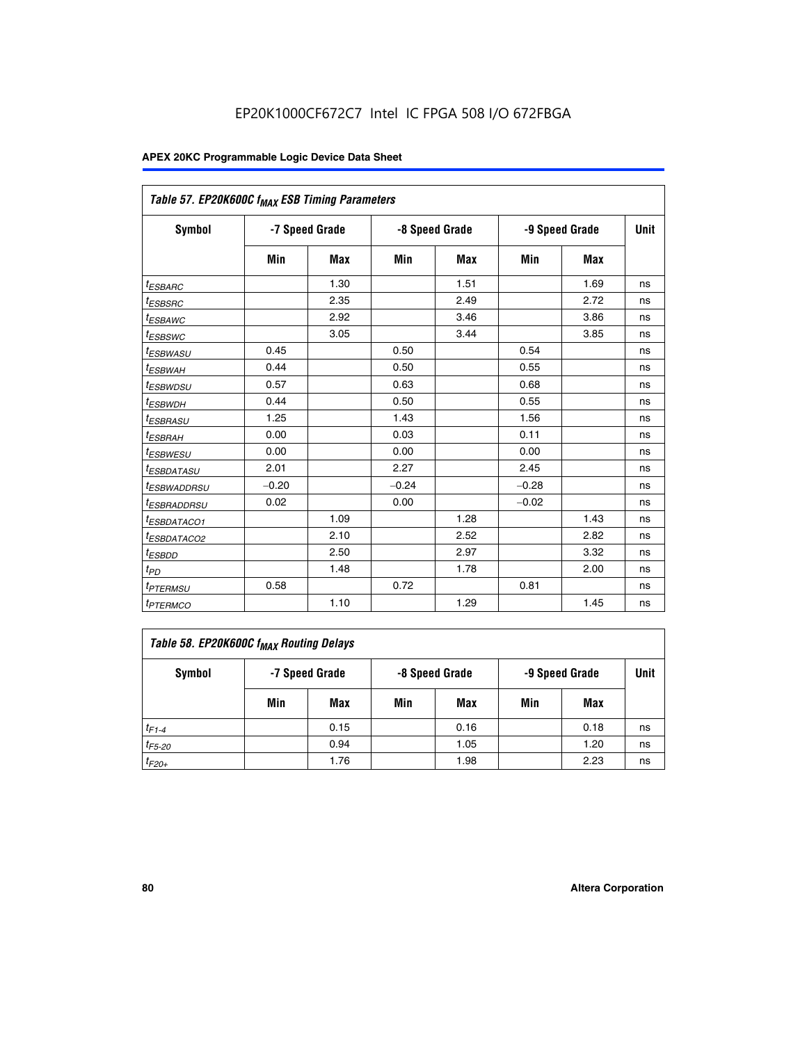EP20K1000CF672C7 Intel IC FPGA 508 I/O 672FBGA

| Table 57. EP20K600C $f_{MAX}$ ESB Timing Parameters | | | | | | | |
|---|---|---|---|---|---|---|---|
| Symbol | -7 Speed Grade | | -8 Speed Grade | | -9 Speed Grade | | Unit |
| | Min | Max | Min | Max | Min | Max | |
| $t_{ESBARC}$ | | 1.30 | | 1.51 | | 1.69 | ns |
| $t_{ESBSRC}$ | | 2.35 | | 2.49 | | 2.72 | ns |
| $t_{ESBAWC}$ | | 2.92 | | 3.46 | | 3.86 | ns |
| $t_{ESBSWC}$ | | 3.05 | | 3.44 | | 3.85 | ns |
| $t_{ESBWASU}$ | 0.45 | | 0.50 | | 0.54 | | ns |
| $t_{ESBWAH}$ | 0.44 | | 0.50 | | 0.55 | | ns |
| $t_{ESBWDSU}$ | 0.57 | | 0.63 | | 0.68 | | ns |
| $t_{ESBWDH}$ | 0.44 | | 0.50 | | 0.55 | | ns |
| $t_{ESBRASU}$ | 1.25 | | 1.43 | | 1.56 | | ns |
| $t_{ESBRAH}$ | 0.00 | | 0.03 | | 0.11 | | ns |
| $t_{ESBWESU}$ | 0.00 | | 0.00 | | 0.00 | | ns |
| $t_{ESBDATASU}$ | 2.01 | | 2.27 | | 2.45 | | ns |
| $t_{ESBWADDRSU}$ | −0.20 | | −0.24 | | −0.28 | | ns |
| $t_{ESBRADDRSU}$ | 0.02 | | 0.00 | | −0.02 | | ns |
| $t_{ESBDATACO1}$ | | 1.09 | | 1.28 | | 1.43 | ns |
| $t_{ESBDATACO2}$ | | 2.10 | | 2.52 | | 2.82 | ns |
| $t_{ESBDD}$ | | 2.50 | | 2.97 | | 3.32 | ns |
| $t_{PD}$ | | 1.48 | | 1.78 | | 2.00 | ns |
| $t_{PTERMSU}$ | 0.58 | | 0.72 | | 0.81 | | ns |
| $t_{PTERMCO}$ | | 1.10 | | 1.29 | | 1.45 | ns |

| Table 58. EP20K600C $f_{MAX}$ Routing Delays | | | | | | | |
|---|---|---|---|---|---|---|---|
| Symbol | -7 Speed Grade | | -8 Speed Grade | | -9 Speed Grade | | Unit |
| | Min | Max | Min | Max | Min | Max | |
| $t_{F1-4}$ | | 0.15 | | 0.16 | | 0.18 | ns |
| $t_{F5-20}$ | | 0.94 | | 1.05 | | 1.20 | ns |
| $t_{F20+}$ | | 1.76 | | 1.98 | | 2.23 | ns |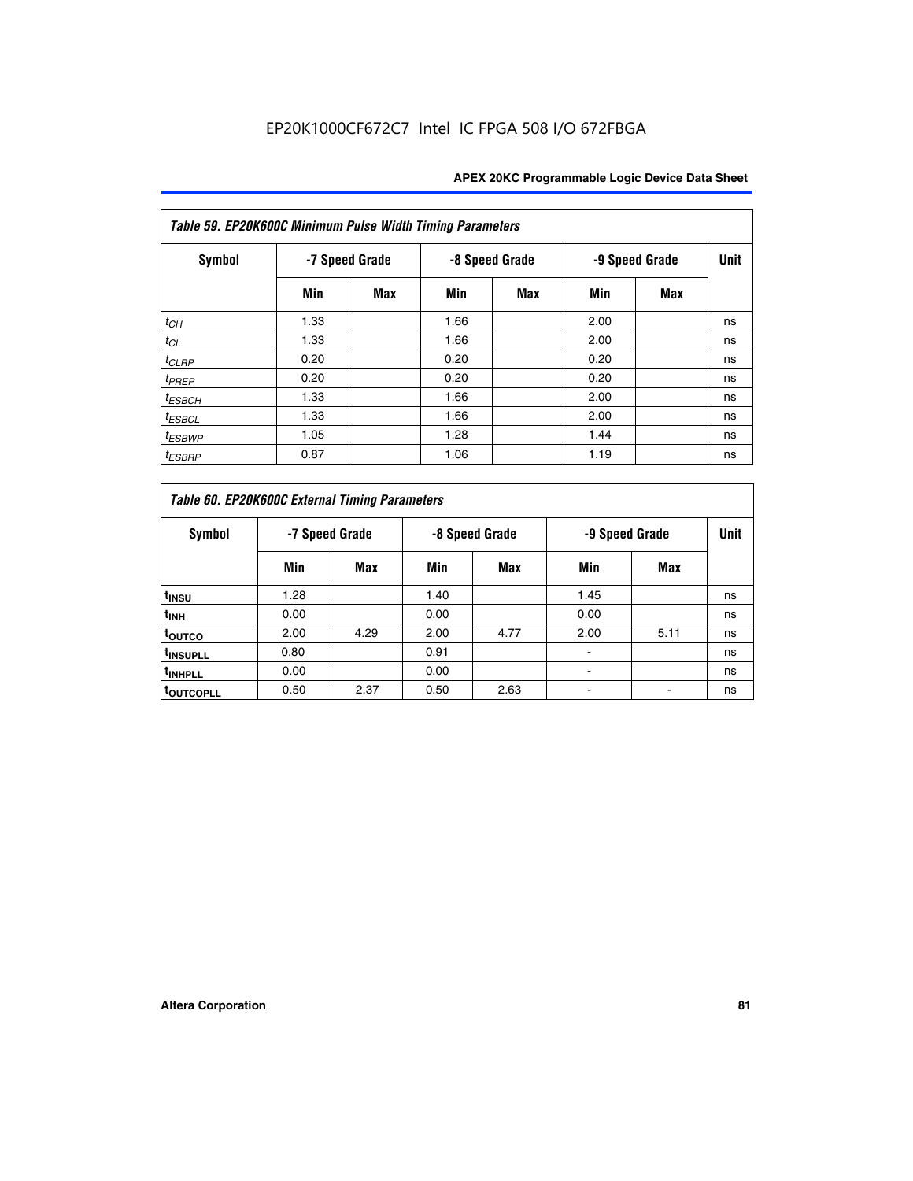**Table 59. EP20K600C Minimum Pulse Width Timing Parameters**

| Symbol | -7 Speed Grade | | -8 Speed Grade | | -9 Speed Grade | | Unit |
|---|---|---|---|---|---|---|---|
| | Min | Max | Min | Max | Min | Max | |
| $t_{CH}$ | 1.33 | | 1.66 | | 2.00 | | ns |
| $t_{CL}$ | 1.33 | | 1.66 | | 2.00 | | ns |
| $t_{CLRP}$ | 0.20 | | 0.20 | | 0.20 | | ns |
| $t_{PREP}$ | 0.20 | | 0.20 | | 0.20 | | ns |
| $t_{ESBCH}$ | 1.33 | | 1.66 | | 2.00 | | ns |
| $t_{ESBCL}$ | 1.33 | | 1.66 | | 2.00 | | ns |
| $t_{ESBWP}$ | 1.05 | | 1.28 | | 1.44 | | ns |
| $t_{ESBRP}$ | 0.87 | | 1.06 | | 1.19 | | ns |

**Table 60. EP20K600C External Timing Parameters**

| Symbol | -7 Speed Grade | | -8 Speed Grade | | -9 Speed Grade | | Unit |
|---|---|---|---|---|---|---|---|
| | Min | Max | Min | Max | Min | Max | |
| $t_{INSU}$ | 1.28 | | 1.40 | | 1.45 | | ns |
| $t_{INH}$ | 0.00 | | 0.00 | | 0.00 | | ns |
| $t_{OUTCO}$ | 2.00 | 4.29 | 2.00 | 4.77 | 2.00 | 5.11 | ns |
| $t_{INSUPLL}$ | 0.80 | | 0.91 | | - | | ns |
| $t_{INHPLL}$ | 0.00 | | 0.00 | | - | | ns |
| $t_{OUTCOPLL}$ | 0.50 | 2.37 | 0.50 | 2.63 | - | - | ns |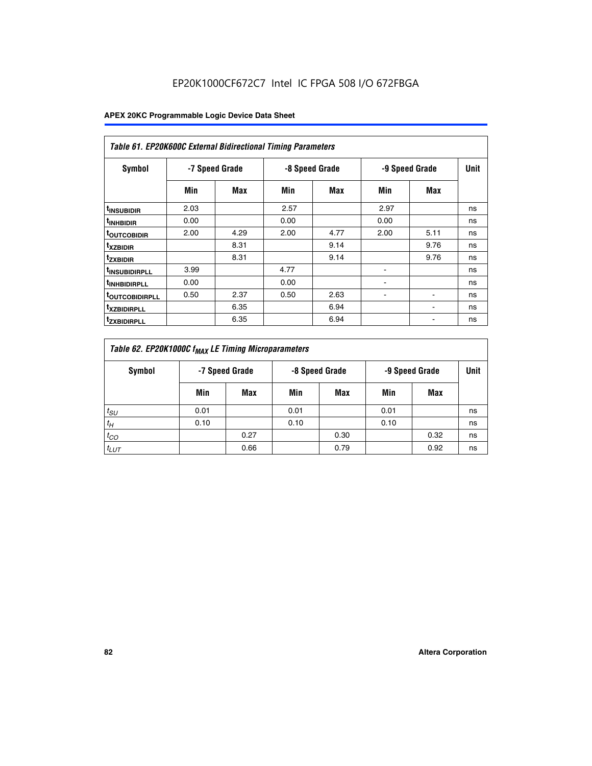EP20K1000CF672C7 Intel IC FPGA 508 I/O 672FBGA

**Table 61. EP20K600C External Bidirectional Timing Parameters**

| Symbol | -7 Speed Grade | | -8 Speed Grade | | -9 Speed Grade | | Unit |
|---|---|---|---|---|---|---|---|
| | Min | Max | Min | Max | Min | Max | |
| $t_{INSUBIDIR}$ | 2.03 | | 2.57 | | 2.97 | | ns |
| $t_{INHBIDIR}$ | 0.00 | | 0.00 | | 0.00 | | ns |
| $t_{OUTCOBIDIR}$ | 2.00 | 4.29 | 2.00 | 4.77 | 2.00 | 5.11 | ns |
| $t_{XZBIDIR}$ | | 8.31 | | 9.14 | | 9.76 | ns |
| $t_{ZXBIDIR}$ | | 8.31 | | 9.14 | | 9.76 | ns |
| $t_{INSUBIDIRPLL}$ | 3.99 | | 4.77 | | - | | ns |
| $t_{INHBIDIRPLL}$ | 0.00 | | 0.00 | | - | | ns |
| $t_{OUTCOBIDIRPLL}$ | 0.50 | 2.37 | 0.50 | 2.63 | - | - | ns |
| $t_{XZBIDIRPLL}$ | | 6.35 | | 6.94 | | - | ns |
| $t_{ZXBIDIRPLL}$ | | 6.35 | | 6.94 | | - | ns |

**Table 62. EP20K1000C $f_{MAX}$ LE Timing Microparameters**

| Symbol | -7 Speed Grade | | -8 Speed Grade | | -9 Speed Grade | | Unit |
|---|---|---|---|---|---|---|---|
| | Min | Max | Min | Max | Min | Max | |
| $t_{SU}$ | 0.01 | | 0.01 | | 0.01 | | ns |
| $t_H$ | 0.10 | | 0.10 | | 0.10 | | ns |
| $t_{CO}$ | | 0.27 | | 0.30 | | 0.32 | ns |
| $t_{LUT}$ | | 0.66 | | 0.79 | | 0.92 | ns |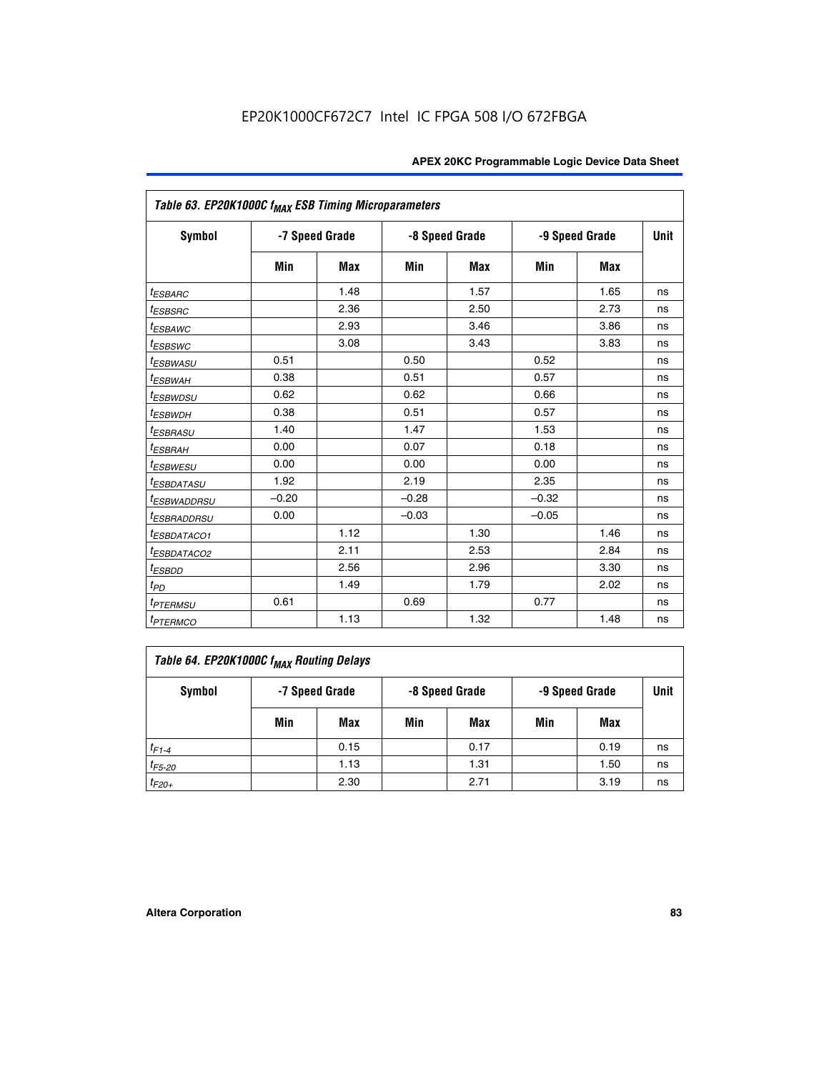EP20K1000CF672C7 Intel IC FPGA 508 I/O 672FBGA

| Table 63. EP20K1000C $f_{MAX}$ ESB Timing Microparameters | | | | | | | |
|---|---|---|---|---|---|---|---|
| Symbol | -7 Speed Grade | | -8 Speed Grade | | -9 Speed Grade | | Unit |
| | Min | Max | Min | Max | Min | Max | |
| $t_{ESBARC}$ | | 1.48 | | 1.57 | | 1.65 | ns |
| $t_{ESBSRC}$ | | 2.36 | | 2.50 | | 2.73 | ns |
| $t_{ESBAWC}$ | | 2.93 | | 3.46 | | 3.86 | ns |
| $t_{ESBSWC}$ | | 3.08 | | 3.43 | | 3.83 | ns |
| $t_{ESBWASU}$ | 0.51 | | 0.50 | | 0.52 | | ns |
| $t_{ESBWAH}$ | 0.38 | | 0.51 | | 0.57 | | ns |
| $t_{ESBWDSU}$ | 0.62 | | 0.62 | | 0.66 | | ns |
| $t_{ESBWDH}$ | 0.38 | | 0.51 | | 0.57 | | ns |
| $t_{ESBRASU}$ | 1.40 | | 1.47 | | 1.53 | | ns |
| $t_{ESBRAH}$ | 0.00 | | 0.07 | | 0.18 | | ns |
| $t_{ESBWESU}$ | 0.00 | | 0.00 | | 0.00 | | ns |
| $t_{ESBDATASU}$ | 1.92 | | 2.19 | | 2.35 | | ns |
| $t_{ESBWADDRSU}$ | –0.20 | | –0.28 | | –0.32 | | ns |
| $t_{ESBRADDRSU}$ | 0.00 | | –0.03 | | –0.05 | | ns |
| $t_{ESBDATACO1}$ | | 1.12 | | 1.30 | | 1.46 | ns |
| $t_{ESBDATACO2}$ | | 2.11 | | 2.53 | | 2.84 | ns |
| $t_{ESBDD}$ | | 2.56 | | 2.96 | | 3.30 | ns |
| $t_{PD}$ | | 1.49 | | 1.79 | | 2.02 | ns |
| $t_{PTERMSU}$ | 0.61 | | 0.69 | | 0.77 | | ns |
| $t_{PTERMCO}$ | | 1.13 | | 1.32 | | 1.48 | ns |

| Table 64. EP20K1000C $f_{MAX}$ Routing Delays | | | | | | | |
|---|---|---|---|---|---|---|---|
| Symbol | -7 Speed Grade | | -8 Speed Grade | | -9 Speed Grade | | Unit |
| | Min | Max | Min | Max | Min | Max | |
| $t_{F1-4}$ | | 0.15 | | 0.17 | | 0.19 | ns |
| $t_{F5-20}$ | | 1.13 | | 1.31 | | 1.50 | ns |
| $t_{F20+}$ | | 2.30 | | 2.71 | | 3.19 | ns |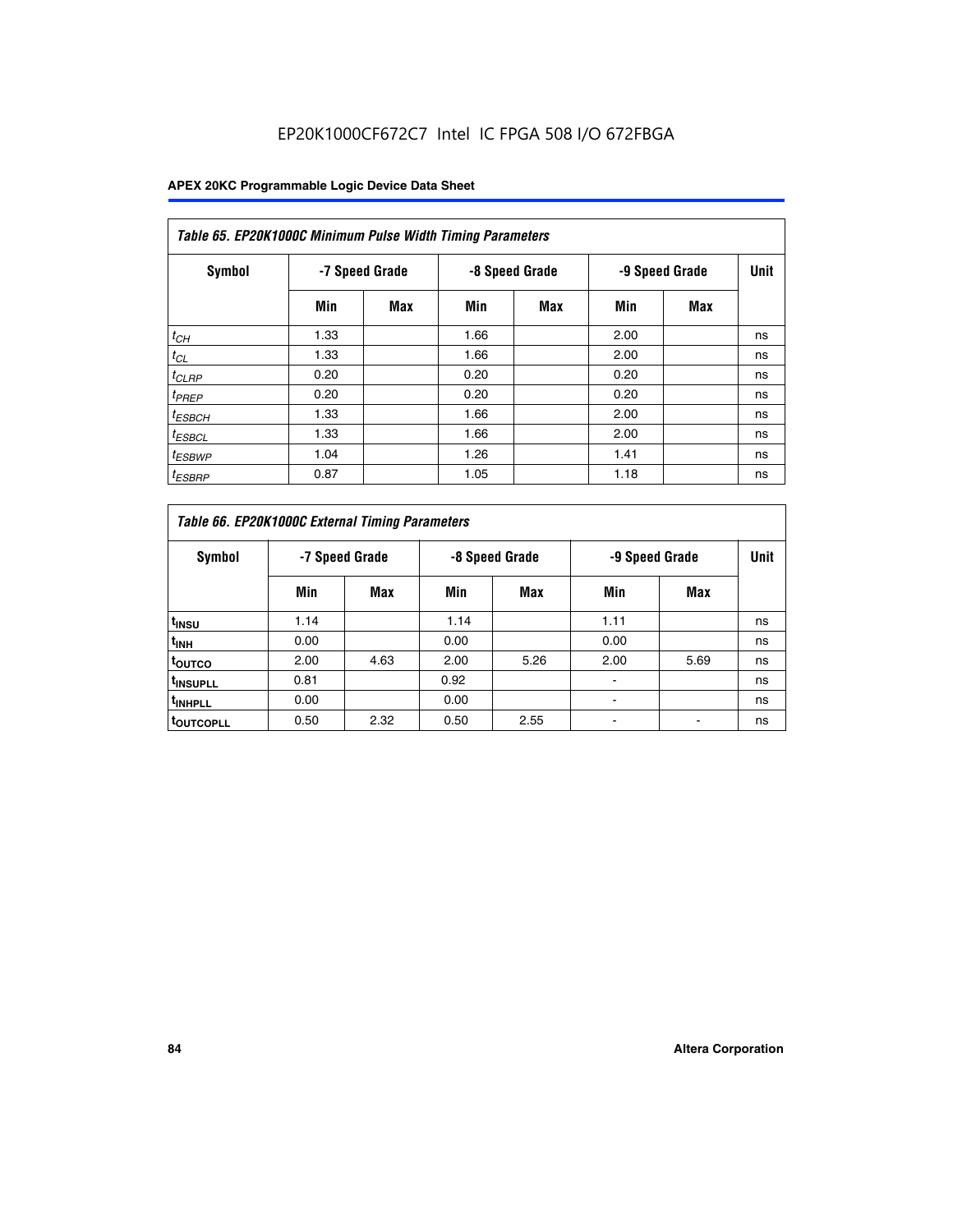EP20K1000CF672C7 Intel IC FPGA 508 I/O 672FBGA

**Table 65. EP20K1000C Minimum Pulse Width Timing Parameters**

| Symbol | -7 Speed Grade | | -8 Speed Grade | | -9 Speed Grade | | Unit |
|---|---|---|---|---|---|---|---|
| | Min | Max | Min | Max | Min | Max | |
| $t_{CH}$ | 1.33 | | 1.66 | | 2.00 | | ns |
| $t_{CL}$ | 1.33 | | 1.66 | | 2.00 | | ns |
| $t_{CLRP}$ | 0.20 | | 0.20 | | 0.20 | | ns |
| $t_{PREP}$ | 0.20 | | 0.20 | | 0.20 | | ns |
| $t_{ESBCH}$ | 1.33 | | 1.66 | | 2.00 | | ns |
| $t_{ESBCL}$ | 1.33 | | 1.66 | | 2.00 | | ns |
| $t_{ESBWP}$ | 1.04 | | 1.26 | | 1.41 | | ns |
| $t_{ESBRP}$ | 0.87 | | 1.05 | | 1.18 | | ns |

**Table 66. EP20K1000C External Timing Parameters**

| Symbol | -7 Speed Grade | | -8 Speed Grade | | -9 Speed Grade | | Unit |
|---|---|---|---|---|---|---|---|
| | Min | Max | Min | Max | Min | Max | |
| $t_{INSU}$ | 1.14 | | 1.14 | | 1.11 | | ns |
| $t_{INH}$ | 0.00 | | 0.00 | | 0.00 | | ns |
| $t_{OUTCO}$ | 2.00 | 4.63 | 2.00 | 5.26 | 2.00 | 5.69 | ns |
| $t_{INSUPLL}$ | 0.81 | | 0.92 | | - | | ns |
| $t_{INHPLL}$ | 0.00 | | 0.00 | | - | | ns |
| $t_{OUTCOPLL}$ | 0.50 | 2.32 | 0.50 | 2.55 | - | - | ns |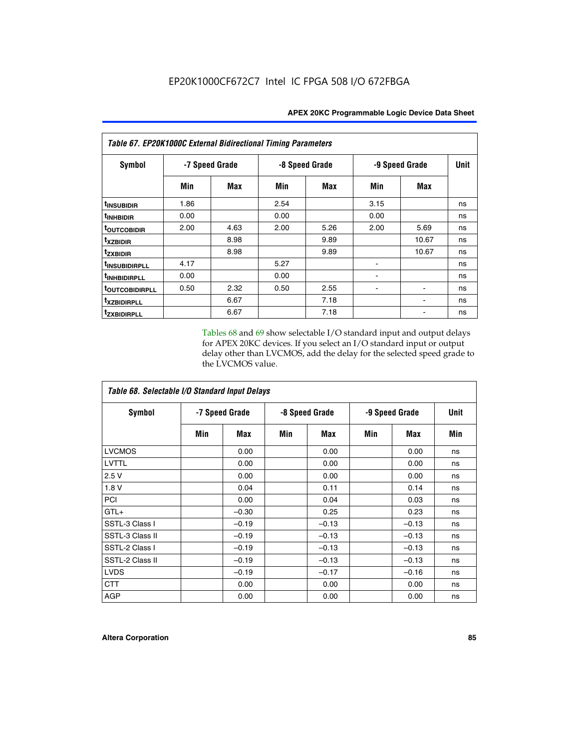EP20K1000CF672C7 Intel IC FPGA 508 I/O 672FBGA

| *Table 67. EP20K1000C External Bidirectional Timing Parameters* | | | | | | | |
|---|---|---|---|---|---|---|---|
| **Symbol** | **-7 Speed Grade** | | **-8 Speed Grade** | | **-9 Speed Grade** | | **Unit** |
| | **Min** | **Max** | **Min** | **Max** | **Min** | **Max** | |
| $t_{INSUBIDIR}$ | 1.86 | | 2.54 | | 3.15 | | ns |
| $t_{INHBIDIR}$ | 0.00 | | 0.00 | | 0.00 | | ns |
| $t_{OUTCOBIDIR}$ | 2.00 | 4.63 | 2.00 | 5.26 | 2.00 | 5.69 | ns |
| $t_{XZBIDIR}$ | | 8.98 | | 9.89 | | 10.67 | ns |
| $t_{ZXBIDIR}$ | | 8.98 | | 9.89 | | 10.67 | ns |
| $t_{INSUBIDIRPLL}$ | 4.17 | | 5.27 | | - | | ns |
| $t_{INHBIDIRPLL}$ | 0.00 | | 0.00 | | - | | ns |
| $t_{OUTCOBIDIRPLL}$ | 0.50 | 2.32 | 0.50 | 2.55 | - | - | ns |
| $t_{XZBIDIRPLL}$ | | 6.67 | | 7.18 | | - | ns |
| $t_{ZXBIDIRPLL}$ | | 6.67 | | 7.18 | | - | ns |

Tables 68 and 69 show selectable I/O standard input and output delays for APEX 20KC devices. If you select an I/O standard input or output delay other than LVCMOS, add the delay for the selected speed grade to the LVCMOS value.

| *Table 68. Selectable I/O Standard Input Delays* | | | | | | | |
|---|---|---|---|---|---|---|---|
| **Symbol** | **-7 Speed Grade** | | **-8 Speed Grade** | | **-9 Speed Grade** | | **Unit** |
| | **Min** | **Max** | **Min** | **Max** | **Min** | **Max** | **Min** |
| LVCMOS | | 0.00 | | 0.00 | | 0.00 | ns |
| LVTTL | | 0.00 | | 0.00 | | 0.00 | ns |
| 2.5 V | | 0.00 | | 0.00 | | 0.00 | ns |
| 1.8 V | | 0.04 | | 0.11 | | 0.14 | ns |
| PCI | | 0.00 | | 0.04 | | 0.03 | ns |
| GTL+ | | –0.30 | | 0.25 | | 0.23 | ns |
| SSTL-3 Class I | | –0.19 | | –0.13 | | –0.13 | ns |
| SSTL-3 Class II | | –0.19 | | –0.13 | | –0.13 | ns |
| SSTL-2 Class I | | –0.19 | | –0.13 | | –0.13 | ns |
| SSTL-2 Class II | | –0.19 | | –0.13 | | –0.13 | ns |
| LVDS | | –0.19 | | –0.17 | | –0.16 | ns |
| CTT | | 0.00 | | 0.00 | | 0.00 | ns |
| AGP | | 0.00 | | 0.00 | | 0.00 | ns |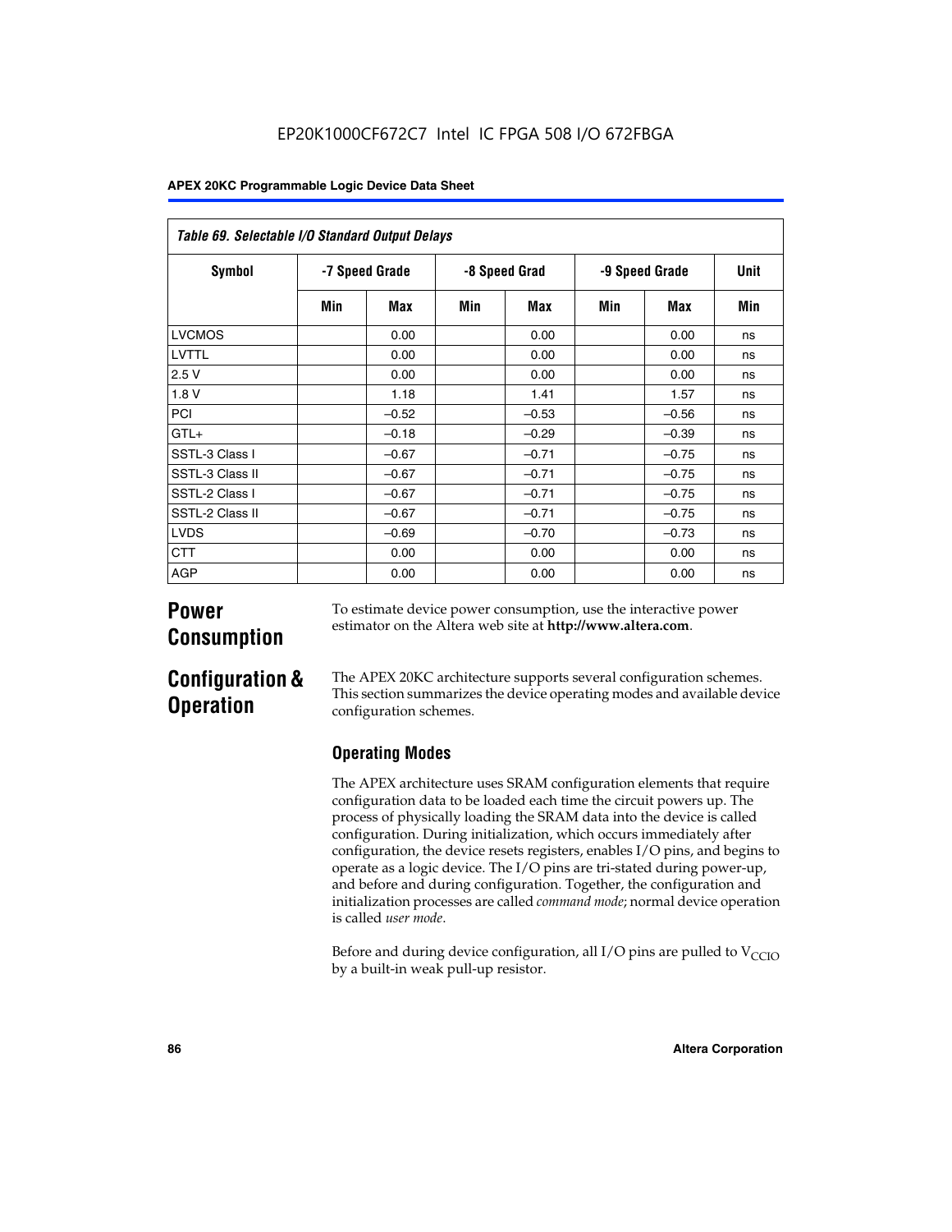*Table 69. Selectable I/O Standard Output Delays*

| Symbol | -7 Speed Grade | | -8 Speed Grad | | -9 Speed Grade | | Unit |
|---|---|---|---|---|---|---|---|
| | Min | Max | Min | Max | Min | Max | Min |
| LVCMOS | | 0.00 | | 0.00 | | 0.00 | ns |
| LVTTL | | 0.00 | | 0.00 | | 0.00 | ns |
| 2.5 V | | 0.00 | | 0.00 | | 0.00 | ns |
| 1.8 V | | 1.18 | | 1.41 | | 1.57 | ns |
| PCI | | –0.52 | | –0.53 | | –0.56 | ns |
| GTL+ | | –0.18 | | –0.29 | | –0.39 | ns |
| SSTL-3 Class I | | –0.67 | | –0.71 | | –0.75 | ns |
| SSTL-3 Class II | | –0.67 | | –0.71 | | –0.75 | ns |
| SSTL-2 Class I | | –0.67 | | –0.71 | | –0.75 | ns |
| SSTL-2 Class II | | –0.67 | | –0.71 | | –0.75 | ns |
| LVDS | | –0.69 | | –0.70 | | –0.73 | ns |
| CTT | | 0.00 | | 0.00 | | 0.00 | ns |
| AGP | | 0.00 | | 0.00 | | 0.00 | ns |

# Power Consumption

To estimate device power consumption, use the interactive power estimator on the Altera web site at **http://www.altera.com**.

# Configuration & Operation

The APEX 20KC architecture supports several configuration schemes. This section summarizes the device operating modes and available device configuration schemes.

## Operating Modes

The APEX architecture uses SRAM configuration elements that require configuration data to be loaded each time the circuit powers up. The process of physically loading the SRAM data into the device is called configuration. During initialization, which occurs immediately after configuration, the device resets registers, enables I/O pins, and begins to operate as a logic device. The I/O pins are tri-stated during power-up, and before and during configuration. Together, the configuration and initialization processes are called *command mode*; normal device operation is called *user mode*.

Before and during device configuration, all I/O pins are pulled to $V_{CCIO}$ by a built-in weak pull-up resistor.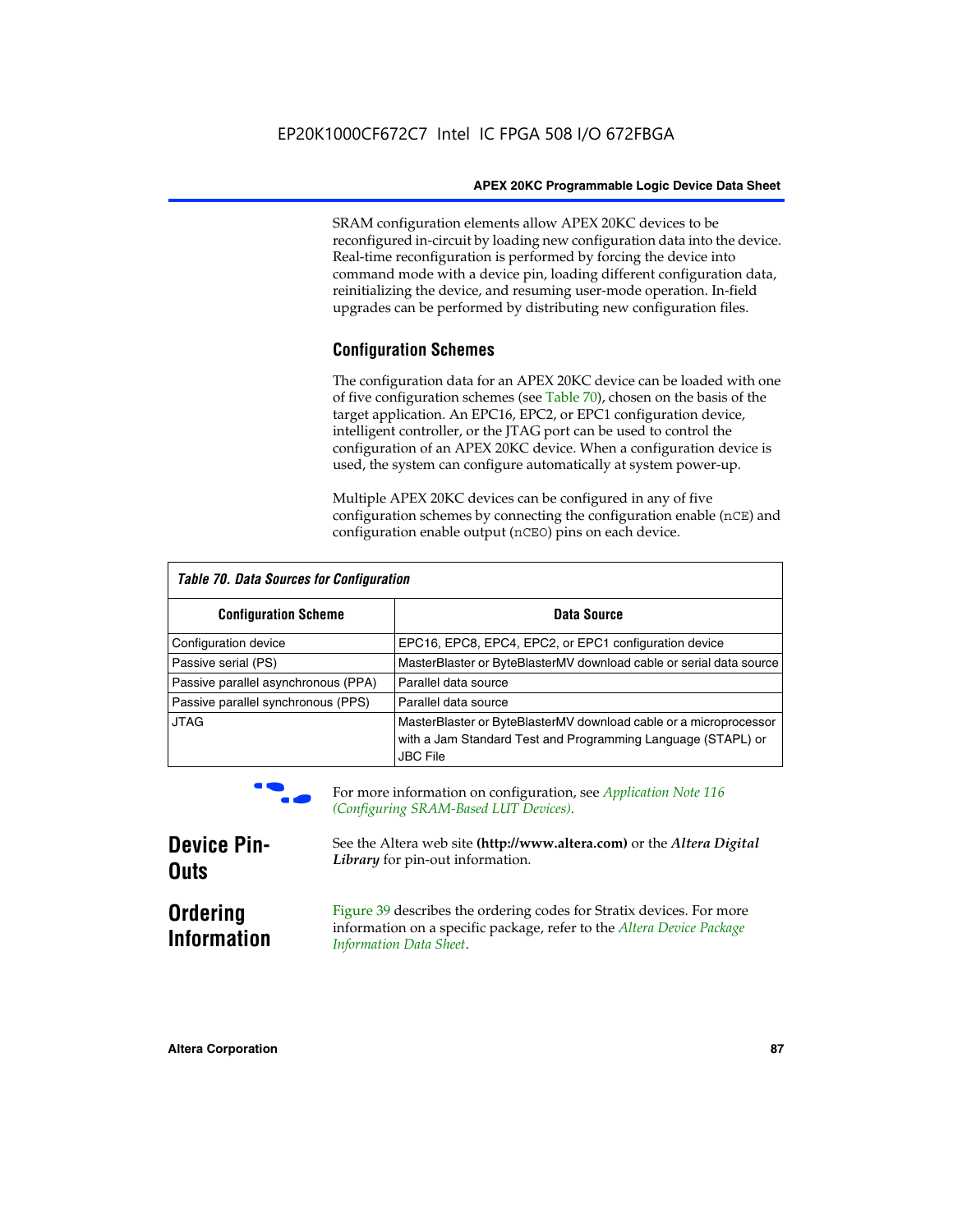SRAM configuration elements allow APEX 20KC devices to be reconfigured in-circuit by loading new configuration data into the device. Real-time reconfiguration is performed by forcing the device into command mode with a device pin, loading different configuration data, reinitializing the device, and resuming user-mode operation. In-field upgrades can be performed by distributing new configuration files.

### Configuration Schemes

The configuration data for an APEX 20KC device can be loaded with one of five configuration schemes (see Table 70), chosen on the basis of the target application. An EPC16, EPC2, or EPC1 configuration device, intelligent controller, or the JTAG port can be used to control the configuration of an APEX 20KC device. When a configuration device is used, the system can configure automatically at system power-up.

Multiple APEX 20KC devices can be configured in any of five configuration schemes by connecting the configuration enable (`nCE`) and configuration enable output (`nCEO`) pins on each device.

*Table 70. Data Sources for Configuration*

| Configuration Scheme | Data Source |
|---|---|
| Configuration device | EPC16, EPC8, EPC4, EPC2, or EPC1 configuration device |
| Passive serial (PS) | MasterBlaster or ByteBlasterMV download cable or serial data source |
| Passive parallel asynchronous (PPA) | Parallel data source |
| Passive parallel synchronous (PPS) | Parallel data source |
| JTAG | MasterBlaster or ByteBlasterMV download cable or a microprocessor with a Jam Standard Test and Programming Language (STAPL) or JBC File |

For more information on configuration, see *Application Note 116 (Configuring SRAM-Based LUT Devices)*.

## Device Pin-Outs

See the Altera web site **(http://www.altera.com)** or the ***Altera Digital Library*** for pin-out information.

## Ordering Information

Figure 39 describes the ordering codes for Stratix devices. For more information on a specific package, refer to the *Altera Device Package Information Data Sheet*.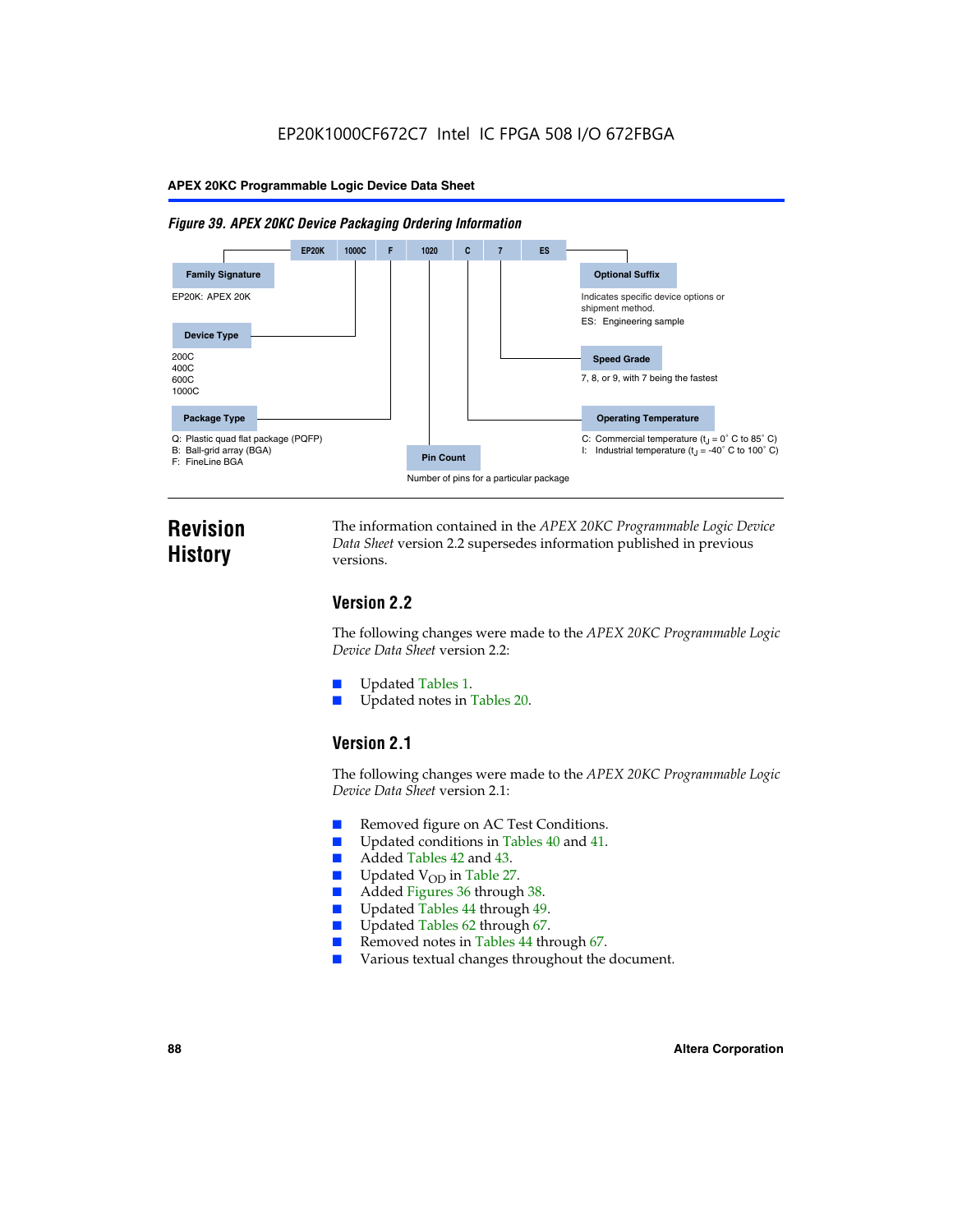EP20K1000CF672C7 Intel IC FPGA 508 I/O 672FBGA

*Figure 39. APEX 20KC Device Packaging Ordering Information*

| EP20K | 1000C | F | 1020 | C | 7 | ES |
|---|---|---|---|---|---|---|

**Family Signature**

EP20K: APEX 20K

**Device Type**

200C
400C
600C
1000C

**Package Type**

Q: Plastic quad flat package (PQFP)
B: Ball-grid array (BGA)
F: FineLine BGA

**Pin Count**

Number of pins for a particular package

**Optional Suffix**

Indicates specific device options or shipment method.
ES: Engineering sample

**Speed Grade**

7, 8, or 9, with 7 being the fastest

**Operating Temperature**

C: Commercial temperature ($t_J$ = 0° C to 85° C)
I: Industrial temperature ($t_J$ = -40° C to 100° C)

# Revision History

The information contained in the *APEX 20KC Programmable Logic Device Data Sheet* version 2.2 supersedes information published in previous versions.

## Version 2.2

The following changes were made to the *APEX 20KC Programmable Logic Device Data Sheet* version 2.2:

- Updated Tables 1.
- Updated notes in Tables 20.

## Version 2.1

The following changes were made to the *APEX 20KC Programmable Logic Device Data Sheet* version 2.1:

- Removed figure on AC Test Conditions.
- Updated conditions in Tables 40 and 41.
- Added Tables 42 and 43.
- Updated $V_{OD}$ in Table 27.
- Added Figures 36 through 38.
- Updated Tables 44 through 49.
- Updated Tables 62 through 67.
- Removed notes in Tables 44 through 67.
- Various textual changes throughout the document.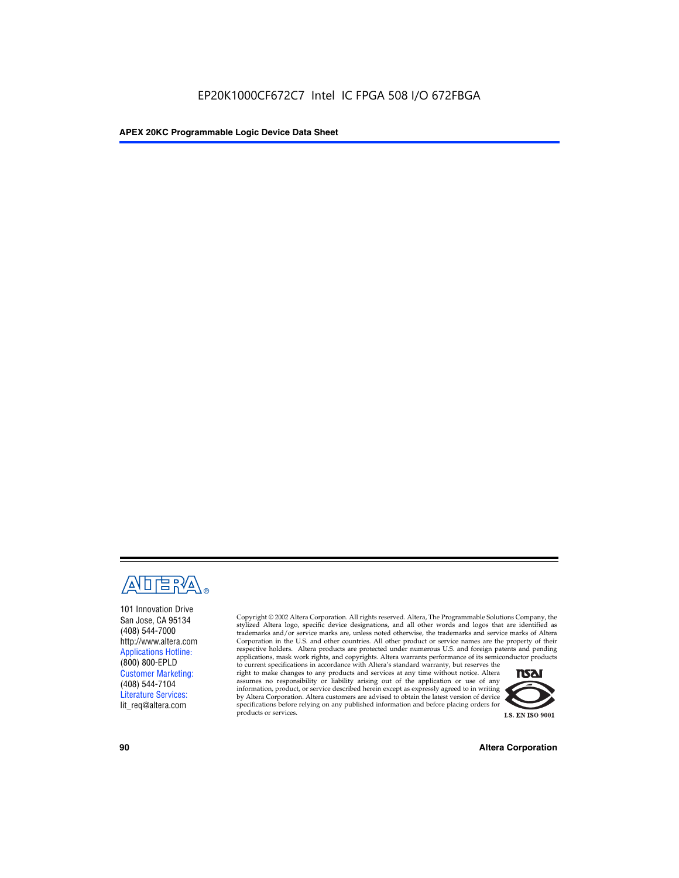101 Innovation Drive
San Jose, CA 95134
(408) 544-7000
http://www.altera.com
Applications Hotline:
(800) 800-EPLD
Customer Marketing:
(408) 544-7104
Literature Services:
lit_req@altera.com

Copyright © 2002 Altera Corporation. All rights reserved. Altera, The Programmable Solutions Company, the stylized Altera logo, specific device designations, and all other words and logos that are identified as trademarks and/or service marks are, unless noted otherwise, the trademarks and service marks of Altera Corporation in the U.S. and other countries. All other product or service names are the property of their respective holders. Altera products are protected under numerous U.S. and foreign patents and pending applications, mask work rights, and copyrights. Altera warrants performance of its semiconductor products to current specifications in accordance with Altera's standard warranty, but reserves the right to make changes to any products and services at any time without notice. Altera assumes no responsibility or liability arising out of the application or use of any information, product, or service described herein except as expressly agreed to in writing by Altera Corporation. Altera customers are advised to obtain the latest version of device specifications before relying on any published information and before placing orders for products or services.

I.S. EN ISO 9001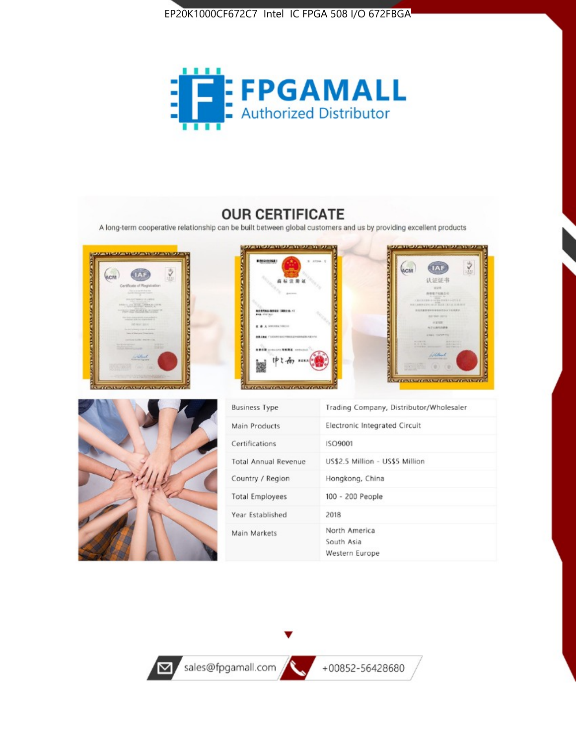# FPGAMALL

Authorized Distributor

## OUR CERTIFICATE

A long-term cooperative relationship can be built between global customers and us by providing excellent products

| | |
|---|---|
| Business Type | Trading Company, Distributor/Wholesaler |
| Main Products | Electronic Integrated Circuit |
| Certifications | ISO9001 |
| Total Annual Revenue | US$2.5 Million - US$5 Million |
| Country / Region | Hongkong, China |
| Total Employees | 100 - 200 People |
| Year Established | 2018 |
| Main Markets | North America<br>South Asia<br>Western Europe |

sales@fpgamall.com

+00852-56428680